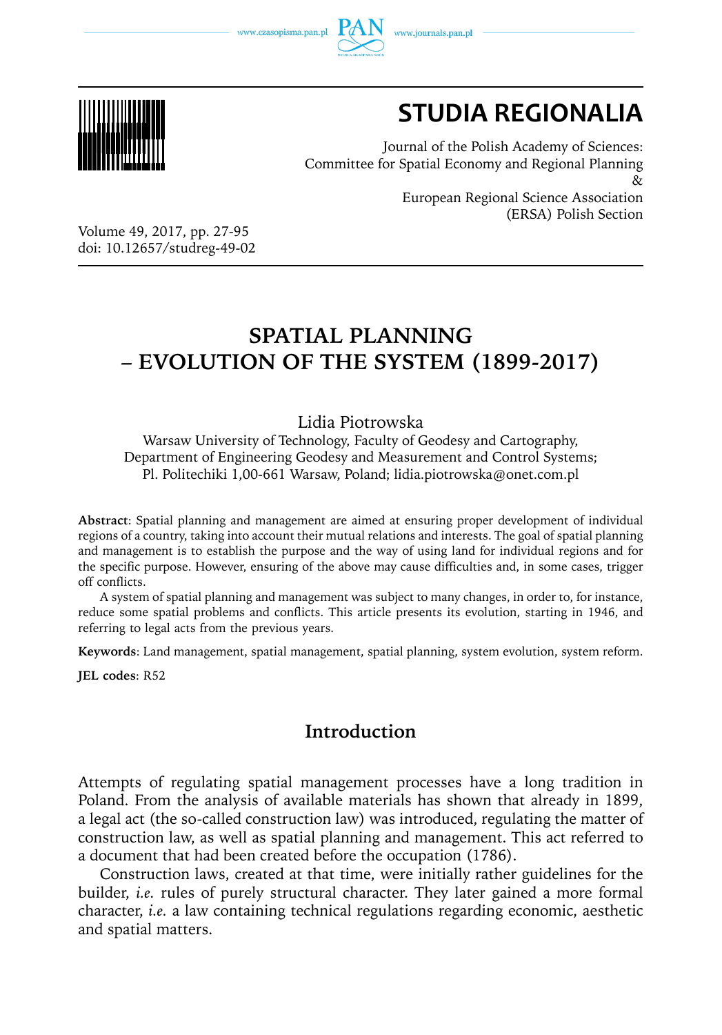# STUDIA REGIONALIA

Journal of the Polish Academy of Sciences:
Committee for Spatial Economy and Regional Planning
&
European Regional Science Association
(ERSA) Polish Section

Volume 49, 2017, pp. 27-95
doi: 10.12657/studreg-49-02

# SPATIAL PLANNING – EVOLUTION OF THE SYSTEM (1899-2017)

Lidia Piotrowska

Warsaw University of Technology, Faculty of Geodesy and Cartography,
Department of Engineering Geodesy and Measurement and Control Systems;
Pl. Politechiki 1,00-661 Warsaw, Poland; lidia.piotrowska@onet.com.pl

**Abstract**: Spatial planning and management are aimed at ensuring proper development of individual regions of a country, taking into account their mutual relations and interests. The goal of spatial planning and management is to establish the purpose and the way of using land for individual regions and for the specific purpose. However, ensuring of the above may cause difficulties and, in some cases, trigger off conflicts.

A system of spatial planning and management was subject to many changes, in order to, for instance, reduce some spatial problems and conflicts. This article presents its evolution, starting in 1946, and referring to legal acts from the previous years.

**Keywords**: Land management, spatial management, spatial planning, system evolution, system reform.

**JEL codes**: R52

## Introduction

Attempts of regulating spatial management processes have a long tradition in Poland. From the analysis of available materials has shown that already in 1899, a legal act (the so-called construction law) was introduced, regulating the matter of construction law, as well as spatial planning and management. This act referred to a document that had been created before the occupation (1786).

Construction laws, created at that time, were initially rather guidelines for the builder, *i.e.* rules of purely structural character. They later gained a more formal character, *i.e.* a law containing technical regulations regarding economic, aesthetic and spatial matters.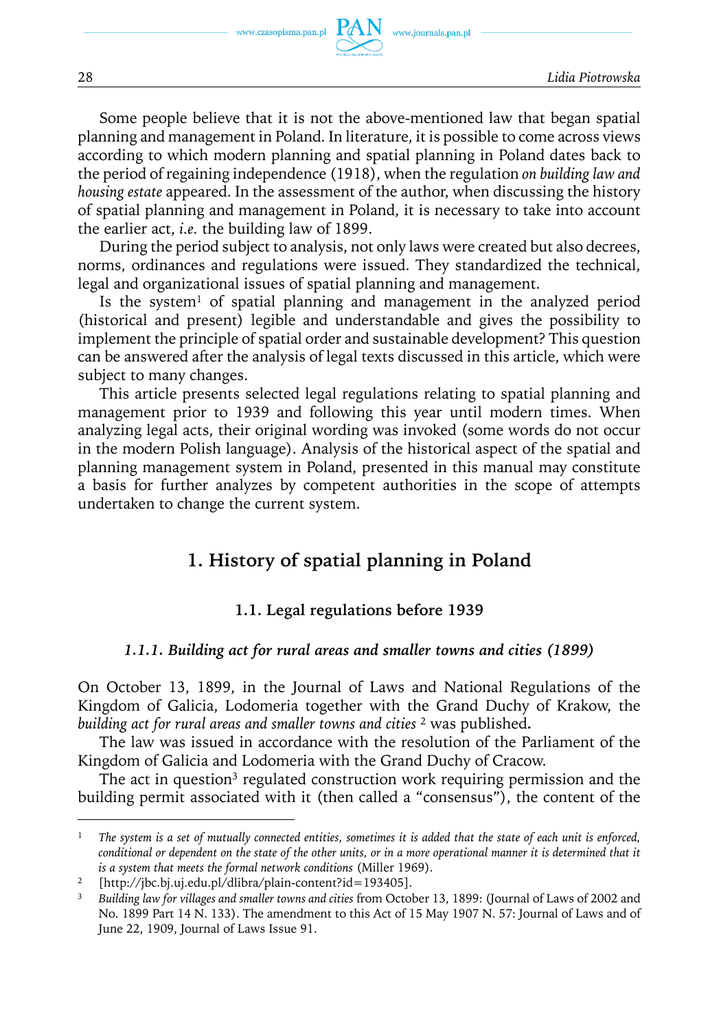Some people believe that it is not the above-mentioned law that began spatial planning and management in Poland. In literature, it is possible to come across views according to which modern planning and spatial planning in Poland dates back to the period of regaining independence (1918), when the regulation *on building law and housing estate* appeared. In the assessment of the author, when discussing the history of spatial planning and management in Poland, it is necessary to take into account the earlier act, *i.e.* the building law of 1899.

During the period subject to analysis, not only laws were created but also decrees, norms, ordinances and regulations were issued. They standardized the technical, legal and organizational issues of spatial planning and management.

Is the system[1] of spatial planning and management in the analyzed period (historical and present) legible and understandable and gives the possibility to implement the principle of spatial order and sustainable development? This question can be answered after the analysis of legal texts discussed in this article, which were subject to many changes.

This article presents selected legal regulations relating to spatial planning and management prior to 1939 and following this year until modern times. When analyzing legal acts, their original wording was invoked (some words do not occur in the modern Polish language). Analysis of the historical aspect of the spatial and planning management system in Poland, presented in this manual may constitute a basis for further analyzes by competent authorities in the scope of attempts undertaken to change the current system.

## 1. History of spatial planning in Poland

### 1.1. Legal regulations before 1939

#### *1.1.1. Building act for rural areas and smaller towns and cities (1899)*

On October 13, 1899, in the Journal of Laws and National Regulations of the Kingdom of Galicia, Lodomeria together with the Grand Duchy of Krakow, the *building act for rural areas and smaller towns and cities* [2] was published**.**

The law was issued in accordance with the resolution of the Parliament of the Kingdom of Galicia and Lodomeria with the Grand Duchy of Cracow.

The act in question[3] regulated construction work requiring permission and the building permit associated with it (then called a "consensus"), the content of the

---

[1] *The system is a set of mutually connected entities, sometimes it is added that the state of each unit is enforced, conditional or dependent on the state of the other units, or in a more operational manner it is determined that it is a system that meets the formal network conditions* (Miller 1969).

[2] [http://jbc.bj.uj.edu.pl/dlibra/plain-content?id=193405].

[3] *Building law for villages and smaller towns and cities* from October 13, 1899: (Journal of Laws of 2002 and No. 1899 Part 14 N. 133). The amendment to this Act of 15 May 1907 N. 57: Journal of Laws and of June 22, 1909, Journal of Laws Issue 91.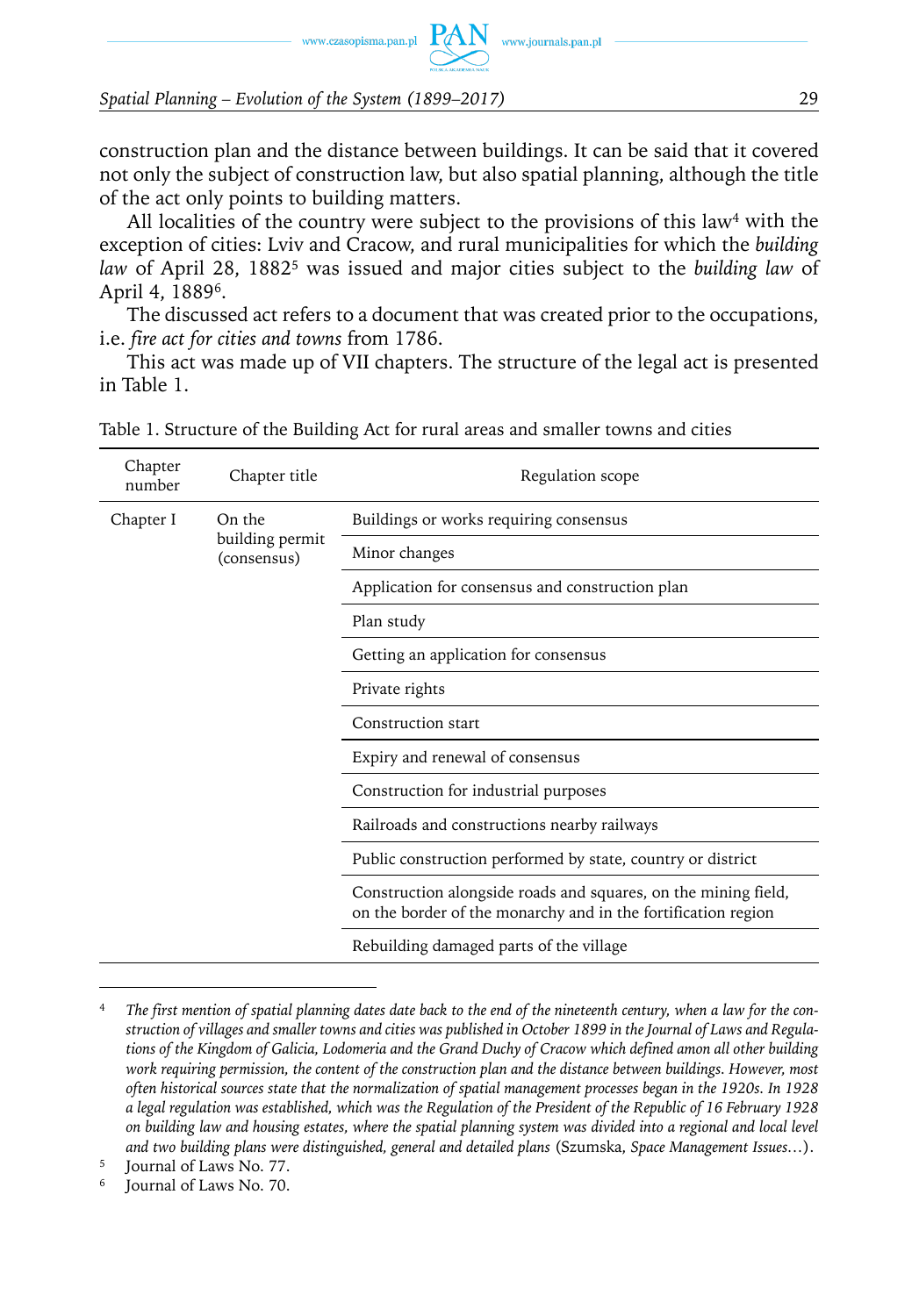construction plan and the distance between buildings. It can be said that it covered not only the subject of construction law, but also spatial planning, although the title of the act only points to building matters.

All localities of the country were subject to the provisions of this law[4] with the exception of cities: Lviv and Cracow, and rural municipalities for which the *building law* of April 28, 1882[5] was issued and major cities subject to the *building law* of April 4, 1889[6].

The discussed act refers to a document that was created prior to the occupations, i.e. *fire act for cities and towns* from 1786.

This act was made up of VII chapters. The structure of the legal act is presented in Table 1.

Table 1. Structure of the Building Act for rural areas and smaller towns and cities

| Chapter number | Chapter title | Regulation scope |
|---|---|---|
| Chapter I | On the building permit (consensus) | Buildings or works requiring consensus |
| | | Minor changes |
| | | Application for consensus and construction plan |
| | | Plan study |
| | | Getting an application for consensus |
| | | Private rights |
| | | Construction start |
| | | Expiry and renewal of consensus |
| | | Construction for industrial purposes |
| | | Railroads and constructions nearby railways |
| | | Public construction performed by state, country or district |
| | | Construction alongside roads and squares, on the mining field, on the border of the monarchy and in the fortification region |
| | | Rebuilding damaged parts of the village |

[4] *The first mention of spatial planning dates date back to the end of the nineteenth century, when a law for the construction of villages and smaller towns and cities was published in October 1899 in the Journal of Laws and Regulations of the Kingdom of Galicia, Lodomeria and the Grand Duchy of Cracow which defined amon all other building work requiring permission, the content of the construction plan and the distance between buildings. However, most often historical sources state that the normalization of spatial management processes began in the 1920s. In 1928 a legal regulation was established, which was the Regulation of the President of the Republic of 16 February 1928 on building law and housing estates, where the spatial planning system was divided into a regional and local level and two building plans were distinguished, general and detailed plans* (Szumska, *Space Management Issues…*).

[5] Journal of Laws No. 77.

[6] Journal of Laws No. 70.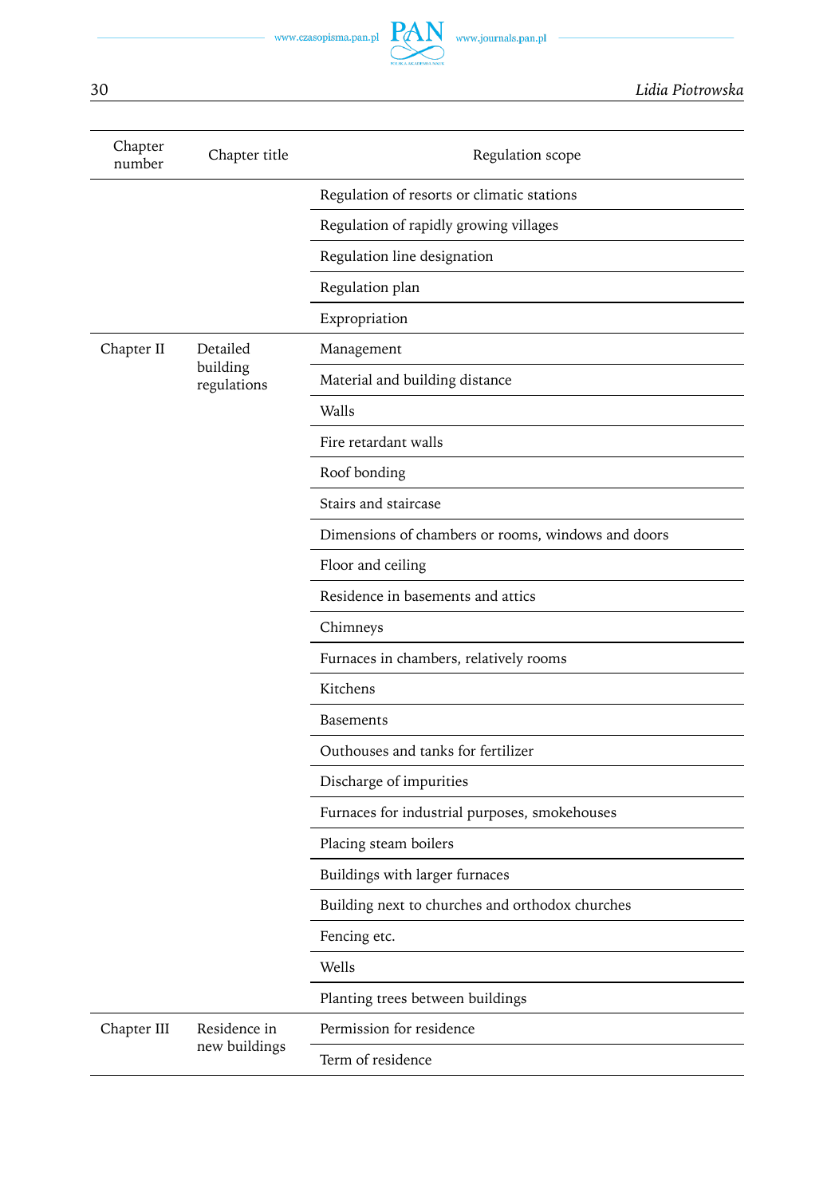| Chapter number | Chapter title | Regulation scope |
|---|---|---|
| | | Regulation of resorts or climatic stations |
| | | Regulation of rapidly growing villages |
| | | Regulation line designation |
| | | Regulation plan |
| | | Expropriation |
| Chapter II | Detailed building regulations | Management |
| | | Material and building distance |
| | | Walls |
| | | Fire retardant walls |
| | | Roof bonding |
| | | Stairs and staircase |
| | | Dimensions of chambers or rooms, windows and doors |
| | | Floor and ceiling |
| | | Residence in basements and attics |
| | | Chimneys |
| | | Furnaces in chambers, relatively rooms |
| | | Kitchens |
| | | Basements |
| | | Outhouses and tanks for fertilizer |
| | | Discharge of impurities |
| | | Furnaces for industrial purposes, smokehouses |
| | | Placing steam boilers |
| | | Buildings with larger furnaces |
| | | Building next to churches and orthodox churches |
| | | Fencing etc. |
| | | Wells |
| | | Planting trees between buildings |
| Chapter III | Residence in new buildings | Permission for residence |
| | | Term of residence |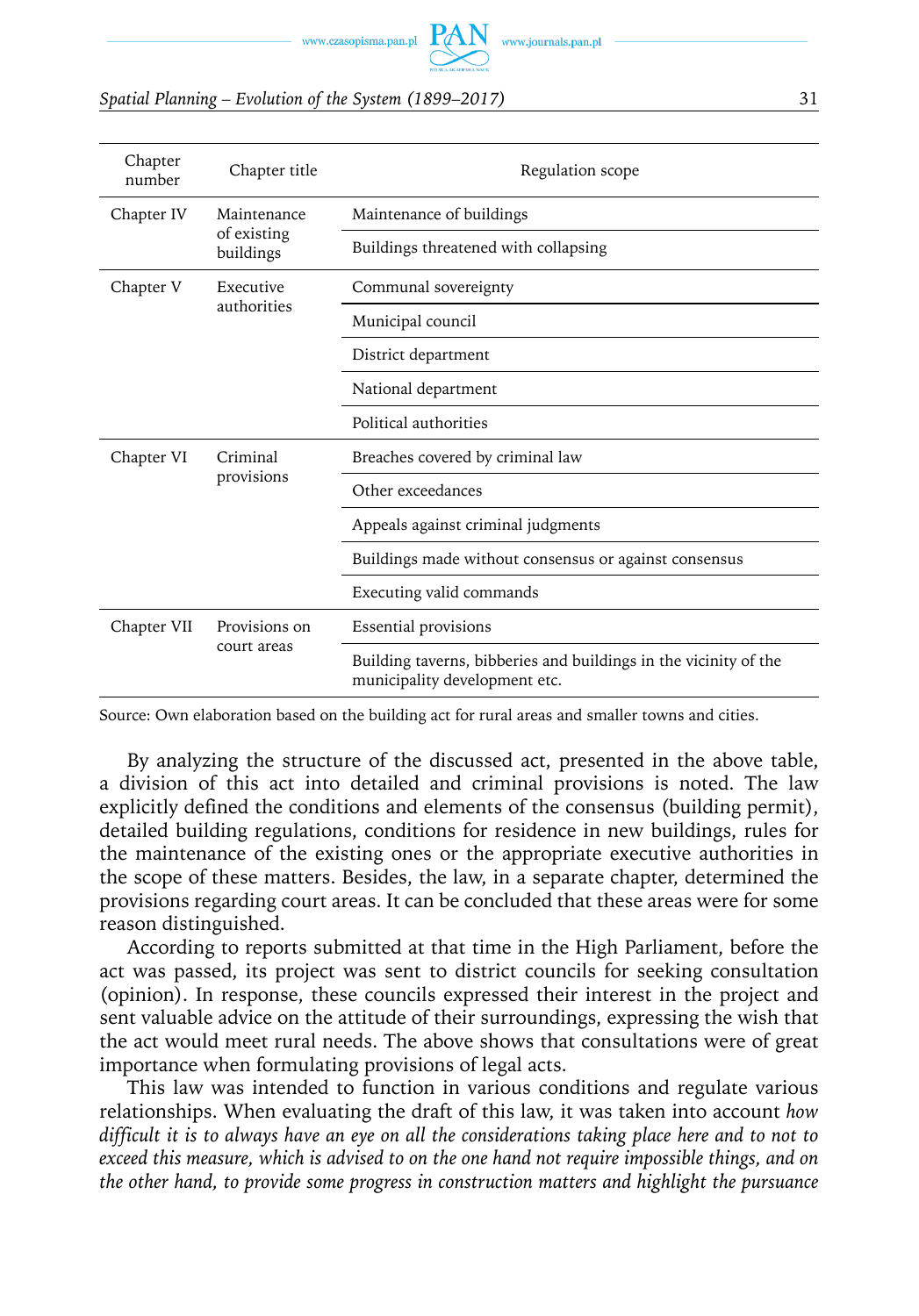| Chapter number | Chapter title | Regulation scope |
|---|---|---|
| Chapter IV | Maintenance of existing buildings | Maintenance of buildings |
| | | Buildings threatened with collapsing |
| Chapter V | Executive authorities | Communal sovereignty |
| | | Municipal council |
| | | District department |
| | | National department |
| | | Political authorities |
| Chapter VI | Criminal provisions | Breaches covered by criminal law |
| | | Other exceedances |
| | | Appeals against criminal judgments |
| | | Buildings made without consensus or against consensus |
| | | Executing valid commands |
| Chapter VII | Provisions on court areas | Essential provisions |
| | | Building taverns, bibberies and buildings in the vicinity of the municipality development etc. |

Source: Own elaboration based on the building act for rural areas and smaller towns and cities.

By analyzing the structure of the discussed act, presented in the above table, a division of this act into detailed and criminal provisions is noted. The law explicitly defined the conditions and elements of the consensus (building permit), detailed building regulations, conditions for residence in new buildings, rules for the maintenance of the existing ones or the appropriate executive authorities in the scope of these matters. Besides, the law, in a separate chapter, determined the provisions regarding court areas. It can be concluded that these areas were for some reason distinguished.

According to reports submitted at that time in the High Parliament, before the act was passed, its project was sent to district councils for seeking consultation (opinion). In response, these councils expressed their interest in the project and sent valuable advice on the attitude of their surroundings, expressing the wish that the act would meet rural needs. The above shows that consultations were of great importance when formulating provisions of legal acts.

This law was intended to function in various conditions and regulate various relationships. When evaluating the draft of this law, it was taken into account *how difficult it is to always have an eye on all the considerations taking place here and to not to exceed this measure, which is advised to on the one hand not require impossible things, and on the other hand, to provide some progress in construction matters and highlight the pursuance*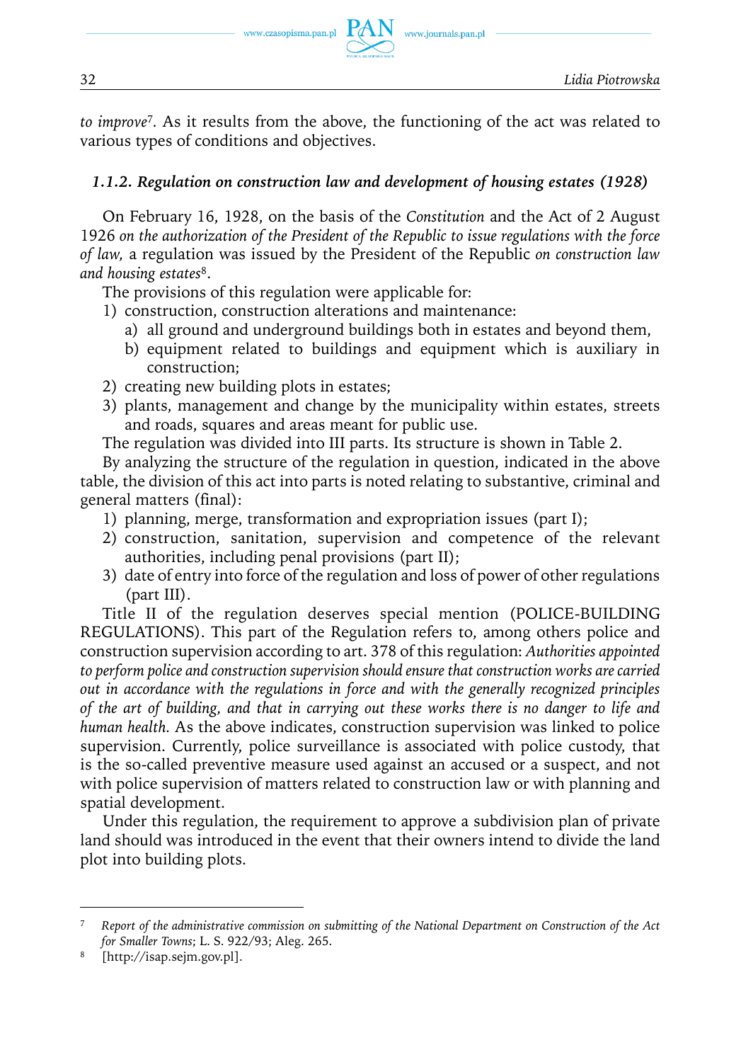*to improve*[7]. As it results from the above, the functioning of the act was related to various types of conditions and objectives.

#### *1.1.2. Regulation on construction law and development of housing estates (1928)*

On February 16, 1928, on the basis of the *Constitution* and the Act of 2 August 1926 *on the authorization of the President of the Republic to issue regulations with the force of law,* a regulation was issued by the President of the Republic *on construction law and housing estates*[8].

The provisions of this regulation were applicable for:

1) construction, construction alterations and maintenance:
   a) all ground and underground buildings both in estates and beyond them,
   b) equipment related to buildings and equipment which is auxiliary in construction;
2) creating new building plots in estates;
3) plants, management and change by the municipality within estates, streets and roads, squares and areas meant for public use.

The regulation was divided into III parts. Its structure is shown in Table 2.

By analyzing the structure of the regulation in question, indicated in the above table, the division of this act into parts is noted relating to substantive, criminal and general matters (final):

1) planning, merge, transformation and expropriation issues (part I);
2) construction, sanitation, supervision and competence of the relevant authorities, including penal provisions (part II);
3) date of entry into force of the regulation and loss of power of other regulations (part III).

Title II of the regulation deserves special mention (POLICE-BUILDING REGULATIONS). This part of the Regulation refers to, among others police and construction supervision according to art. 378 of this regulation: *Authorities appointed to perform police and construction supervision should ensure that construction works are carried out in accordance with the regulations in force and with the generally recognized principles of the art of building, and that in carrying out these works there is no danger to life and human health.* As the above indicates, construction supervision was linked to police supervision. Currently, police surveillance is associated with police custody, that is the so-called preventive measure used against an accused or a suspect, and not with police supervision of matters related to construction law or with planning and spatial development.

Under this regulation, the requirement to approve a subdivision plan of private land should was introduced in the event that their owners intend to divide the land plot into building plots.

---

[7] *Report of the administrative commission on submitting of the National Department on Construction of the Act for Smaller Towns*; L. S. 922/93; Aleg. 265.

[8] [http://isap.sejm.gov.pl].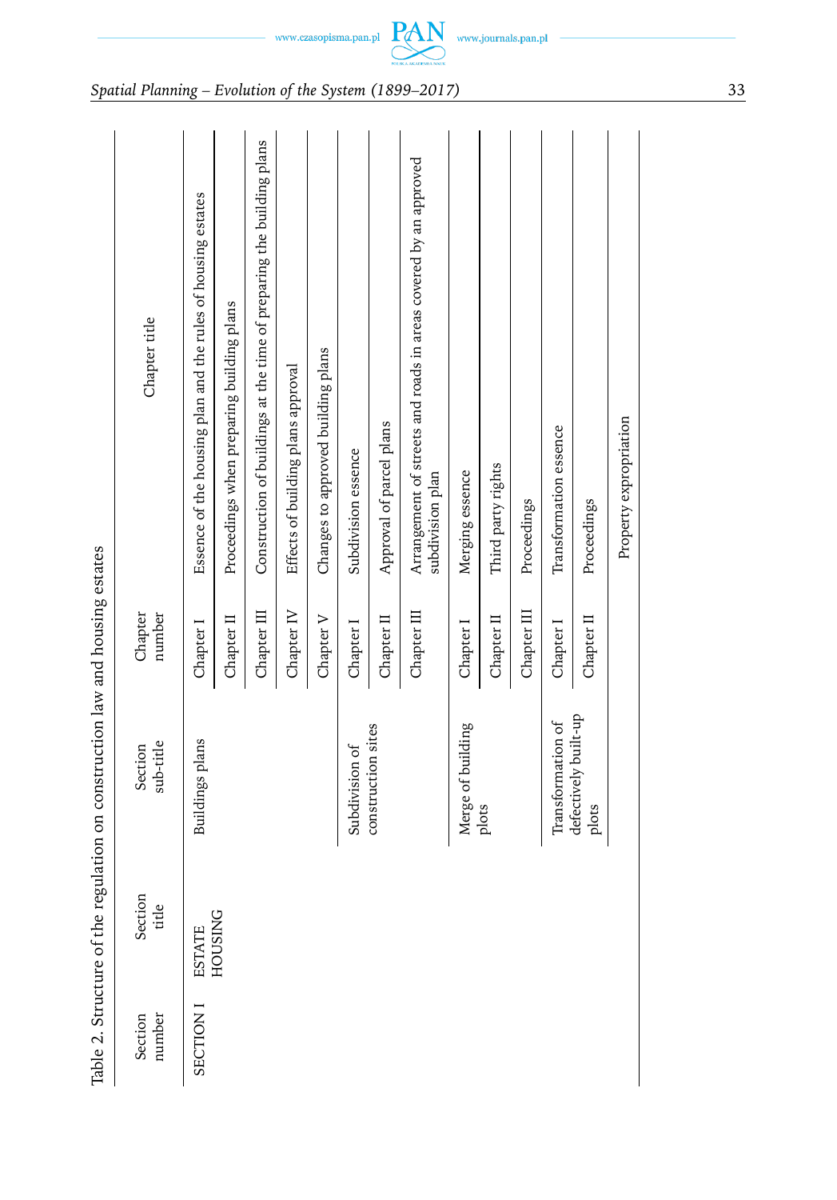Table 2. Structure of the regulation on construction law and housing estates

| Section number | Section title | Section sub-title | Chapter number | Chapter title |
|---|---|---|---|---|
| SECTION I | ESTATE HOUSING | Buildings plans | Chapter I | Essence of the housing plan and the rules of housing estates |
| | | | Chapter II | Proceedings when preparing building plans |
| | | | Chapter III | Construction of buildings at the time of preparing the building plans |
| | | | Chapter IV | Effects of building plans approval |
| | | | Chapter V | Changes to approved building plans |
| | | Subdivision of construction sites | Chapter I | Subdivision essence |
| | | | Chapter II | Approval of parcel plans |
| | | | Chapter III | Arrangement of streets and roads in areas covered by an approved subdivision plan |
| | | Merge of building plots | Chapter I | Merging essence |
| | | | Chapter II | Third party rights |
| | | | Chapter III | Proceedings |
| | | Transformation of defectively built-up plots | Chapter I | Transformation essence |
| | | | Chapter II | Proceedings |
| | | | | Property expropriation |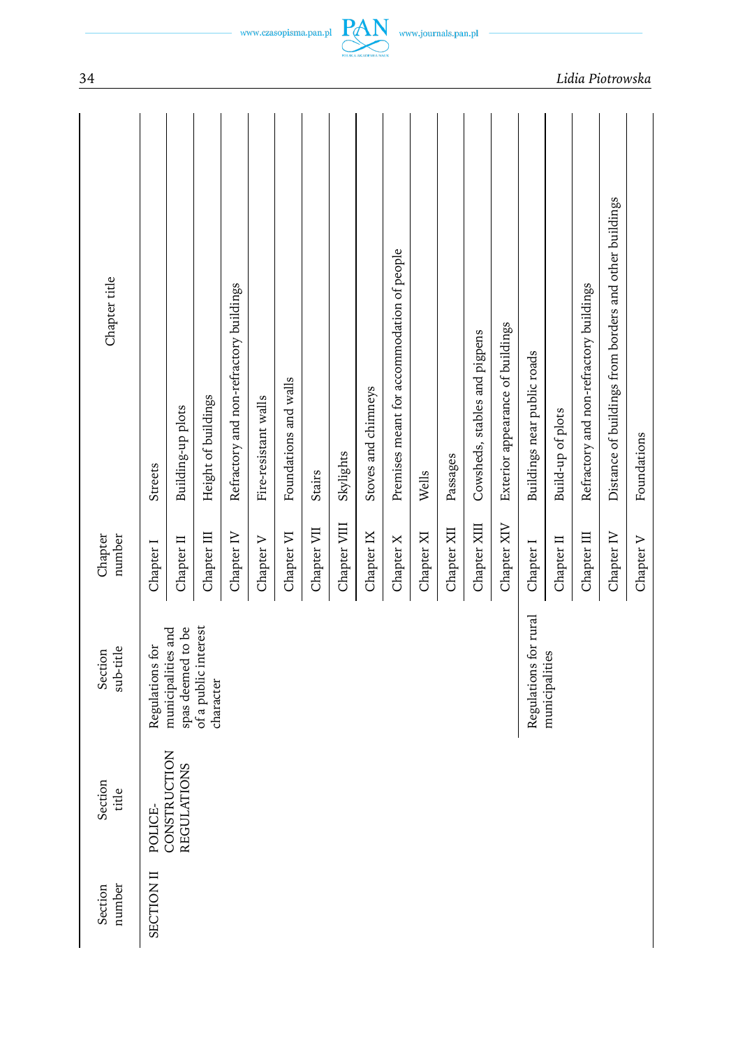| Section number | Section title | Section sub-title | Chapter number | Chapter title |
|---|---|---|---|---|
| SECTION II | POLICE-CONSTRUCTION REGULATIONS | Regulations for municipalities and spas deemed to be of a public interest character | Chapter I | Streets |
| | | | Chapter II | Building-up plots |
| | | | Chapter III | Height of buildings |
| | | | Chapter IV | Refractory and non-refractory buildings |
| | | | Chapter V | Fire-resistant walls |
| | | | Chapter VI | Foundations and walls |
| | | | Chapter VII | Stairs |
| | | | Chapter VIII | Skylights |
| | | | Chapter IX | Stoves and chimneys |
| | | | Chapter X | Premises meant for accommodation of people |
| | | | Chapter XI | Wells |
| | | | Chapter XII | Passages |
| | | | Chapter XIII | Cowsheds, stables and pigpens |
| | | | Chapter XIV | Exterior appearance of buildings |
| | | Regulations for rural municipalities | Chapter I | Buildings near public roads |
| | | | Chapter II | Build-up of plots |
| | | | Chapter III | Refractory and non-refractory buildings |
| | | | Chapter IV | Distance of buildings from borders and other buildings |
| | | | Chapter V | Foundations |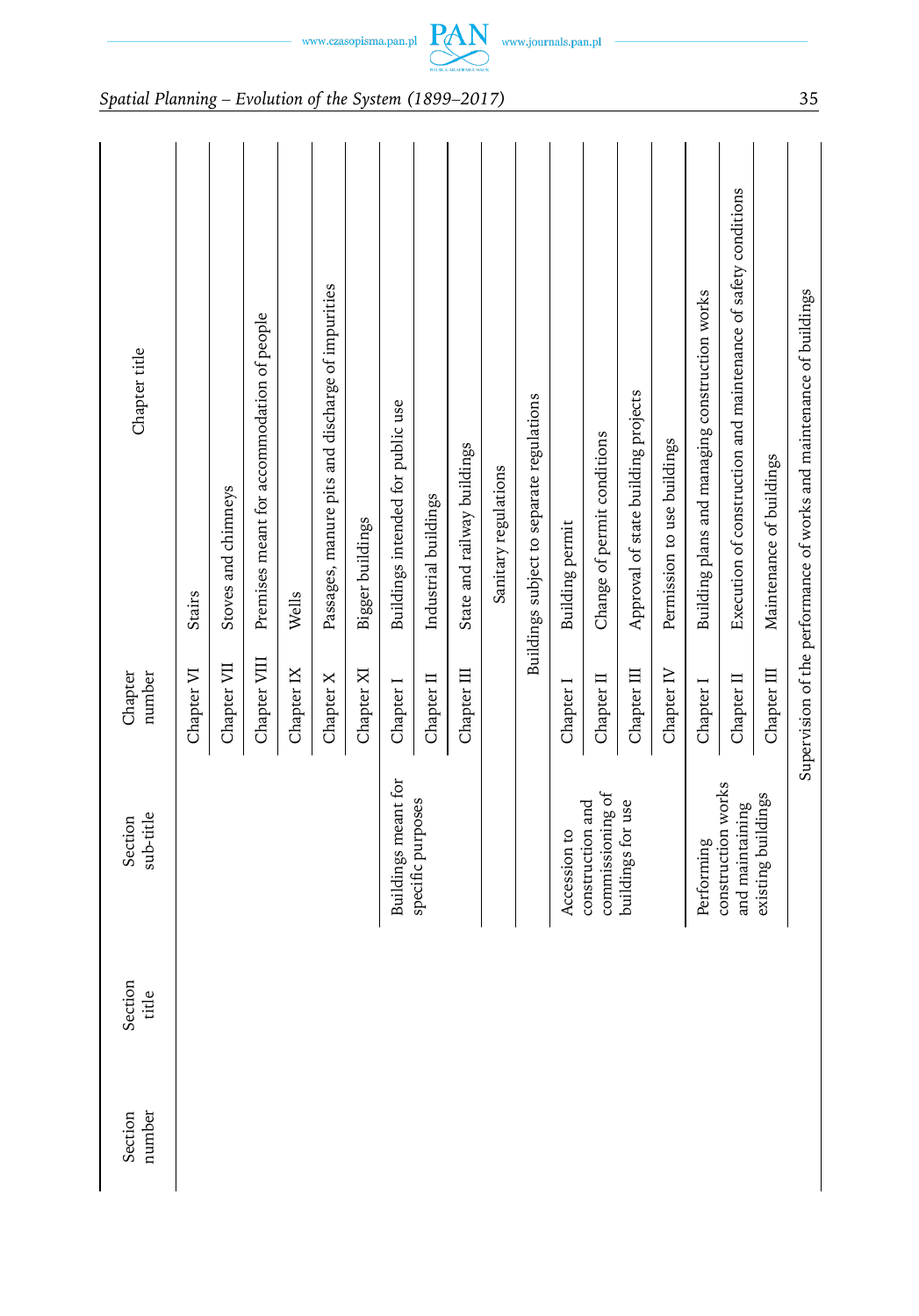| Section number | Section title | Section sub-title | Chapter number | Chapter title |
|---|---|---|---|---|
| | | | Chapter VI | Stairs |
| | | | Chapter VII | Stoves and chimneys |
| | | | Chapter VIII | Premises meant for accommodation of people |
| | | | Chapter IX | Wells |
| | | | Chapter X | Passages, manure pits and discharge of impurities |
| | | | Chapter XI | Bigger buildings |
| | | Buildings meant for specific purposes | Chapter I | Buildings intended for public use |
| | | | Chapter II | Industrial buildings |
| | | | Chapter III | State and railway buildings |
| | | | | Sanitary regulations |
| | | | | Buildings subject to separate regulations |
| | | Accession to construction and commissioning of buildings for use | Chapter I | Building permit |
| | | | Chapter II | Change of permit conditions |
| | | | Chapter III | Approval of state building projects |
| | | | Chapter IV | Permission to use buildings |
| | | Performing construction works and maintaining existing buildings | Chapter I | Building plans and managing construction works |
| | | | Chapter II | Execution of construction and maintenance of safety conditions |
| | | | Chapter III | Maintenance of buildings |
| | | | | Supervision of the performance of works and maintenance of buildings |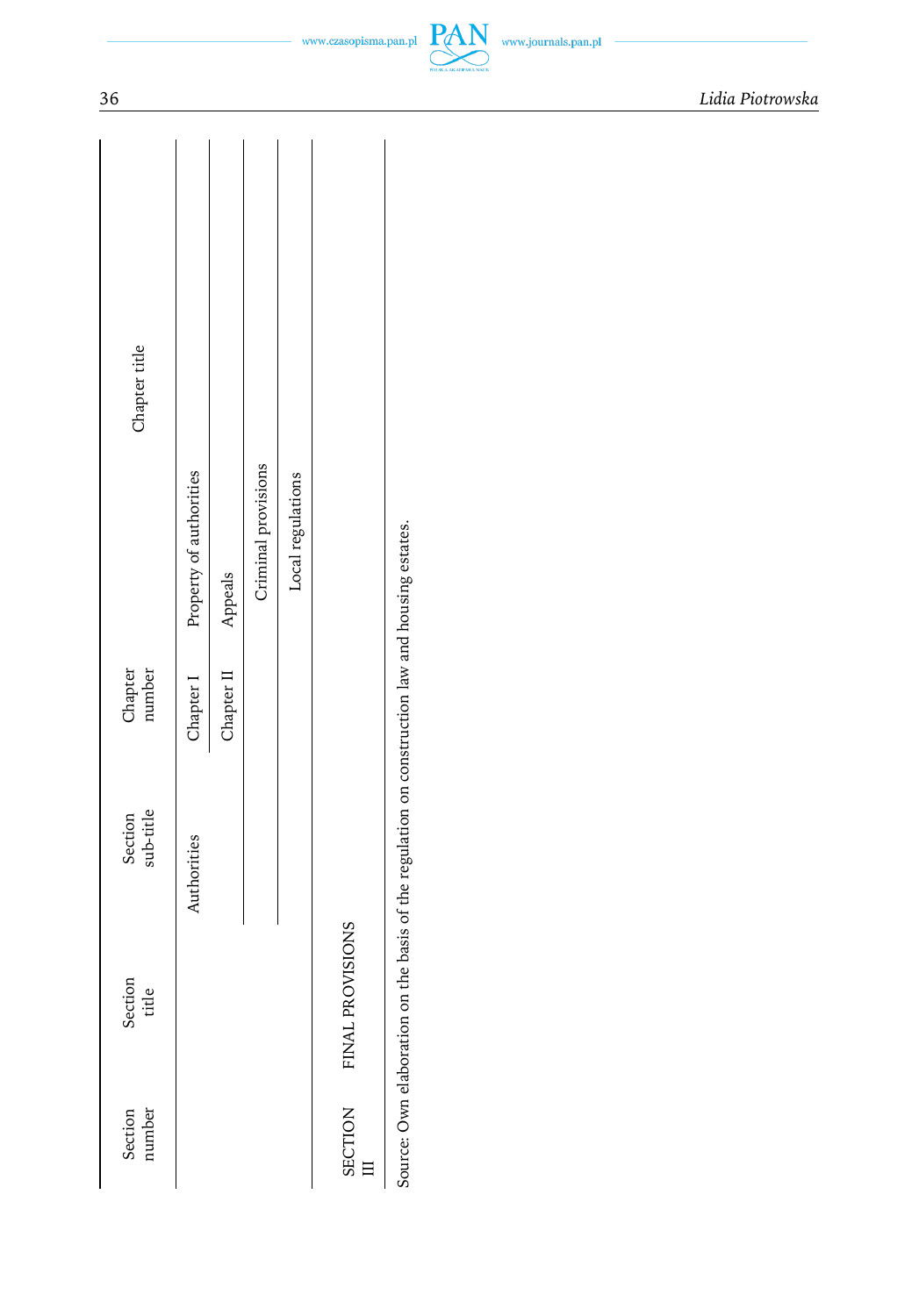| Section number | Section title | Section sub-title | Chapter number | Chapter title |
|---|---|---|---|---|
| | | Authorities | Chapter I | Property of authorities |
| | | | Chapter II | Appeals |
| | | | | Criminal provisions |
| | | | | Local regulations |
| SECTION III | FINAL PROVISIONS | | | |

Source: Own elaboration on the basis of the regulation on construction law and housing estates.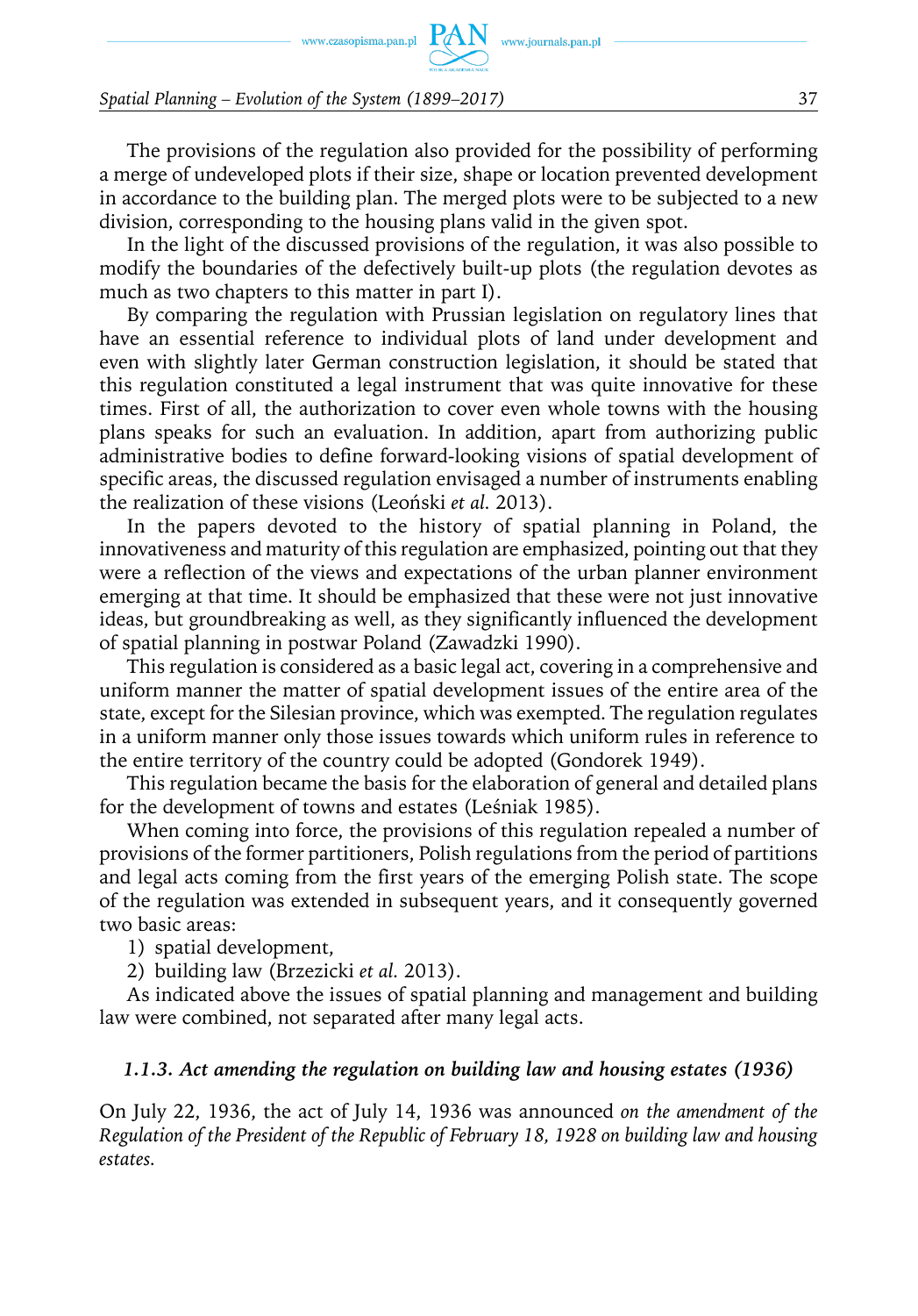The provisions of the regulation also provided for the possibility of performing a merge of undeveloped plots if their size, shape or location prevented development in accordance to the building plan. The merged plots were to be subjected to a new division, corresponding to the housing plans valid in the given spot.

In the light of the discussed provisions of the regulation, it was also possible to modify the boundaries of the defectively built-up plots (the regulation devotes as much as two chapters to this matter in part I).

By comparing the regulation with Prussian legislation on regulatory lines that have an essential reference to individual plots of land under development and even with slightly later German construction legislation, it should be stated that this regulation constituted a legal instrument that was quite innovative for these times. First of all, the authorization to cover even whole towns with the housing plans speaks for such an evaluation. In addition, apart from authorizing public administrative bodies to define forward-looking visions of spatial development of specific areas, the discussed regulation envisaged a number of instruments enabling the realization of these visions (Leoński *et al.* 2013).

In the papers devoted to the history of spatial planning in Poland, the innovativeness and maturity of this regulation are emphasized, pointing out that they were a reflection of the views and expectations of the urban planner environment emerging at that time. It should be emphasized that these were not just innovative ideas, but groundbreaking as well, as they significantly influenced the development of spatial planning in postwar Poland (Zawadzki 1990).

This regulation is considered as a basic legal act, covering in a comprehensive and uniform manner the matter of spatial development issues of the entire area of the state, except for the Silesian province, which was exempted. The regulation regulates in a uniform manner only those issues towards which uniform rules in reference to the entire territory of the country could be adopted (Gondorek 1949).

This regulation became the basis for the elaboration of general and detailed plans for the development of towns and estates (Leśniak 1985).

When coming into force, the provisions of this regulation repealed a number of provisions of the former partitioners, Polish regulations from the period of partitions and legal acts coming from the first years of the emerging Polish state. The scope of the regulation was extended in subsequent years, and it consequently governed two basic areas:

1) spatial development,
2) building law (Brzezicki *et al.* 2013).

As indicated above the issues of spatial planning and management and building law were combined, not separated after many legal acts.

#### *1.1.3. Act amending the regulation on building law and housing estates (1936)*

On July 22, 1936, the act of July 14, 1936 was announced *on the amendment of the Regulation of the President of the Republic of February 18, 1928 on building law and housing estates.*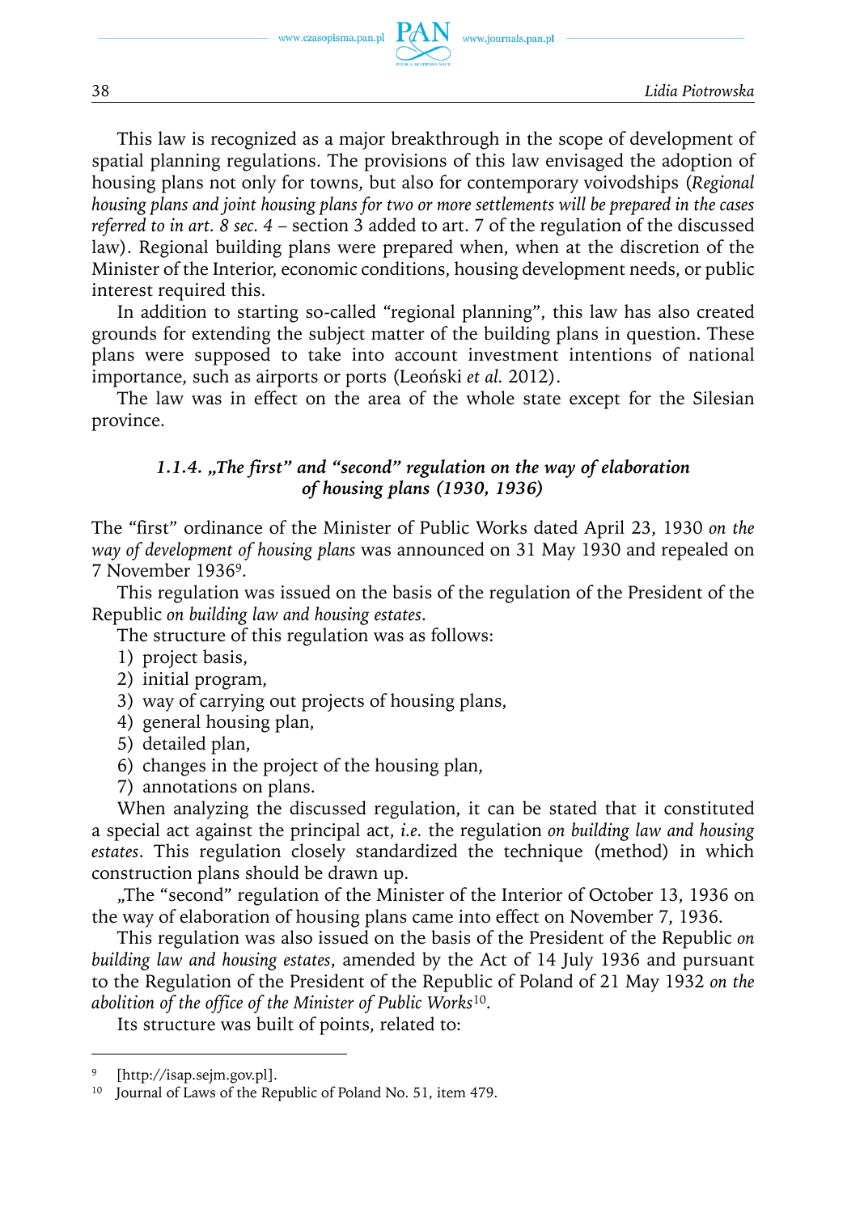This law is recognized as a major breakthrough in the scope of development of spatial planning regulations. The provisions of this law envisaged the adoption of housing plans not only for towns, but also for contemporary voivodships (*Regional housing plans and joint housing plans for two or more settlements will be prepared in the cases referred to in art. 8 sec. 4* – section 3 added to art. 7 of the regulation of the discussed law). Regional building plans were prepared when, when at the discretion of the Minister of the Interior, economic conditions, housing development needs, or public interest required this.

In addition to starting so-called "regional planning", this law has also created grounds for extending the subject matter of the building plans in question. These plans were supposed to take into account investment intentions of national importance, such as airports or ports (Leoński *et al.* 2012).

The law was in effect on the area of the whole state except for the Silesian province.

#### *1.1.4. „The first" and "second" regulation on the way of elaboration of housing plans (1930, 1936)*

The "first" ordinance of the Minister of Public Works dated April 23, 1930 *on the way of development of housing plans* was announced on 31 May 1930 and repealed on 7 November 1936[9].

This regulation was issued on the basis of the regulation of the President of the Republic *on building law and housing estates*.

The structure of this regulation was as follows:

1) project basis,
2) initial program,
3) way of carrying out projects of housing plans,
4) general housing plan,
5) detailed plan,
6) changes in the project of the housing plan,
7) annotations on plans.

When analyzing the discussed regulation, it can be stated that it constituted a special act against the principal act, *i.e.* the regulation *on building law and housing estates*. This regulation closely standardized the technique (method) in which construction plans should be drawn up.

„The "second" regulation of the Minister of the Interior of October 13, 1936 on the way of elaboration of housing plans came into effect on November 7, 1936.

This regulation was also issued on the basis of the President of the Republic *on building law and housing estates*, amended by the Act of 14 July 1936 and pursuant to the Regulation of the President of the Republic of Poland of 21 May 1932 *on the abolition of the office of the Minister of Public Works*[10].

Its structure was built of points, related to:

---

[9] [http://isap.sejm.gov.pl].

[10] Journal of Laws of the Republic of Poland No. 51, item 479.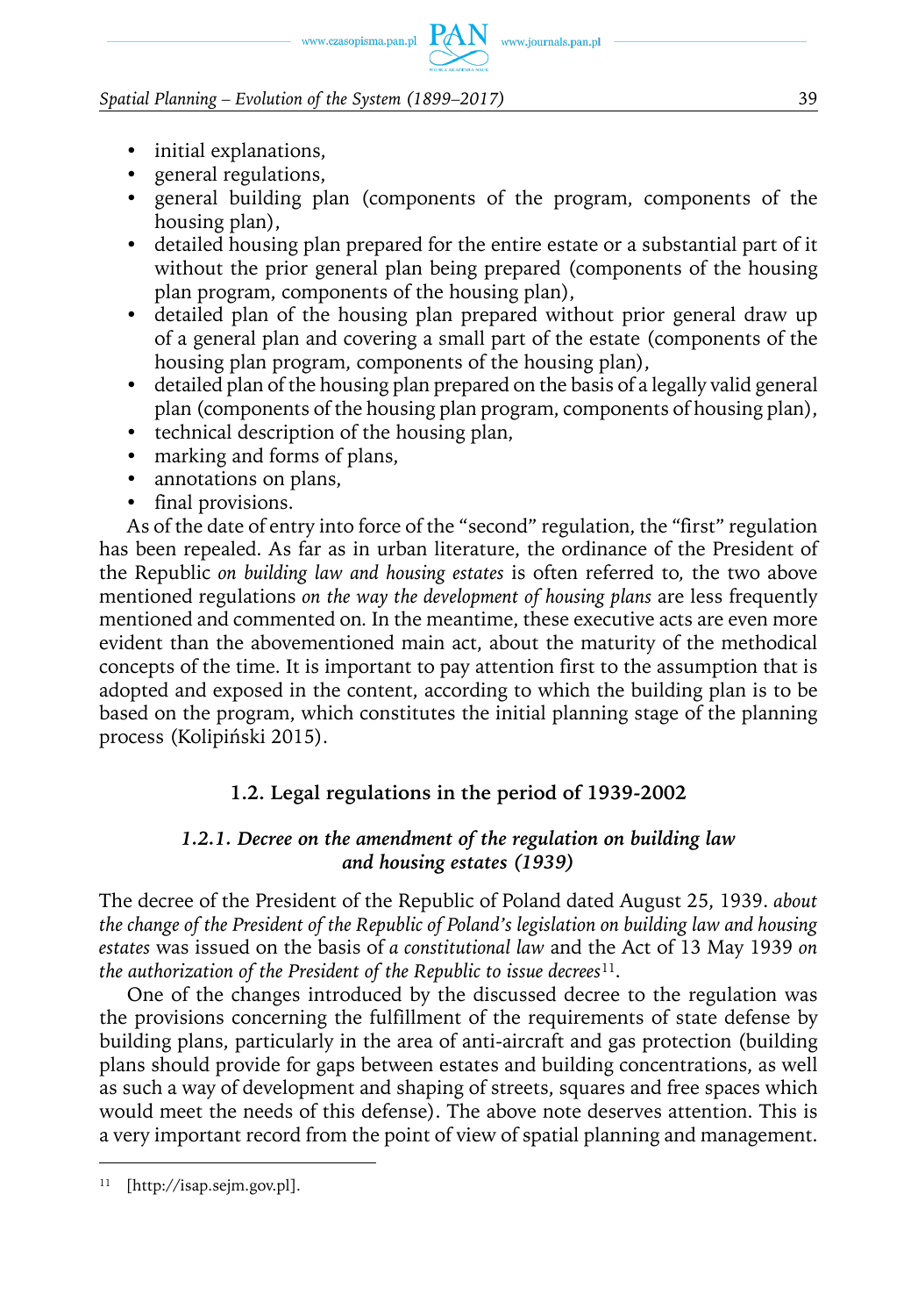- initial explanations,
- general regulations,
- general building plan (components of the program, components of the housing plan),
- detailed housing plan prepared for the entire estate or a substantial part of it without the prior general plan being prepared (components of the housing plan program, components of the housing plan),
- detailed plan of the housing plan prepared without prior general draw up of a general plan and covering a small part of the estate (components of the housing plan program, components of the housing plan),
- detailed plan of the housing plan prepared on the basis of a legally valid general plan (components of the housing plan program, components of housing plan),
- technical description of the housing plan,
- marking and forms of plans,
- annotations on plans,
- final provisions.

As of the date of entry into force of the "second" regulation, the "first" regulation has been repealed. As far as in urban literature, the ordinance of the President of the Republic *on building law and housing estates* is often referred to, the two above mentioned regulations *on the way the development of housing plans* are less frequently mentioned and commented on. In the meantime, these executive acts are even more evident than the abovementioned main act, about the maturity of the methodical concepts of the time. It is important to pay attention first to the assumption that is adopted and exposed in the content, according to which the building plan is to be based on the program, which constitutes the initial planning stage of the planning process (Kolipiński 2015).

## 1.2. Legal regulations in the period of 1939-2002

### *1.2.1. Decree on the amendment of the regulation on building law and housing estates (1939)*

The decree of the President of the Republic of Poland dated August 25, 1939. *about the change of the President of the Republic of Poland's legislation on building law and housing estates* was issued on the basis of *a constitutional law* and the Act of 13 May 1939 *on the authorization of the President of the Republic to issue decrees*[11].

One of the changes introduced by the discussed decree to the regulation was the provisions concerning the fulfillment of the requirements of state defense by building plans, particularly in the area of anti-aircraft and gas protection (building plans should provide for gaps between estates and building concentrations, as well as such a way of development and shaping of streets, squares and free spaces which would meet the needs of this defense). The above note deserves attention. This is a very important record from the point of view of spatial planning and management.

[11] [http://isap.sejm.gov.pl].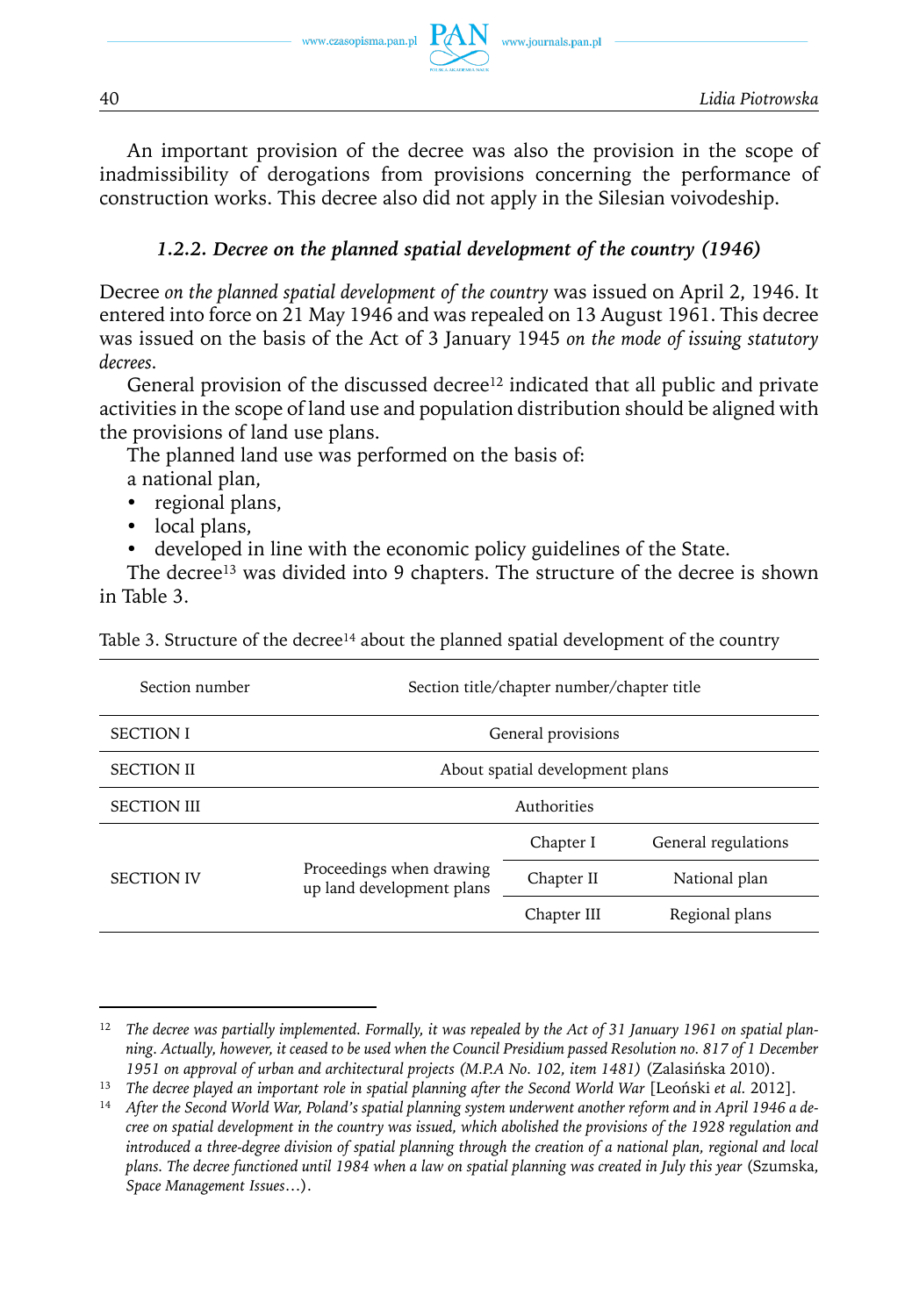An important provision of the decree was also the provision in the scope of inadmissibility of derogations from provisions concerning the performance of construction works. This decree also did not apply in the Silesian voivodeship.

#### *1.2.2. Decree on the planned spatial development of the country (1946)*

Decree *on the planned spatial development of the country* was issued on April 2, 1946. It entered into force on 21 May 1946 and was repealed on 13 August 1961. This decree was issued on the basis of the Act of 3 January 1945 *on the mode of issuing statutory decrees*.

General provision of the discussed decree[12] indicated that all public and private activities in the scope of land use and population distribution should be aligned with the provisions of land use plans.

The planned land use was performed on the basis of:

a national plan,

- regional plans,
- local plans,
- developed in line with the economic policy guidelines of the State.

The decree[13] was divided into 9 chapters. The structure of the decree is shown in Table 3.

Table 3. Structure of the decree[14] about the planned spatial development of the country

| Section number | Section title/chapter number/chapter title | | |
|---|---|---|---|
| SECTION I | General provisions | | |
| SECTION II | About spatial development plans | | |
| SECTION III | Authorities | | |
| SECTION IV | Proceedings when drawing up land development plans | Chapter I | General regulations |
| | | Chapter II | National plan |
| | | Chapter III | Regional plans |

---

[12] *The decree was partially implemented. Formally, it was repealed by the Act of 31 January 1961 on spatial planning. Actually, however, it ceased to be used when the Council Presidium passed Resolution no. 817 of 1 December 1951 on approval of urban and architectural projects (M.P.A No. 102, item 1481)* (Zalasińska 2010).

[13] *The decree played an important role in spatial planning after the Second World War* [Leoński *et al.* 2012].

[14] *After the Second World War, Poland's spatial planning system underwent another reform and in April 1946 a decree on spatial development in the country was issued, which abolished the provisions of the 1928 regulation and introduced a three-degree division of spatial planning through the creation of a national plan, regional and local plans. The decree functioned until 1984 when a law on spatial planning was created in July this year* (Szumska, *Space Management Issues…*).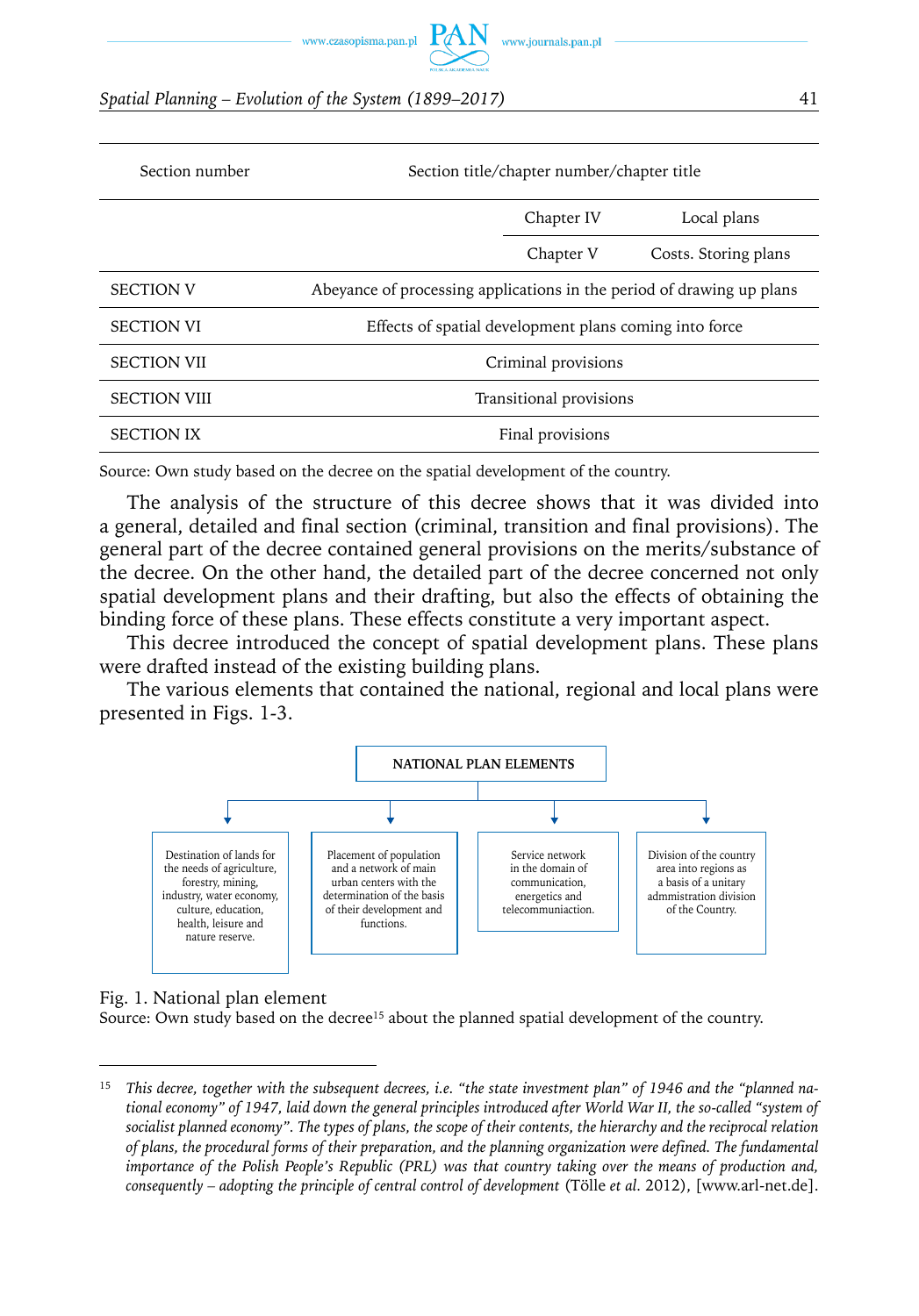| Section number | Section title/chapter number/chapter title | |
|---|---|---|
| | Chapter IV | Local plans |
| | Chapter V | Costs. Storing plans |
| SECTION V | Abeyance of processing applications in the period of drawing up plans | |
| SECTION VI | Effects of spatial development plans coming into force | |
| SECTION VII | Criminal provisions | |
| SECTION VIII | Transitional provisions | |
| SECTION IX | Final provisions | |

Source: Own study based on the decree on the spatial development of the country.

The analysis of the structure of this decree shows that it was divided into a general, detailed and final section (criminal, transition and final provisions). The general part of the decree contained general provisions on the merits/substance of the decree. On the other hand, the detailed part of the decree concerned not only spatial development plans and their drafting, but also the effects of obtaining the binding force of these plans. These effects constitute a very important aspect.

This decree introduced the concept of spatial development plans. These plans were drafted instead of the existing building plans.

The various elements that contained the national, regional and local plans were presented in Figs. 1-3.

NATIONAL PLAN ELEMENTS

- Destination of lands for the needs of agriculture, forestry, mining, industry, water economy, culture, education, health, leisure and nature reserve.
- Placement of population and a network of main urban centers with the determination of the basis of their development and functions.
- Service network in the domain of communication, energetics and telecommuniaction.
- Division of the country area into regions as a basis of a unitary admmistration division of the Country.

Fig. 1. National plan element
Source: Own study based on the decree[15] about the planned spatial development of the country.

---

[15] *This decree, together with the subsequent decrees, i.e. "the state investment plan" of 1946 and the "planned national economy" of 1947, laid down the general principles introduced after World War II, the so-called "system of socialist planned economy". The types of plans, the scope of their contents, the hierarchy and the reciprocal relation of plans, the procedural forms of their preparation, and the planning organization were defined. The fundamental importance of the Polish People's Republic (PRL) was that country taking over the means of production and, consequently – adopting the principle of central control of development* (Tölle *et al.* 2012), [www.arl-net.de].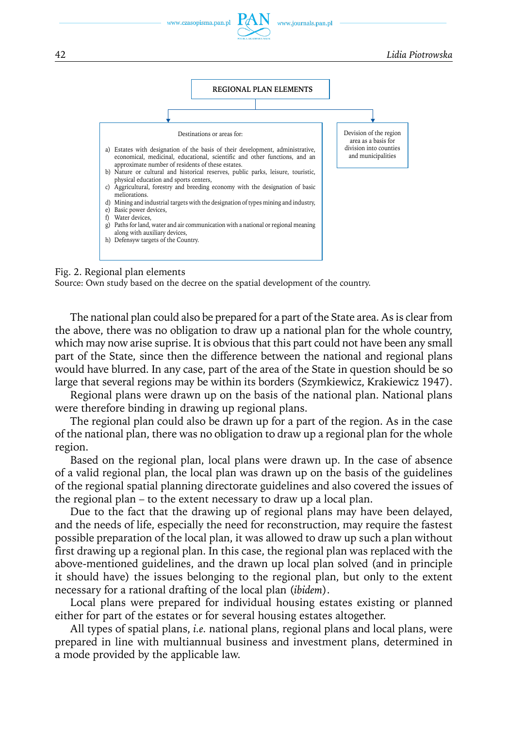REGIONAL PLAN ELEMENTS

Destinations or areas for:

a) Estates with designation of the basis of their development, administrative, economical, medicinal, educational, scientific and other functions, and an approximate number of residents of these estates.
b) Nature or cultural and historical reserves, public parks, leisure, touristic, physical education and sports centers,
c) Aggricultural, forestry and breeding economy with the designation of basic meliorations.
d) Mining and industrial targets with the designation of types mining and industry,
e) Basic power devices,
f) Water devices,
g) Paths for land, water and air communication with a national or regional meaning along with auxiliary devices,
h) Defensyw targets of the Country.

Devision of the region area as a basis for division into counties and municipalities

Fig. 2. Regional plan elements
Source: Own study based on the decree on the spatial development of the country.

The national plan could also be prepared for a part of the State area. As is clear from the above, there was no obligation to draw up a national plan for the whole country, which may now arise suprise. It is obvious that this part could not have been any small part of the State, since then the difference between the national and regional plans would have blurred. In any case, part of the area of the State in question should be so large that several regions may be within its borders (Szymkiewicz, Krakiewicz 1947).

Regional plans were drawn up on the basis of the national plan. National plans were therefore binding in drawing up regional plans.

The regional plan could also be drawn up for a part of the region. As in the case of the national plan, there was no obligation to draw up a regional plan for the whole region.

Based on the regional plan, local plans were drawn up. In the case of absence of a valid regional plan, the local plan was drawn up on the basis of the guidelines of the regional spatial planning directorate guidelines and also covered the issues of the regional plan – to the extent necessary to draw up a local plan.

Due to the fact that the drawing up of regional plans may have been delayed, and the needs of life, especially the need for reconstruction, may require the fastest possible preparation of the local plan, it was allowed to draw up such a plan without first drawing up a regional plan. In this case, the regional plan was replaced with the above-mentioned guidelines, and the drawn up local plan solved (and in principle it should have) the issues belonging to the regional plan, but only to the extent necessary for a rational drafting of the local plan (*ibidem*).

Local plans were prepared for individual housing estates existing or planned either for part of the estates or for several housing estates altogether.

All types of spatial plans, *i.e.* national plans, regional plans and local plans, were prepared in line with multiannual business and investment plans, determined in a mode provided by the applicable law.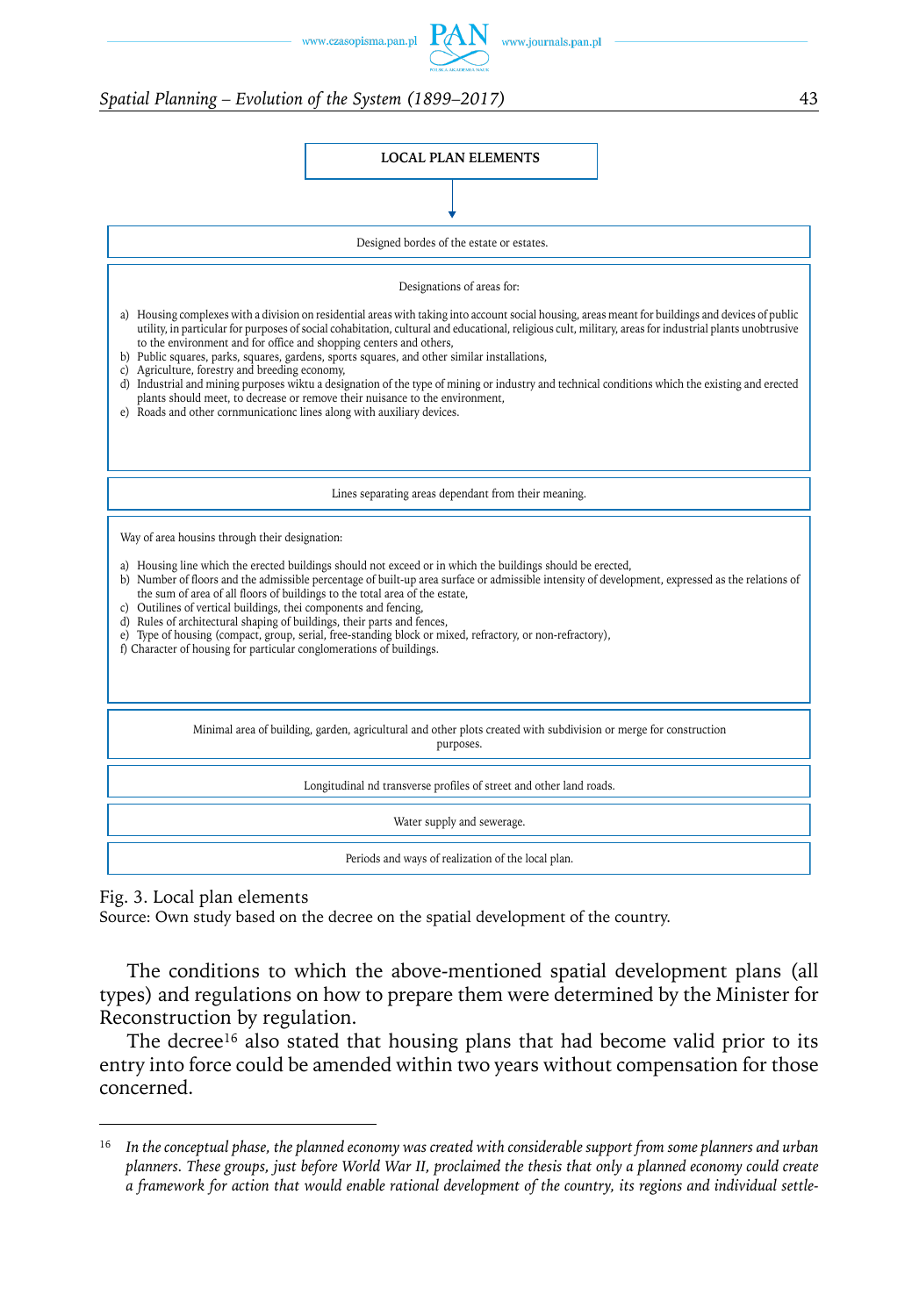**LOCAL PLAN ELEMENTS**

Designed bordes of the estate or estates.

Designations of areas for:

a) Housing complexes with a division on residential areas with taking into account social housing, areas meant for buildings and devices of public utility, in particular for purposes of social cohabitation, cultural and educational, religious cult, military, areas for industrial plants unobtrusive to the environment and for office and shopping centers and others,
b) Public squares, parks, squares, gardens, sports squares, and other similar installations,
c) Agriculture, forestry and breeding economy,
d) Industrial and mining purposes wiktu a designation of the type of mining or industry and technical conditions which the existing and erected plants should meet, to decrease or remove their nuisance to the environment,
e) Roads and other cornmunicationc lines along with auxiliary devices.

Lines separating areas dependant from their meaning.

Way of area housins through their designation:

a) Housing line which the erected buildings should not exceed or in which the buildings should be erected,
b) Number of floors and the admissible percentage of built-up area surface or admissible intensity of development, expressed as the relations of the sum of area of all floors of buildings to the total area of the estate,
c) Outilines of vertical buildings, thei components and fencing,
d) Rules of architectural shaping of buildings, their parts and fences,
e) Type of housing (compact, group, serial, free-standing block or mixed, refractory, or non-refractory),
f) Character of housing for particular conglomerations of buildings.

Minimal area of building, garden, agricultural and other plots created with subdivision or merge for construction purposes.

Longitudinal nd transverse profiles of street and other land roads.

Water supply and sewerage.

Periods and ways of realization of the local plan.

Fig. 3. Local plan elements
Source: Own study based on the decree on the spatial development of the country.

The conditions to which the above-mentioned spatial development plans (all types) and regulations on how to prepare them were determined by the Minister for Reconstruction by regulation.

The decree[16] also stated that housing plans that had become valid prior to its entry into force could be amended within two years without compensation for those concerned.

---

[16] *In the conceptual phase, the planned economy was created with considerable support from some planners and urban planners. These groups, just before World War II, proclaimed the thesis that only a planned economy could create a framework for action that would enable rational development of the country, its regions and individual settle-*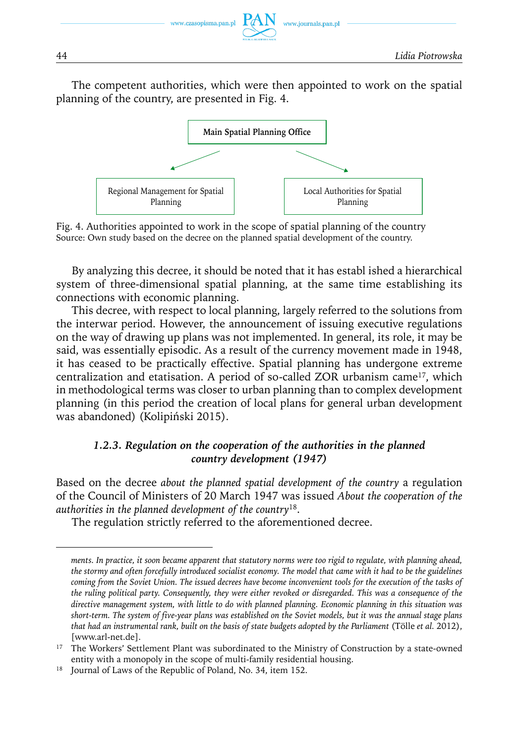The competent authorities, which were then appointed to work on the spatial planning of the country, are presented in Fig. 4.

Main Spatial Planning Office

Regional Management for Spatial Planning

Local Authorities for Spatial Planning

Fig. 4. Authorities appointed to work in the scope of spatial planning of the country
Source: Own study based on the decree on the planned spatial development of the country.

By analyzing this decree, it should be noted that it has establ ished a hierarchical system of three-dimensional spatial planning, at the same time establishing its connections with economic planning.

This decree, with respect to local planning, largely referred to the solutions from the interwar period. However, the announcement of issuing executive regulations on the way of drawing up plans was not implemented. In general, its role, it may be said, was essentially episodic. As a result of the currency movement made in 1948, it has ceased to be practically effective. Spatial planning has undergone extreme centralization and etatisation. A period of so-called ZOR urbanism came[17], which in methodological terms was closer to urban planning than to complex development planning (in this period the creation of local plans for general urban development was abandoned) (Kolipiński 2015).

### *1.2.3. Regulation on the cooperation of the authorities in the planned country development (1947)*

Based on the decree *about the planned spatial development of the country* a regulation of the Council of Ministers of 20 March 1947 was issued *About the cooperation of the authorities in the planned development of the country*[18].

The regulation strictly referred to the aforementioned decree.

---

*ments. In practice, it soon became apparent that statutory norms were too rigid to regulate, with planning ahead, the stormy and often forcefully introduced socialist economy. The model that came with it had to be the guidelines coming from the Soviet Union. The issued decrees have become inconvenient tools for the execution of the tasks of the ruling political party. Consequently, they were either revoked or disregarded. This was a consequence of the directive management system, with little to do with planned planning. Economic planning in this situation was short-term. The system of five-year plans was established on the Soviet models, but it was the annual stage plans that had an instrumental rank, built on the basis of state budgets adopted by the Parliament* (Tölle *et al.* 2012), [www.arl-net.de].

[17] The Workers' Settlement Plant was subordinated to the Ministry of Construction by a state-owned entity with a monopoly in the scope of multi-family residential housing.

[18] Journal of Laws of the Republic of Poland, No. 34, item 152.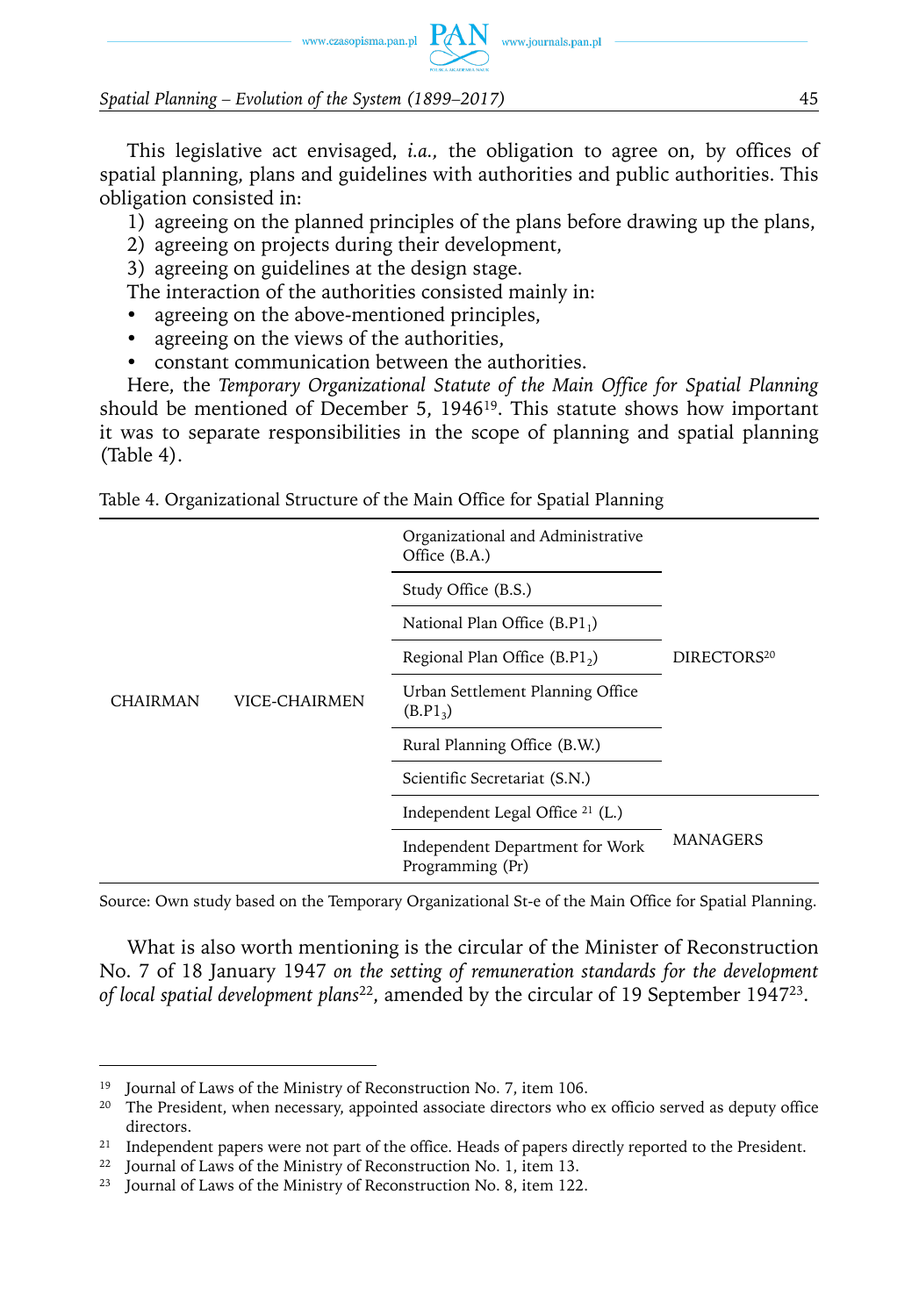This legislative act envisaged, *i.a.,* the obligation to agree on, by offices of spatial planning, plans and guidelines with authorities and public authorities. This obligation consisted in:

1) agreeing on the planned principles of the plans before drawing up the plans,
2) agreeing on projects during their development,
3) agreeing on guidelines at the design stage.

The interaction of the authorities consisted mainly in:

- agreeing on the above-mentioned principles,
- agreeing on the views of the authorities,
- constant communication between the authorities.

Here, the *Temporary Organizational Statute of the Main Office for Spatial Planning* should be mentioned of December 5, 1946[19]. This statute shows how important it was to separate responsibilities in the scope of planning and spatial planning (Table 4).

Table 4. Organizational Structure of the Main Office for Spatial Planning

| | | | |
|---|---|---|---|
| CHAIRMAN | VICE-CHAIRMEN | Organizational and Administrative Office (B.A.) | DIRECTORS[20] |
| | | Study Office (B.S.) | |
| | | National Plan Office ($B.P1_1$) | |
| | | Regional Plan Office ($B.P1_2$) | |
| | | Urban Settlement Planning Office ($B.P1_3$) | |
| | | Rural Planning Office (B.W.) | |
| | | Scientific Secretariat (S.N.) | |
| | | Independent Legal Office [21] (L.) | MANAGERS |
| | | Independent Department for Work Programming (Pr) | |

Source: Own study based on the Temporary Organizational St-e of the Main Office for Spatial Planning.

What is also worth mentioning is the circular of the Minister of Reconstruction No. 7 of 18 January 1947 *on the setting of remuneration standards for the development of local spatial development plans*[22], amended by the circular of 19 September 1947[23].

---

[19] Journal of Laws of the Ministry of Reconstruction No. 7, item 106.

[20] The President, when necessary, appointed associate directors who ex officio served as deputy office directors.

[21] Independent papers were not part of the office. Heads of papers directly reported to the President.

[22] Journal of Laws of the Ministry of Reconstruction No. 1, item 13.

[23] Journal of Laws of the Ministry of Reconstruction No. 8, item 122.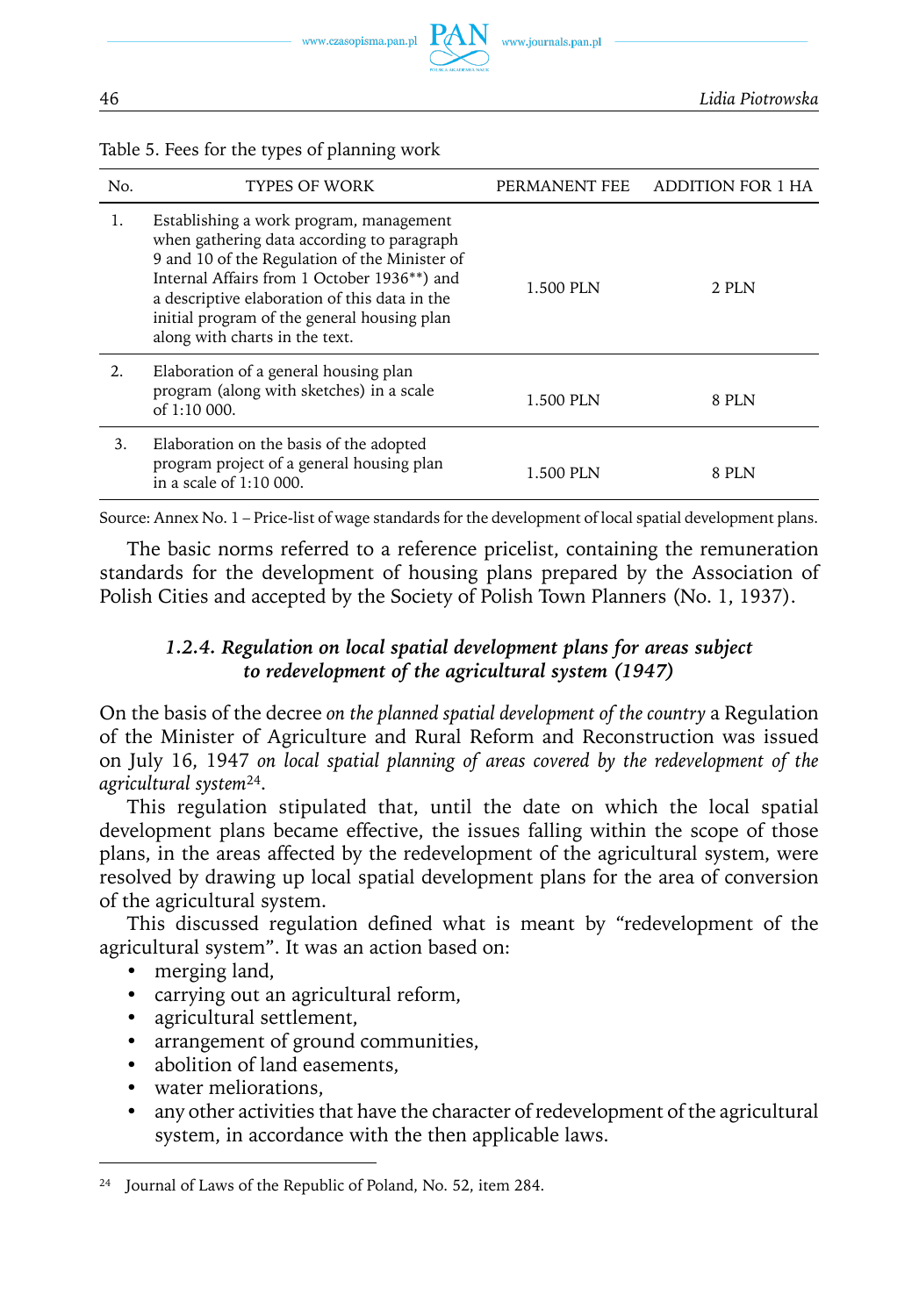Table 5. Fees for the types of planning work

| No. | TYPES OF WORK | PERMANENT FEE | ADDITION FOR 1 HA |
|---|---|---|---|
| 1. | Establishing a work program, management when gathering data according to paragraph 9 and 10 of the Regulation of the Minister of Internal Affairs from 1 October 1936**) and a descriptive elaboration of this data in the initial program of the general housing plan along with charts in the text. | 1.500 PLN | 2 PLN |
| 2. | Elaboration of a general housing plan program (along with sketches) in a scale of 1:10 000. | 1.500 PLN | 8 PLN |
| 3. | Elaboration on the basis of the adopted program project of a general housing plan in a scale of 1:10 000. | 1.500 PLN | 8 PLN |

Source: Annex No. 1 – Price-list of wage standards for the development of local spatial development plans.

The basic norms referred to a reference pricelist, containing the remuneration standards for the development of housing plans prepared by the Association of Polish Cities and accepted by the Society of Polish Town Planners (No. 1, 1937).

#### *1.2.4. Regulation on local spatial development plans for areas subject to redevelopment of the agricultural system (1947)*

On the basis of the decree *on the planned spatial development of the country* a Regulation of the Minister of Agriculture and Rural Reform and Reconstruction was issued on July 16, 1947 *on local spatial planning of areas covered by the redevelopment of the agricultural system*[24].

This regulation stipulated that, until the date on which the local spatial development plans became effective, the issues falling within the scope of those plans, in the areas affected by the redevelopment of the agricultural system, were resolved by drawing up local spatial development plans for the area of conversion of the agricultural system.

This discussed regulation defined what is meant by "redevelopment of the agricultural system". It was an action based on:

- merging land,
- carrying out an agricultural reform,
- agricultural settlement,
- arrangement of ground communities,
- abolition of land easements,
- water meliorations,
- any other activities that have the character of redevelopment of the agricultural system, in accordance with the then applicable laws.

[24] Journal of Laws of the Republic of Poland, No. 52, item 284.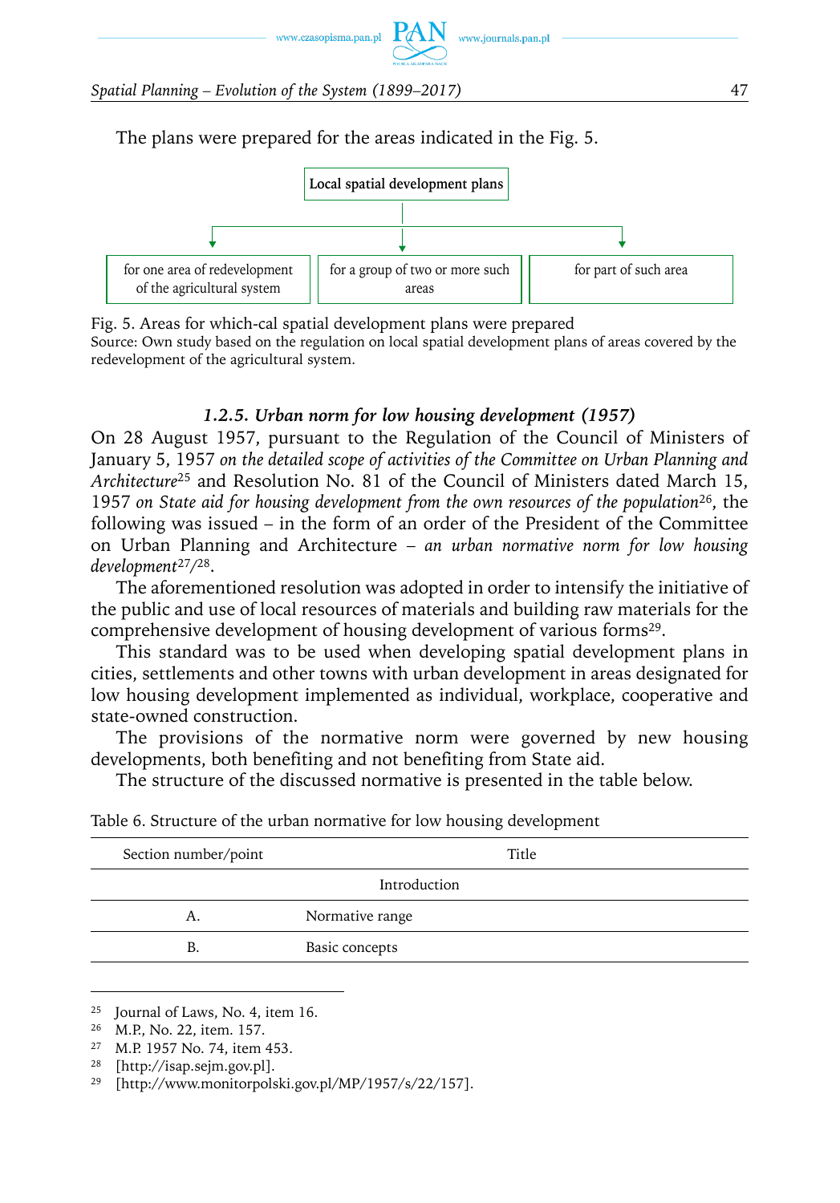The plans were prepared for the areas indicated in the Fig. 5.

Local spatial development plans

- for one area of redevelopment of the agricultural system
- for a group of two or more such areas
- for part of such area

Fig. 5. Areas for which-cal spatial development plans were prepared
Source: Own study based on the regulation on local spatial development plans of areas covered by the redevelopment of the agricultural system.

### *1.2.5. Urban norm for low housing development (1957)*

On 28 August 1957, pursuant to the Regulation of the Council of Ministers of January 5, 1957 *on the detailed scope of activities of the Committee on Urban Planning and Architecture*[25] and Resolution No. 81 of the Council of Ministers dated March 15, 1957 *on State aid for housing development from the own resources of the population*[26], the following was issued – in the form of an order of the President of the Committee on Urban Planning and Architecture – *an urban normative norm for low housing development*[27]/[28].

The aforementioned resolution was adopted in order to intensify the initiative of the public and use of local resources of materials and building raw materials for the comprehensive development of housing development of various forms[29].

This standard was to be used when developing spatial development plans in cities, settlements and other towns with urban development in areas designated for low housing development implemented as individual, workplace, cooperative and state-owned construction.

The provisions of the normative norm were governed by new housing developments, both benefiting and not benefiting from State aid.

The structure of the discussed normative is presented in the table below.

Table 6. Structure of the urban normative for low housing development

| Section number/point | Title |
|---|---|
| Introduction | |
| A. | Normative range |
| B. | Basic concepts |

[25] Journal of Laws, No. 4, item 16.
[26] M.P., No. 22, item. 157.
[27] M.P. 1957 No. 74, item 453.
[28] [http://isap.sejm.gov.pl].
[29] [http://www.monitorpolski.gov.pl/MP/1957/s/22/157].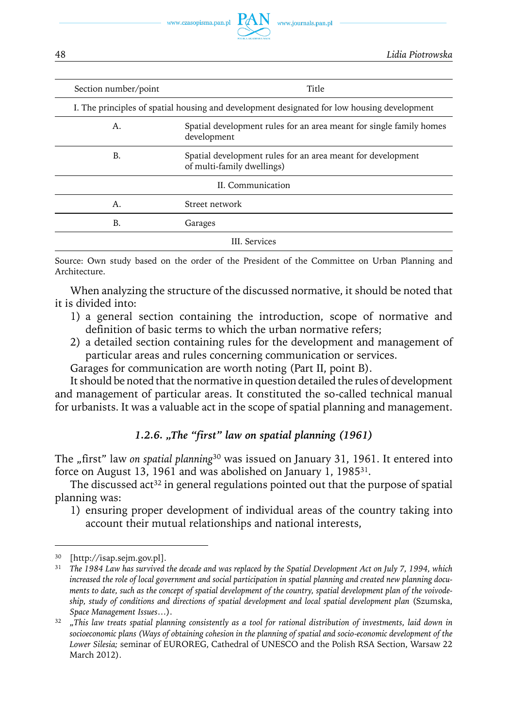| Section number/point | Title |
|---|---|
| I. The principles of spatial housing and development designated for low housing development | |
| A. | Spatial development rules for an area meant for single family homes development |
| B. | Spatial development rules for an area meant for development of multi-family dwellings) |
| II. Communication | |
| A. | Street network |
| B. | Garages |
| III. Services | |

Source: Own study based on the order of the President of the Committee on Urban Planning and Architecture.

When analyzing the structure of the discussed normative, it should be noted that it is divided into:

1) a general section containing the introduction, scope of normative and definition of basic terms to which the urban normative refers;
2) a detailed section containing rules for the development and management of particular areas and rules concerning communication or services.

Garages for communication are worth noting (Part II, point B).

It should be noted that the normative in question detailed the rules of development and management of particular areas. It constituted the so-called technical manual for urbanists. It was a valuable act in the scope of spatial planning and management.

### *1.2.6. „The "first" law on spatial planning (1961)*

The „first" law *on spatial planning*[30] was issued on January 31, 1961. It entered into force on August 13, 1961 and was abolished on January 1, 1985[31].

The discussed act[32] in general regulations pointed out that the purpose of spatial planning was:

1) ensuring proper development of individual areas of the country taking into account their mutual relationships and national interests,

---

[30] [http://isap.sejm.gov.pl].

[31] *The 1984 Law has survived the decade and was replaced by the Spatial Development Act on July 7, 1994, which increased the role of local government and social participation in spatial planning and created new planning documents to date, such as the concept of spatial development of the country, spatial development plan of the voivodeship, study of conditions and directions of spatial development and local spatial development plan* (Szumska, *Space Management Issues*…).

[32] *„This law treats spatial planning consistently as a tool for rational distribution of investments, laid down in socioeconomic plans (Ways of obtaining cohesion in the planning of spatial and socio-economic development of the Lower Silesia;* seminar of EUROREG, Cathedral of UNESCO and the Polish RSA Section, Warsaw 22 March 2012).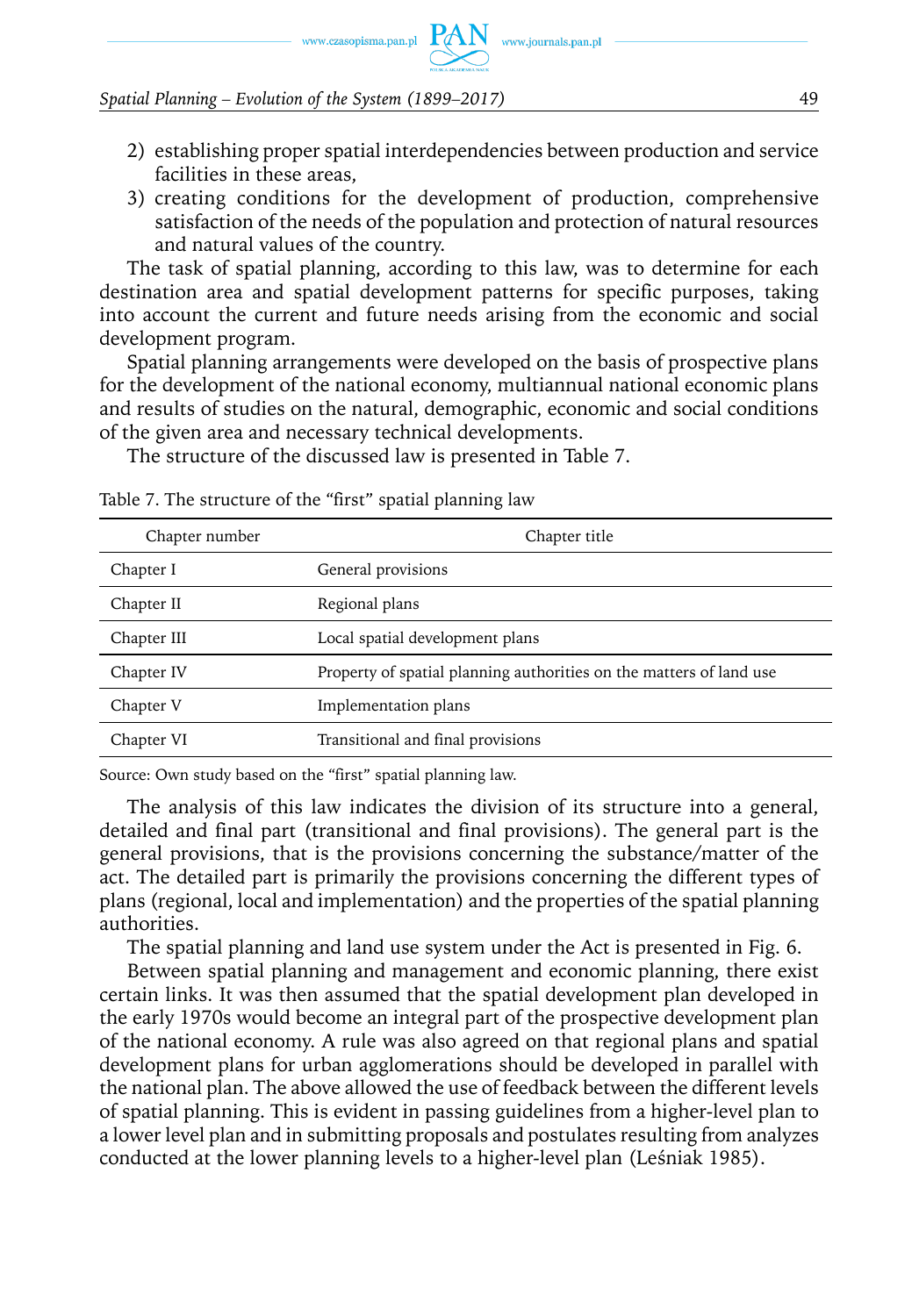2) establishing proper spatial interdependencies between production and service facilities in these areas,
3) creating conditions for the development of production, comprehensive satisfaction of the needs of the population and protection of natural resources and natural values of the country.

The task of spatial planning, according to this law, was to determine for each destination area and spatial development patterns for specific purposes, taking into account the current and future needs arising from the economic and social development program.

Spatial planning arrangements were developed on the basis of prospective plans for the development of the national economy, multiannual national economic plans and results of studies on the natural, demographic, economic and social conditions of the given area and necessary technical developments.

The structure of the discussed law is presented in Table 7.

Table 7. The structure of the "first" spatial planning law

| Chapter number | Chapter title |
|---|---|
| Chapter I | General provisions |
| Chapter II | Regional plans |
| Chapter III | Local spatial development plans |
| Chapter IV | Property of spatial planning authorities on the matters of land use |
| Chapter V | Implementation plans |
| Chapter VI | Transitional and final provisions |

Source: Own study based on the "first" spatial planning law.

The analysis of this law indicates the division of its structure into a general, detailed and final part (transitional and final provisions). The general part is the general provisions, that is the provisions concerning the substance/matter of the act. The detailed part is primarily the provisions concerning the different types of plans (regional, local and implementation) and the properties of the spatial planning authorities.

The spatial planning and land use system under the Act is presented in Fig. 6.

Between spatial planning and management and economic planning, there exist certain links. It was then assumed that the spatial development plan developed in the early 1970s would become an integral part of the prospective development plan of the national economy. A rule was also agreed on that regional plans and spatial development plans for urban agglomerations should be developed in parallel with the national plan. The above allowed the use of feedback between the different levels of spatial planning. This is evident in passing guidelines from a higher-level plan to a lower level plan and in submitting proposals and postulates resulting from analyzes conducted at the lower planning levels to a higher-level plan (Leśniak 1985).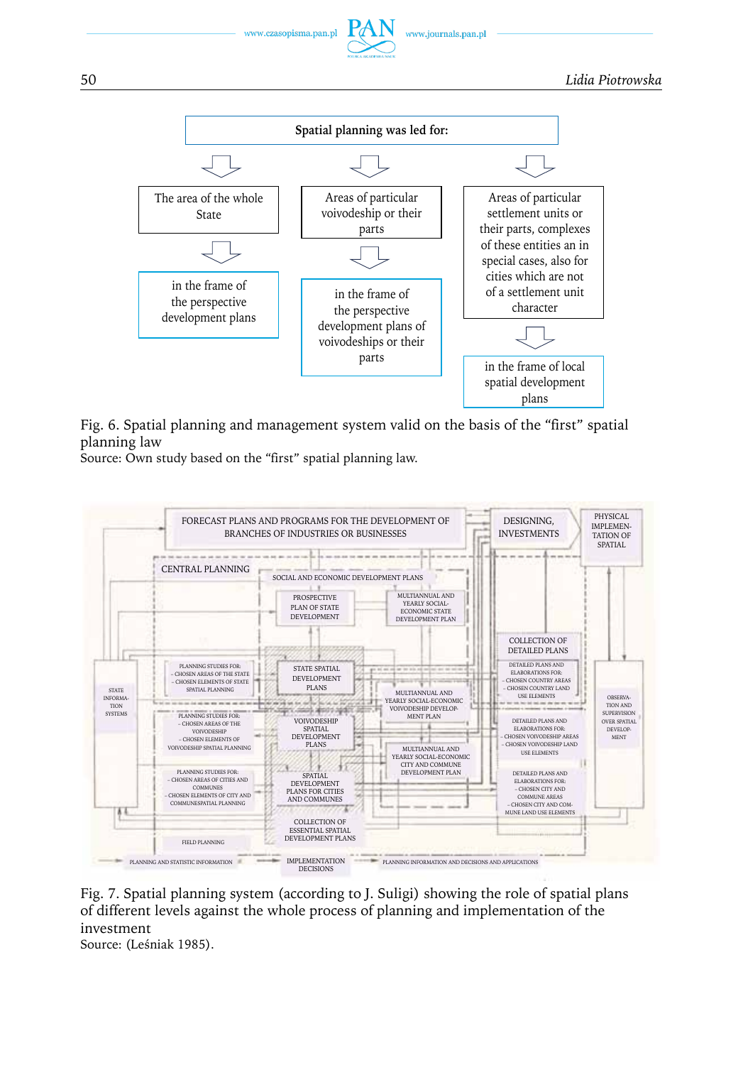Spatial planning was led for:

| The area of the whole State | Areas of particular voivodeship or their parts | Areas of particular settlement units or their parts, complexes of these entities an in special cases, also for cities which are not of a settlement unit character |
| --- | --- | --- |
| in the frame of the perspective development plans | in the frame of the perspective development plans of voivodeships or their parts | in the frame of local spatial development plans |

Fig. 6. Spatial planning and management system valid on the basis of the "first" spatial planning law
Source: Own study based on the "first" spatial planning law.

FORECAST PLANS AND PROGRAMS FOR THE DEVELOPMENT OF BRANCHES OF INDUSTRIES OR BUSINESSES

DESIGNING, INVESTMENTS

PHYSICAL IMPLEMENTATION OF SPATIAL

CENTRAL PLANNING

SOCIAL AND ECONOMIC DEVELOPMENT PLANS

PROSPECTIVE PLAN OF STATE DEVELOPMENT

MULTIANNUAL AND YEARLY SOCIAL-ECONOMIC STATE DEVELOPMENT PLAN

COLLECTION OF DETAILED PLANS

STATE INFORMATION SYSTEMS

PLANNING STUDIES FOR:
– CHOSEN AREAS OF THE STATE
– CHOSEN ELEMENTS OF STATE SPATIAL PLANNING

STATE SPATIAL DEVELOPMENT PLANS

MULTIANNUAL AND YEARLY SOCIAL-ECONOMIC VOIVODESHIP DEVELOPMENT PLAN

DETAILED PLANS AND ELABORATIONS FOR:
– CHOSEN COUNTRY AREAS
– CHOSEN COUNTRY LAND USE ELEMENTS

OBSERVATION AND SUPERVISION OVER SPATIAL DEVELOPMENT

PLANNING STUDIES FOR:
– CHOSEN AREAS OF THE VOIVODESHIP
– CHOSEN ELEMENTS OF VOIVODESHIP SPATIAL PLANNING

VOIVODESHIP SPATIAL DEVELOPMENT PLANS

DETAILED PLANS AND ELABORATIONS FOR:
– CHOSEN VOIVODESHIP AREAS
– CHOSEN VOIVODESHIP LAND USE ELEMENTS

MULTIANNUAL AND YEARLY SOCIAL-ECONOMIC CITY AND COMMUNE DEVELOPMENT PLAN

PLANNING STUDIES FOR:
– CHOSEN AREAS OF CITIES AND COMMUNES
– CHOSEN ELEMENTS OF CITY AND COMMUNESPATIAL PLANNING

SPATIAL DEVELOPMENT PLANS FOR CITIES AND COMMUNES

DETAILED PLANS AND ELABORATIONS FOR:
– CHOSEN CITY AND COMMUNE AREAS
– CHOSEN CITY AND COMMUNE LAND USE ELEMENTS

COLLECTION OF ESSENTIAL SPATIAL DEVELOPMENT PLANS

FIELD PLANNING

PLANNING AND STATISTIC INFORMATION

IMPLEMENTATION DECISIONS

PLANNING INFORMATION AND DECISIONS AND APPLICATIONS

Fig. 7. Spatial planning system (according to J. Suligi) showing the role of spatial plans of different levels against the whole process of planning and implementation of the investment
Source: (Leśniak 1985).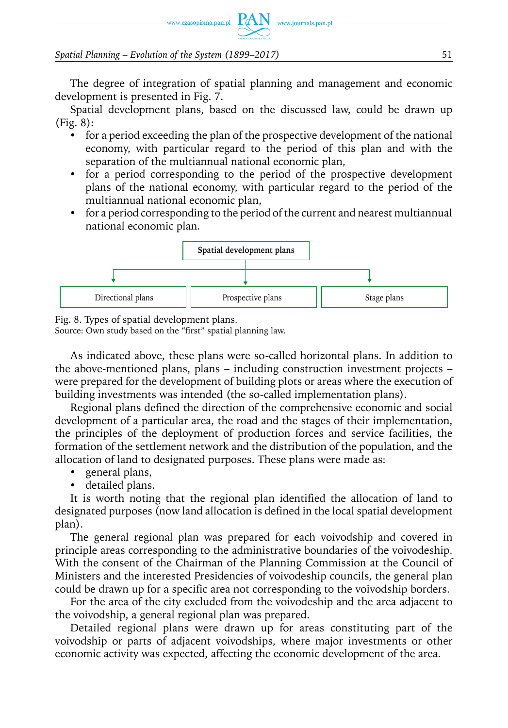The degree of integration of spatial planning and management and economic development is presented in Fig. 7.

Spatial development plans, based on the discussed law, could be drawn up (Fig. 8):

- for a period exceeding the plan of the prospective development of the national economy, with particular regard to the period of this plan and with the separation of the multiannual national economic plan,
- for a period corresponding to the period of the prospective development plans of the national economy, with particular regard to the period of the multiannual national economic plan,
- for a period corresponding to the period of the current and nearest multiannual national economic plan.

Spatial development plans → Directional plans | Prospective plans | Stage plans

Fig. 8. Types of spatial development plans.
Source: Own study based on the "first" spatial planning law.

As indicated above, these plans were so-called horizontal plans. In addition to the above-mentioned plans, plans – including construction investment projects – were prepared for the development of building plots or areas where the execution of building investments was intended (the so-called implementation plans).

Regional plans defined the direction of the comprehensive economic and social development of a particular area, the road and the stages of their implementation, the principles of the deployment of production forces and service facilities, the formation of the settlement network and the distribution of the population, and the allocation of land to designated purposes. These plans were made as:

- general plans,
- detailed plans.

It is worth noting that the regional plan identified the allocation of land to designated purposes (now land allocation is defined in the local spatial development plan).

The general regional plan was prepared for each voivodship and covered in principle areas corresponding to the administrative boundaries of the voivodeship. With the consent of the Chairman of the Planning Commission at the Council of Ministers and the interested Presidencies of voivodeship councils, the general plan could be drawn up for a specific area not corresponding to the voivodship borders.

For the area of the city excluded from the voivodeship and the area adjacent to the voivodship, a general regional plan was prepared.

Detailed regional plans were drawn up for areas constituting part of the voivodship or parts of adjacent voivodships, where major investments or other economic activity was expected, affecting the economic development of the area.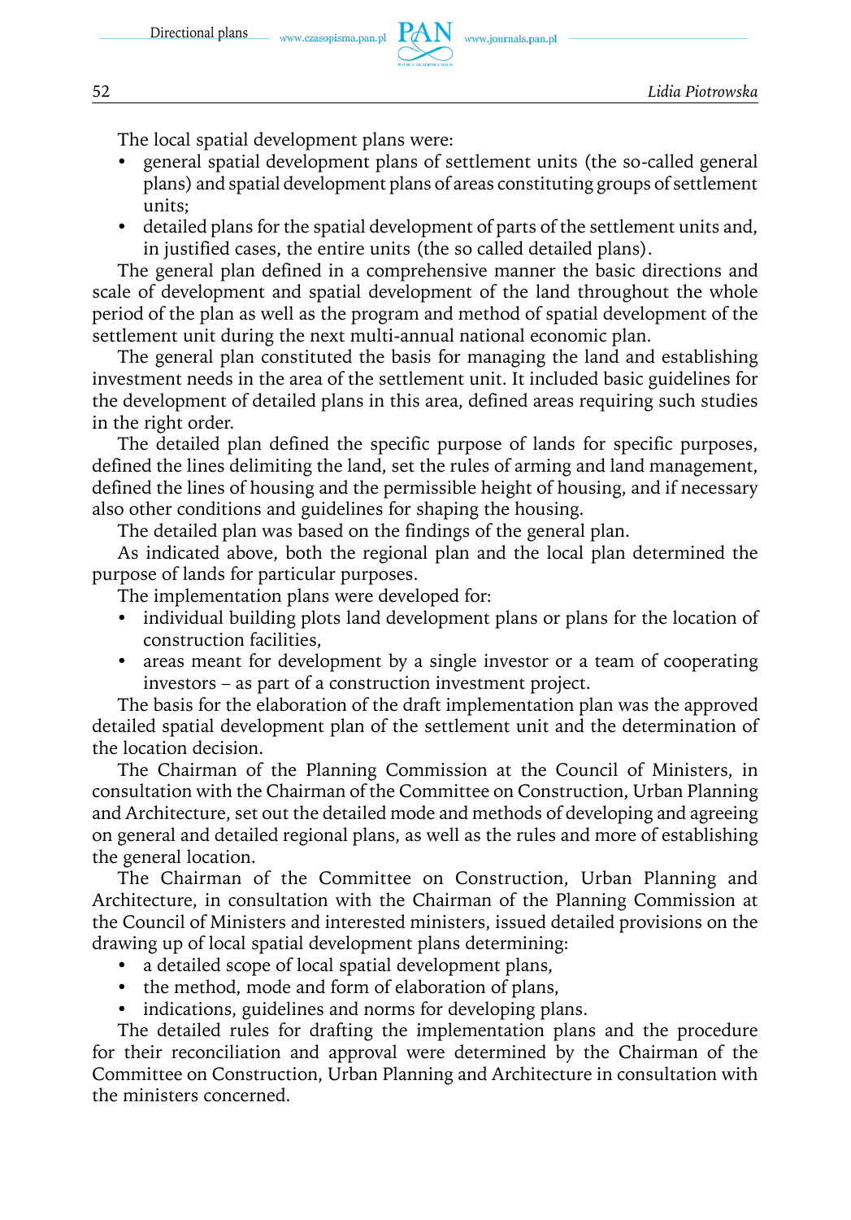The local spatial development plans were:

- general spatial development plans of settlement units (the so-called general plans) and spatial development plans of areas constituting groups of settlement units;
- detailed plans for the spatial development of parts of the settlement units and, in justified cases, the entire units (the so called detailed plans).

The general plan defined in a comprehensive manner the basic directions and scale of development and spatial development of the land throughout the whole period of the plan as well as the program and method of spatial development of the settlement unit during the next multi-annual national economic plan.

The general plan constituted the basis for managing the land and establishing investment needs in the area of the settlement unit. It included basic guidelines for the development of detailed plans in this area, defined areas requiring such studies in the right order.

The detailed plan defined the specific purpose of lands for specific purposes, defined the lines delimiting the land, set the rules of arming and land management, defined the lines of housing and the permissible height of housing, and if necessary also other conditions and guidelines for shaping the housing.

The detailed plan was based on the findings of the general plan.

As indicated above, both the regional plan and the local plan determined the purpose of lands for particular purposes.

The implementation plans were developed for:

- individual building plots land development plans or plans for the location of construction facilities,
- areas meant for development by a single investor or a team of cooperating investors – as part of a construction investment project.

The basis for the elaboration of the draft implementation plan was the approved detailed spatial development plan of the settlement unit and the determination of the location decision.

The Chairman of the Planning Commission at the Council of Ministers, in consultation with the Chairman of the Committee on Construction, Urban Planning and Architecture, set out the detailed mode and methods of developing and agreeing on general and detailed regional plans, as well as the rules and more of establishing the general location.

The Chairman of the Committee on Construction, Urban Planning and Architecture, in consultation with the Chairman of the Planning Commission at the Council of Ministers and interested ministers, issued detailed provisions on the drawing up of local spatial development plans determining:

- a detailed scope of local spatial development plans,
- the method, mode and form of elaboration of plans,
- indications, guidelines and norms for developing plans.

The detailed rules for drafting the implementation plans and the procedure for their reconciliation and approval were determined by the Chairman of the Committee on Construction, Urban Planning and Architecture in consultation with the ministers concerned.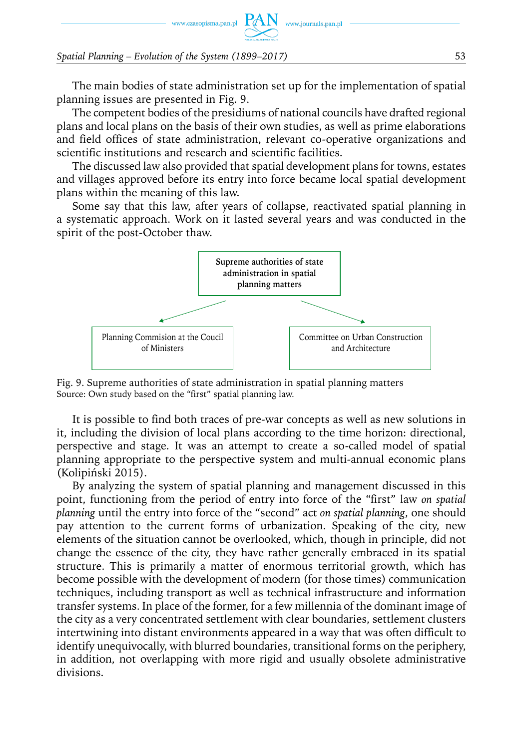The main bodies of state administration set up for the implementation of spatial planning issues are presented in Fig. 9.

The competent bodies of the presidiums of national councils have drafted regional plans and local plans on the basis of their own studies, as well as prime elaborations and field offices of state administration, relevant co-operative organizations and scientific institutions and research and scientific facilities.

The discussed law also provided that spatial development plans for towns, estates and villages approved before its entry into force became local spatial development plans within the meaning of this law.

Some say that this law, after years of collapse, reactivated spatial planning in a systematic approach. Work on it lasted several years and was conducted in the spirit of the post-October thaw.

Supreme authorities of state administration in spatial planning matters

Planning Commision at the Coucil of Ministers

Committee on Urban Construction and Architecture

Fig. 9. Supreme authorities of state administration in spatial planning matters
Source: Own study based on the "first" spatial planning law.

It is possible to find both traces of pre-war concepts as well as new solutions in it, including the division of local plans according to the time horizon: directional, perspective and stage. It was an attempt to create a so-called model of spatial planning appropriate to the perspective system and multi-annual economic plans (Kolipiński 2015).

By analyzing the system of spatial planning and management discussed in this point, functioning from the period of entry into force of the "first" law *on spatial planning* until the entry into force of the "second" act *on spatial planning*, one should pay attention to the current forms of urbanization. Speaking of the city, new elements of the situation cannot be overlooked, which, though in principle, did not change the essence of the city, they have rather generally embraced in its spatial structure. This is primarily a matter of enormous territorial growth, which has become possible with the development of modern (for those times) communication techniques, including transport as well as technical infrastructure and information transfer systems. In place of the former, for a few millennia of the dominant image of the city as a very concentrated settlement with clear boundaries, settlement clusters intertwining into distant environments appeared in a way that was often difficult to identify unequivocally, with blurred boundaries, transitional forms on the periphery, in addition, not overlapping with more rigid and usually obsolete administrative divisions.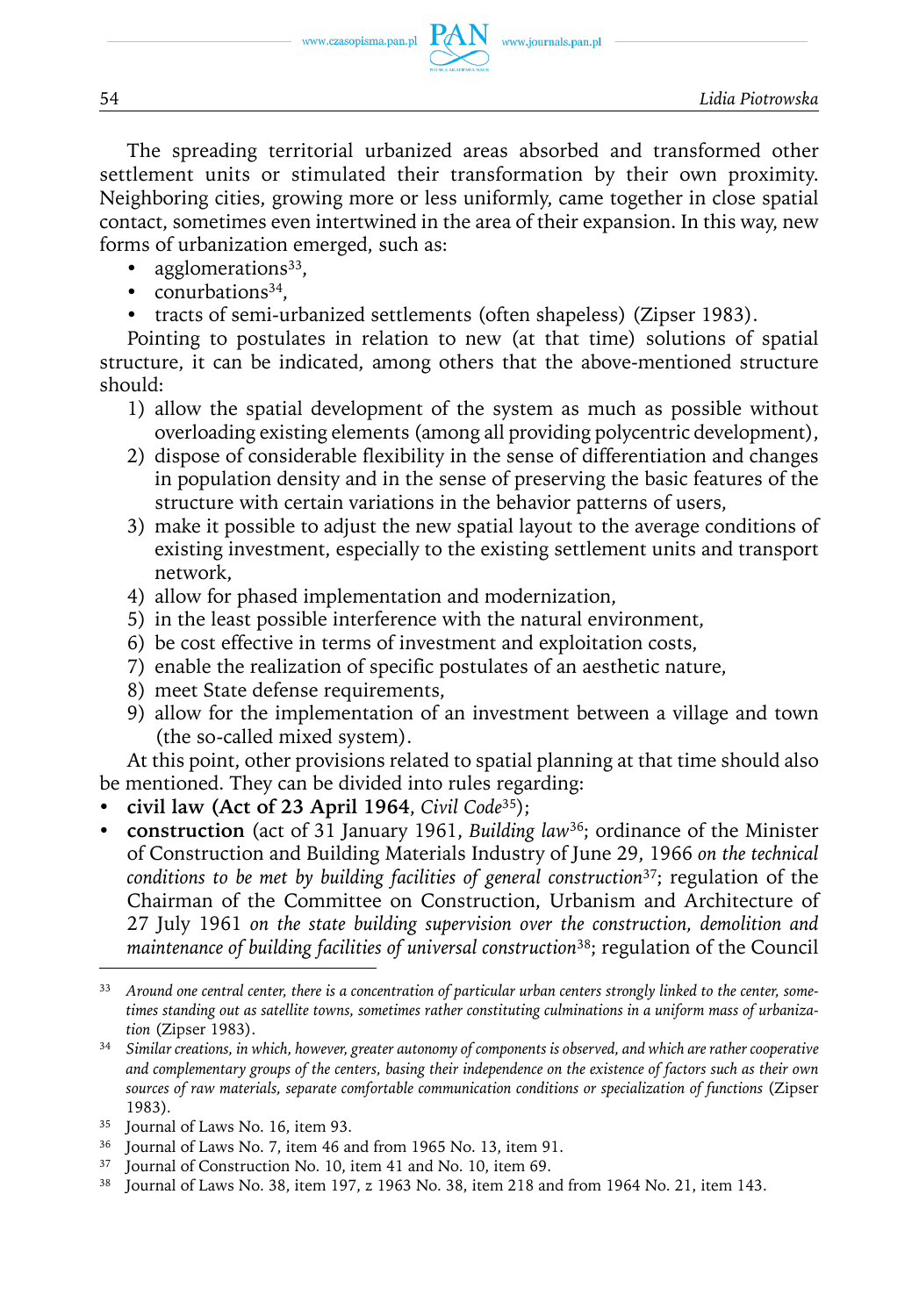The spreading territorial urbanized areas absorbed and transformed other settlement units or stimulated their transformation by their own proximity. Neighboring cities, growing more or less uniformly, came together in close spatial contact, sometimes even intertwined in the area of their expansion. In this way, new forms of urbanization emerged, such as:

- agglomerations[33],
- conurbations[34],
- tracts of semi-urbanized settlements (often shapeless) (Zipser 1983).

Pointing to postulates in relation to new (at that time) solutions of spatial structure, it can be indicated, among others that the above-mentioned structure should:

1) allow the spatial development of the system as much as possible without overloading existing elements (among all providing polycentric development),
2) dispose of considerable flexibility in the sense of differentiation and changes in population density and in the sense of preserving the basic features of the structure with certain variations in the behavior patterns of users,
3) make it possible to adjust the new spatial layout to the average conditions of existing investment, especially to the existing settlement units and transport network,
4) allow for phased implementation and modernization,
5) in the least possible interference with the natural environment,
6) be cost effective in terms of investment and exploitation costs,
7) enable the realization of specific postulates of an aesthetic nature,
8) meet State defense requirements,
9) allow for the implementation of an investment between a village and town (the so-called mixed system).

At this point, other provisions related to spatial planning at that time should also be mentioned. They can be divided into rules regarding:

- **civil law (Act of 23 April 1964**, *Civil Code*[35]);
- **construction** (act of 31 January 1961, *Building law*[36]; ordinance of the Minister of Construction and Building Materials Industry of June 29, 1966 *on the technical conditions to be met by building facilities of general construction*[37]; regulation of the Chairman of the Committee on Construction, Urbanism and Architecture of 27 July 1961 *on the state building supervision over the construction, demolition and maintenance of building facilities of universal construction*[38]; regulation of the Council

---

[33] *Around one central center, there is a concentration of particular urban centers strongly linked to the center, sometimes standing out as satellite towns, sometimes rather constituting culminations in a uniform mass of urbanization* (Zipser 1983).

[34] *Similar creations, in which, however, greater autonomy of components is observed, and which are rather cooperative and complementary groups of the centers, basing their independence on the existence of factors such as their own sources of raw materials, separate comfortable communication conditions or specialization of functions* (Zipser 1983).

[35] Journal of Laws No. 16, item 93.

[36] Journal of Laws No. 7, item 46 and from 1965 No. 13, item 91.

[37] Journal of Construction No. 10, item 41 and No. 10, item 69.

[38] Journal of Laws No. 38, item 197, z 1963 No. 38, item 218 and from 1964 No. 21, item 143.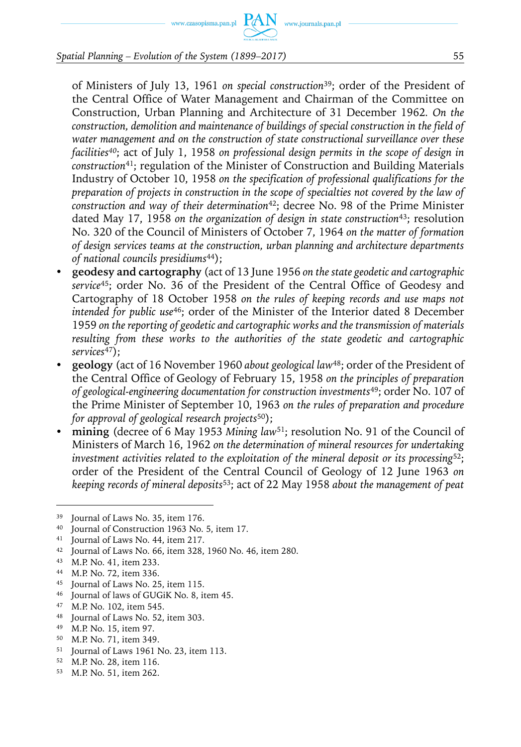of Ministers of July 13, 1961 *on special construction*[39]; order of the President of the Central Office of Water Management and Chairman of the Committee on Construction, Urban Planning and Architecture of 31 December 1962. *On the construction, demolition and maintenance of buildings of special construction in the field of water management and on the construction of state constructional surveillance over these facilities*[40]; act of July 1, 1958 *on professional design permits in the scope of design in construction*[41]; regulation of the Minister of Construction and Building Materials Industry of October 10, 1958 *on the specification of professional qualifications for the preparation of projects in construction in the scope of specialties not covered by the law of construction and way of their determination*[42]; decree No. 98 of the Prime Minister dated May 17, 1958 *on the organization of design in state construction*[43]; resolution No. 320 of the Council of Ministers of October 7, 1964 *on the matter of formation of design services teams at the construction, urban planning and architecture departments of national councils presidiums*[44]);

- **geodesy and cartography** (act of 13 June 1956 *on the state geodetic and cartographic service*[45]; order No. 36 of the President of the Central Office of Geodesy and Cartography of 18 October 1958 *on the rules of keeping records and use maps not intended for public use*[46]; order of the Minister of the Interior dated 8 December 1959 *on the reporting of geodetic and cartographic works and the transmission of materials resulting from these works to the authorities of the state geodetic and cartographic services*[47]);
- **geology** (act of 16 November 1960 *about geological law*[48]; order of the President of the Central Office of Geology of February 15, 1958 *on the principles of preparation of geological-engineering documentation for construction investments*[49]; order No. 107 of the Prime Minister of September 10, 1963 *on the rules of preparation and procedure for approval of geological research projects*[50]);
- **mining** (decree of 6 May 1953 *Mining law*[51]; resolution No. 91 of the Council of Ministers of March 16, 1962 *on the determination of mineral resources for undertaking investment activities related to the exploitation of the mineral deposit or its processing*[52]; order of the President of the Central Council of Geology of 12 June 1963 *on keeping records of mineral deposits*[53]; act of 22 May 1958 *about the management of peat*

---

[39] Journal of Laws No. 35, item 176.

[40] Journal of Construction 1963 No. 5, item 17.

[41] Journal of Laws No. 44, item 217.

[42] Journal of Laws No. 66, item 328, 1960 No. 46, item 280.

[43] M.P. No. 41, item 233.

[44] M.P. No. 72, item 336.

[45] Journal of Laws No. 25, item 115.

[46] Journal of laws of GUGiK No. 8, item 45.

[47] M.P. No. 102, item 545.

[48] Journal of Laws No. 52, item 303.

[49] M.P. No. 15, item 97.

[50] M.P. No. 71, item 349.

[51] Journal of Laws 1961 No. 23, item 113.

[52] M.P. No. 28, item 116.

[53] M.P. No. 51, item 262.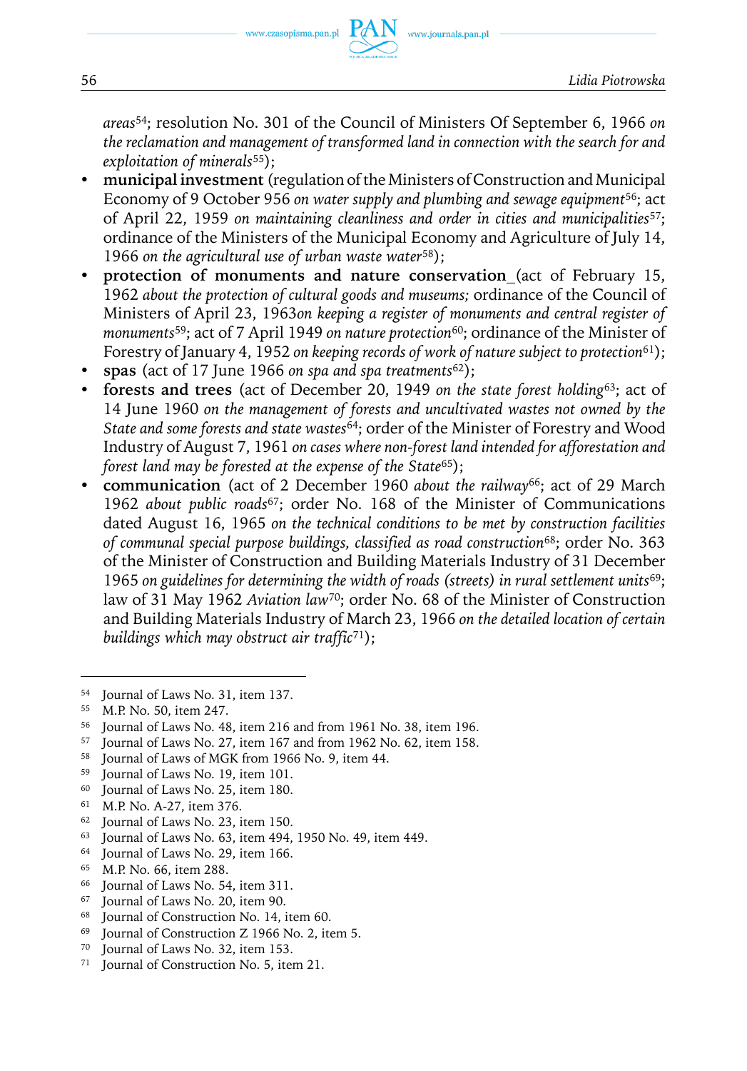*areas*[54]; resolution No. 301 of the Council of Ministers Of September 6, 1966 *on the reclamation and management of transformed land in connection with the search for and exploitation of minerals*[55]);

- **municipal investment** (regulation of the Ministers of Construction and Municipal Economy of 9 October 956 *on water supply and plumbing and sewage equipment*[56]; act of April 22, 1959 *on maintaining cleanliness and order in cities and municipalities*[57]; ordinance of the Ministers of the Municipal Economy and Agriculture of July 14, 1966 *on the agricultural use of urban waste water*[58]);
- **protection of monuments and nature conservation** (act of February 15, 1962 *about the protection of cultural goods and museums;* ordinance of the Council of Ministers of April 23, 1963*on keeping a register of monuments and central register of monuments*[59]; act of 7 April 1949 *on nature protection*[60]; ordinance of the Minister of Forestry of January 4, 1952 *on keeping records of work of nature subject to protection*[61]);
- **spas** (act of 17 June 1966 *on spa and spa treatments*[62]);
- **forests and trees** (act of December 20, 1949 *on the state forest holding*[63]; act of 14 June 1960 *on the management of forests and uncultivated wastes not owned by the State and some forests and state wastes*[64]; order of the Minister of Forestry and Wood Industry of August 7, 1961 *on cases where non-forest land intended for afforestation and forest land may be forested at the expense of the State*[65]);
- **communication** (act of 2 December 1960 *about the railway*[66]; act of 29 March 1962 *about public roads*[67]; order No. 168 of the Minister of Communications dated August 16, 1965 *on the technical conditions to be met by construction facilities of communal special purpose buildings, classified as road construction*[68]; order No. 363 of the Minister of Construction and Building Materials Industry of 31 December 1965 *on guidelines for determining the width of roads (streets) in rural settlement units*[69]; law of 31 May 1962 *Aviation law*[70]; order No. 68 of the Minister of Construction and Building Materials Industry of March 23, 1966 *on the detailed location of certain buildings which may obstruct air traffic*[71]);

---

[54] Journal of Laws No. 31, item 137.
[55] M.P. No. 50, item 247.
[56] Journal of Laws No. 48, item 216 and from 1961 No. 38, item 196.
[57] Journal of Laws No. 27, item 167 and from 1962 No. 62, item 158.
[58] Journal of Laws of MGK from 1966 No. 9, item 44.
[59] Journal of Laws No. 19, item 101.
[60] Journal of Laws No. 25, item 180.
[61] M.P. No. A-27, item 376.
[62] Journal of Laws No. 23, item 150.
[63] Journal of Laws No. 63, item 494, 1950 No. 49, item 449.
[64] Journal of Laws No. 29, item 166.
[65] M.P. No. 66, item 288.
[66] Journal of Laws No. 54, item 311.
[67] Journal of Laws No. 20, item 90.
[68] Journal of Construction No. 14, item 60.
[69] Journal of Construction Z 1966 No. 2, item 5.
[70] Journal of Laws No. 32, item 153.
[71] Journal of Construction No. 5, item 21.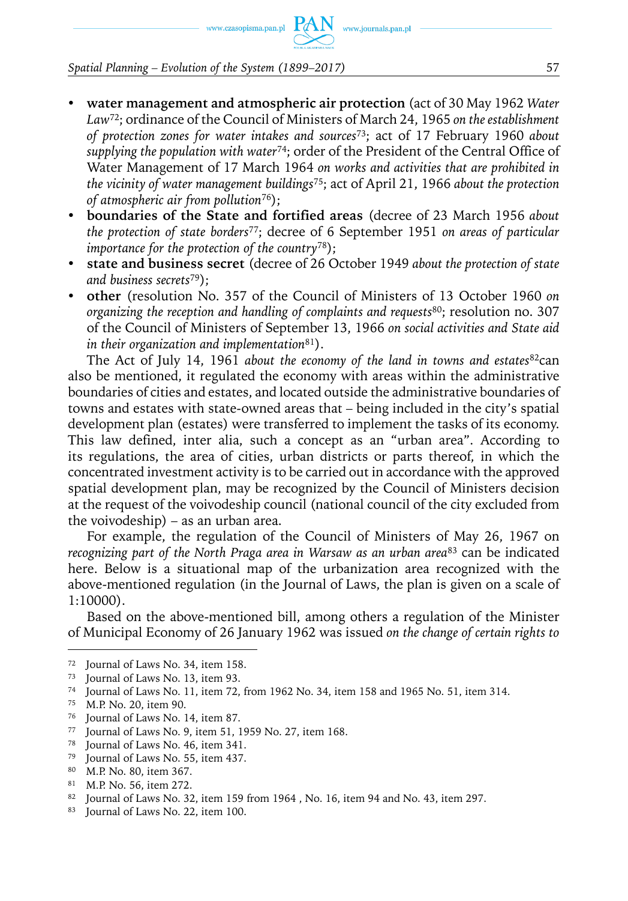- **water management and atmospheric air protection** (act of 30 May 1962 *Water Law*[72]; ordinance of the Council of Ministers of March 24, 1965 *on the establishment of protection zones for water intakes and sources*[73]; act of 17 February 1960 *about supplying the population with water*[74]; order of the President of the Central Office of Water Management of 17 March 1964 *on works and activities that are prohibited in the vicinity of water management buildings*[75]; act of April 21, 1966 *about the protection of atmospheric air from pollution*[76]);
- **boundaries of the State and fortified areas** (decree of 23 March 1956 *about the protection of state borders*[77]; decree of 6 September 1951 *on areas of particular importance for the protection of the country*[78]);
- **state and business secret** (decree of 26 October 1949 *about the protection of state and business secrets*[79]);
- **other** (resolution No. 357 of the Council of Ministers of 13 October 1960 *on organizing the reception and handling of complaints and requests*[80]; resolution no. 307 of the Council of Ministers of September 13, 1966 *on social activities and State aid in their organization and implementation*[81]).

The Act of July 14, 1961 *about the economy of the land in towns and estates*[82]can also be mentioned, it regulated the economy with areas within the administrative boundaries of cities and estates, and located outside the administrative boundaries of towns and estates with state-owned areas that – being included in the city's spatial development plan (estates) were transferred to implement the tasks of its economy. This law defined, inter alia, such a concept as an "urban area". According to its regulations, the area of cities, urban districts or parts thereof, in which the concentrated investment activity is to be carried out in accordance with the approved spatial development plan, may be recognized by the Council of Ministers decision at the request of the voivodeship council (national council of the city excluded from the voivodeship) – as an urban area.

For example, the regulation of the Council of Ministers of May 26, 1967 on *recognizing part of the North Praga area in Warsaw as an urban area*[83] can be indicated here. Below is a situational map of the urbanization area recognized with the above-mentioned regulation (in the Journal of Laws, the plan is given on a scale of 1:10000).

Based on the above-mentioned bill, among others a regulation of the Minister of Municipal Economy of 26 January 1962 was issued *on the change of certain rights to*

---

[72] Journal of Laws No. 34, item 158.

[73] Journal of Laws No. 13, item 93.

[74] Journal of Laws No. 11, item 72, from 1962 No. 34, item 158 and 1965 No. 51, item 314.

[75] M.P. No. 20, item 90.

[76] Journal of Laws No. 14, item 87.

[77] Journal of Laws No. 9, item 51, 1959 No. 27, item 168.

[78] Journal of Laws No. 46, item 341.

[79] Journal of Laws No. 55, item 437.

[80] M.P. No. 80, item 367.

[81] M.P. No. 56, item 272.

[82] Journal of Laws No. 32, item 159 from 1964 , No. 16, item 94 and No. 43, item 297.

[83] Journal of Laws No. 22, item 100.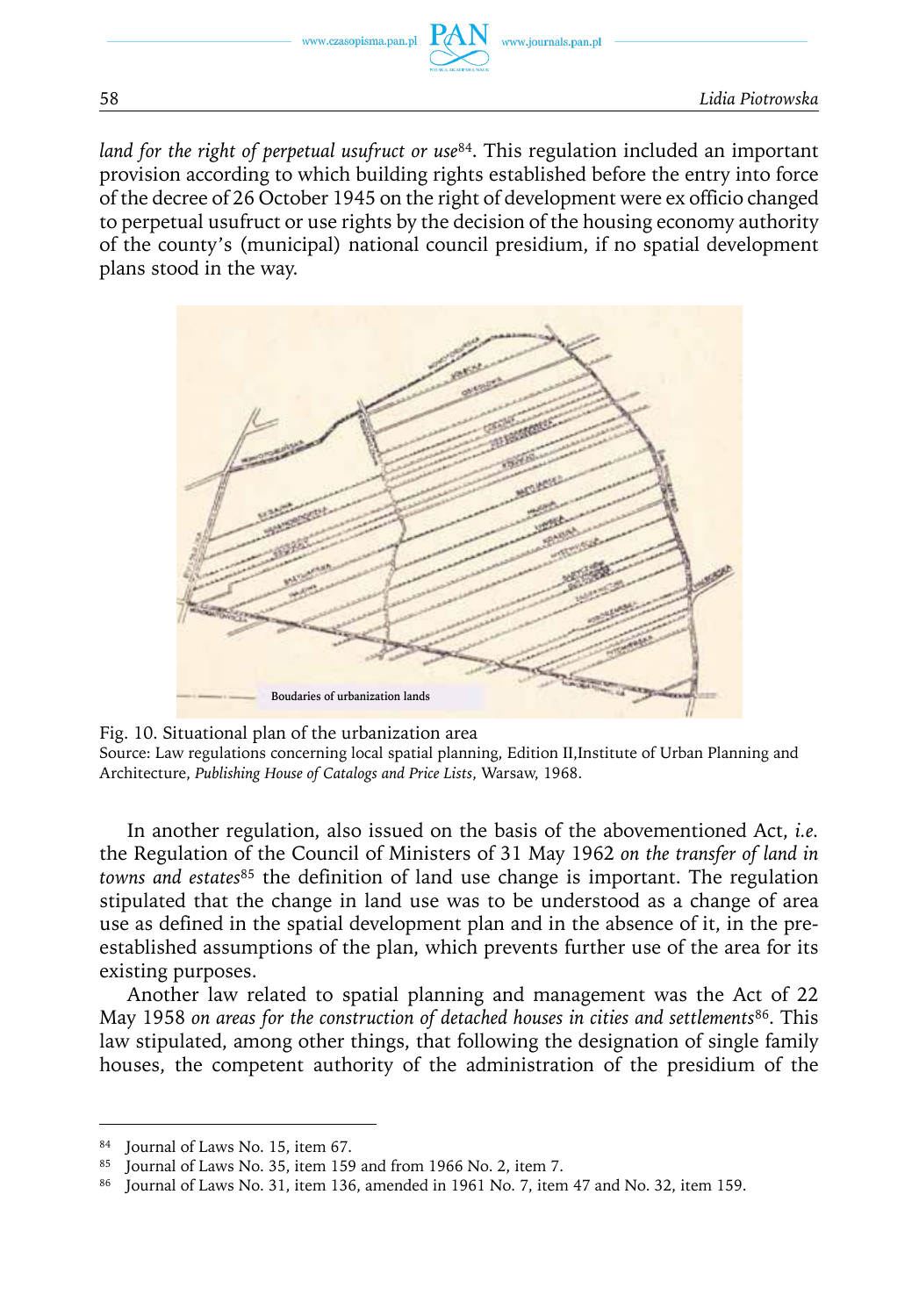*land for the right of perpetual usufruct or use*[84]. This regulation included an important provision according to which building rights established before the entry into force of the decree of 26 October 1945 on the right of development were ex officio changed to perpetual usufruct or use rights by the decision of the housing economy authority of the county's (municipal) national council presidium, if no spatial development plans stood in the way.

Fig. 10. Situational plan of the urbanization area
Source: Law regulations concerning local spatial planning, Edition II,Institute of Urban Planning and Architecture, *Publishing House of Catalogs and Price Lists*, Warsaw, 1968.

In another regulation, also issued on the basis of the abovementioned Act, *i.e.* the Regulation of the Council of Ministers of 31 May 1962 *on the transfer of land in towns and estates*[85] the definition of land use change is important. The regulation stipulated that the change in land use was to be understood as a change of area use as defined in the spatial development plan and in the absence of it, in the pre-established assumptions of the plan, which prevents further use of the area for its existing purposes.

Another law related to spatial planning and management was the Act of 22 May 1958 *on areas for the construction of detached houses in cities and settlements*[86]. This law stipulated, among other things, that following the designation of single family houses, the competent authority of the administration of the presidium of the

[84] Journal of Laws No. 15, item 67.
[85] Journal of Laws No. 35, item 159 and from 1966 No. 2, item 7.
[86] Journal of Laws No. 31, item 136, amended in 1961 No. 7, item 47 and No. 32, item 159.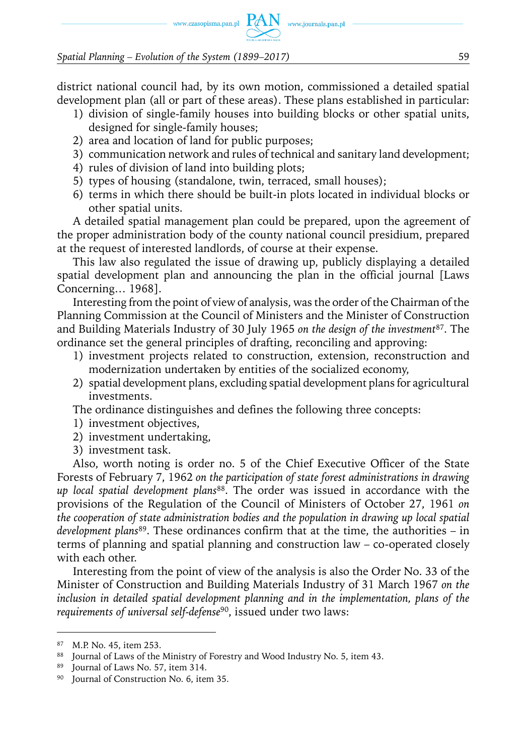district national council had, by its own motion, commissioned a detailed spatial development plan (all or part of these areas). These plans established in particular:

1) division of single-family houses into building blocks or other spatial units, designed for single-family houses;
2) area and location of land for public purposes;
3) communication network and rules of technical and sanitary land development;
4) rules of division of land into building plots;
5) types of housing (standalone, twin, terraced, small houses);
6) terms in which there should be built-in plots located in individual blocks or other spatial units.

A detailed spatial management plan could be prepared, upon the agreement of the proper administration body of the county national council presidium, prepared at the request of interested landlords, of course at their expense.

This law also regulated the issue of drawing up, publicly displaying a detailed spatial development plan and announcing the plan in the official journal [Laws Concerning… 1968].

Interesting from the point of view of analysis, was the order of the Chairman of the Planning Commission at the Council of Ministers and the Minister of Construction and Building Materials Industry of 30 July 1965 *on the design of the investment*[87]. The ordinance set the general principles of drafting, reconciling and approving:

1) investment projects related to construction, extension, reconstruction and modernization undertaken by entities of the socialized economy,
2) spatial development plans, excluding spatial development plans for agricultural investments.

The ordinance distinguishes and defines the following three concepts:

1) investment objectives,
2) investment undertaking,
3) investment task.

Also, worth noting is order no. 5 of the Chief Executive Officer of the State Forests of February 7, 1962 *on the participation of state forest administrations in drawing up local spatial development plans*[88]. The order was issued in accordance with the provisions of the Regulation of the Council of Ministers of October 27, 1961 *on the cooperation of state administration bodies and the population in drawing up local spatial development plans*[89]. These ordinances confirm that at the time, the authorities – in terms of planning and spatial planning and construction law – co-operated closely with each other.

Interesting from the point of view of the analysis is also the Order No. 33 of the Minister of Construction and Building Materials Industry of 31 March 1967 *on the inclusion in detailed spatial development planning and in the implementation, plans of the requirements of universal self-defense*[90], issued under two laws:

---

[87] M.P. No. 45, item 253.

[88] Journal of Laws of the Ministry of Forestry and Wood Industry No. 5, item 43.

[89] Journal of Laws No. 57, item 314.

[90] Journal of Construction No. 6, item 35.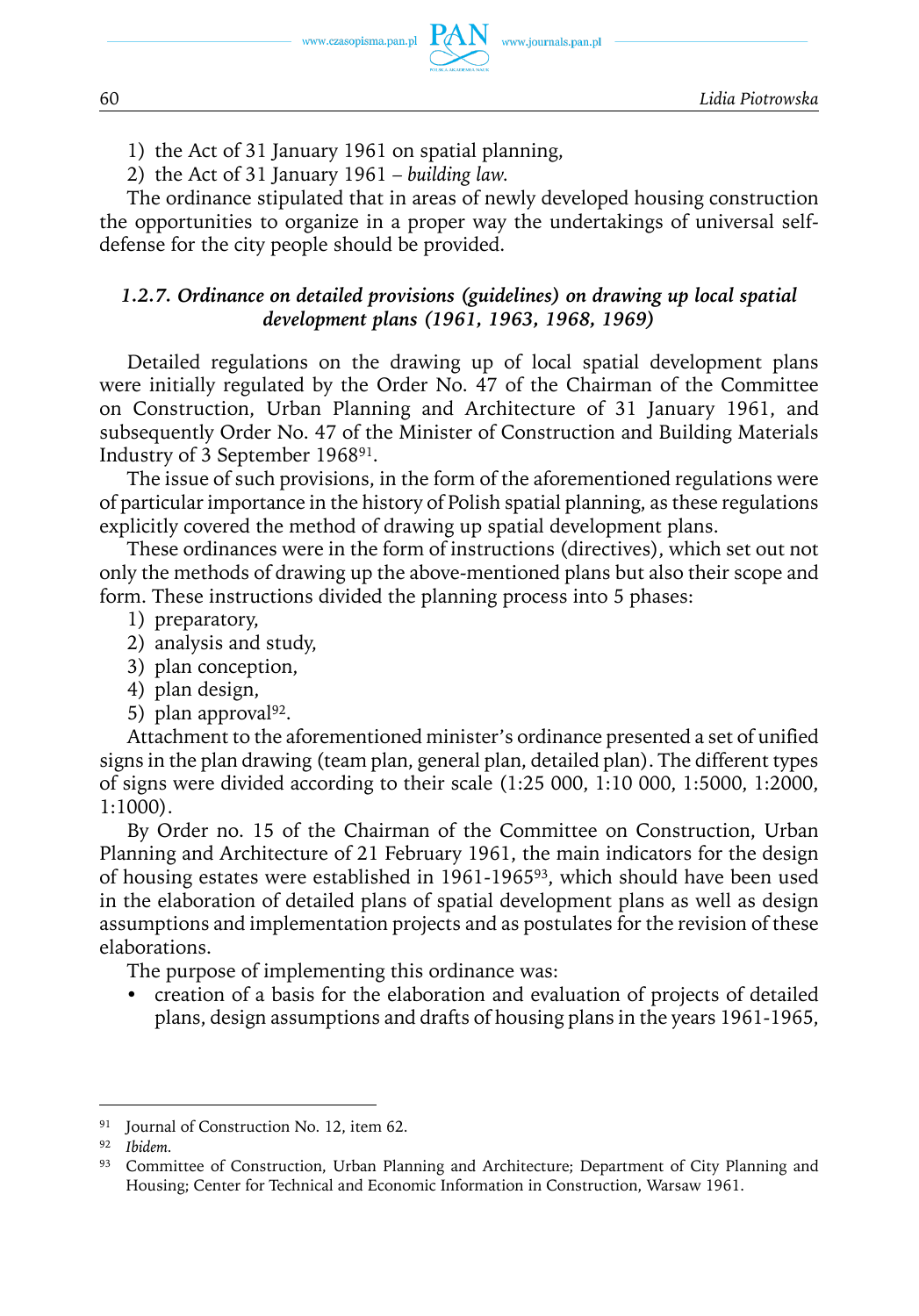1) the Act of 31 January 1961 on spatial planning,
2) the Act of 31 January 1961 – *building law*.

The ordinance stipulated that in areas of newly developed housing construction the opportunities to organize in a proper way the undertakings of universal self-defense for the city people should be provided.

### *1.2.7. Ordinance on detailed provisions (guidelines) on drawing up local spatial development plans (1961, 1963, 1968, 1969)*

Detailed regulations on the drawing up of local spatial development plans were initially regulated by the Order No. 47 of the Chairman of the Committee on Construction, Urban Planning and Architecture of 31 January 1961, and subsequently Order No. 47 of the Minister of Construction and Building Materials Industry of 3 September 1968[91].

The issue of such provisions, in the form of the aforementioned regulations were of particular importance in the history of Polish spatial planning, as these regulations explicitly covered the method of drawing up spatial development plans.

These ordinances were in the form of instructions (directives), which set out not only the methods of drawing up the above-mentioned plans but also their scope and form. These instructions divided the planning process into 5 phases:

1) preparatory,
2) analysis and study,
3) plan conception,
4) plan design,
5) plan approval[92].

Attachment to the aforementioned minister's ordinance presented a set of unified signs in the plan drawing (team plan, general plan, detailed plan). The different types of signs were divided according to their scale (1:25 000, 1:10 000, 1:5000, 1:2000, 1:1000).

By Order no. 15 of the Chairman of the Committee on Construction, Urban Planning and Architecture of 21 February 1961, the main indicators for the design of housing estates were established in 1961-1965[93], which should have been used in the elaboration of detailed plans of spatial development plans as well as design assumptions and implementation projects and as postulates for the revision of these elaborations.

The purpose of implementing this ordinance was:

- creation of a basis for the elaboration and evaluation of projects of detailed plans, design assumptions and drafts of housing plans in the years 1961-1965,

---

[91] Journal of Construction No. 12, item 62.

[92] *Ibidem*.

[93] Committee of Construction, Urban Planning and Architecture; Department of City Planning and Housing; Center for Technical and Economic Information in Construction, Warsaw 1961.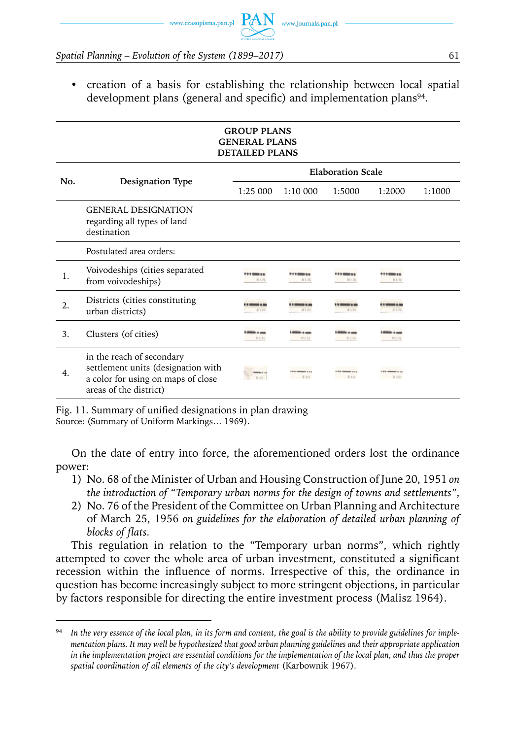- creation of a basis for establishing the relationship between local spatial development plans (general and specific) and implementation plans[94].

| GROUP PLANS<br>GENERAL PLANS<br>DETAILED PLANS | | | | | | |
|---|---|---|---|---|---|---|
| No. | Designation Type | Elaboration Scale | | | | |
| | | 1:25 000 | 1:10 000 | 1:5000 | 1:2000 | 1:1000 |
| | GENERAL DESIGNATION regarding all types of land destination | | | | | |
| | Postulated area orders: | | | | | |
| 1. | Voivodeships (cities separated from voivodeships) | | | | | |
| 2. | Districts (cities constituting urban districts) | | | | | |
| 3. | Clusters (of cities) | | | | | |
| 4. | in the reach of secondary settlement units (designation with a color for using on maps of close areas of the district) | | | | | |

Fig. 11. Summary of unified designations in plan drawing
Source: (Summary of Uniform Markings… 1969).

On the date of entry into force, the aforementioned orders lost the ordinance power:

1) No. 68 of the Minister of Urban and Housing Construction of June 20, 1951 *on the introduction of "Temporary urban norms for the design of towns and settlements"*,
2) No. 76 of the President of the Committee on Urban Planning and Architecture of March 25, 1956 *on guidelines for the elaboration of detailed urban planning of blocks of flats*.

This regulation in relation to the "Temporary urban norms", which rightly attempted to cover the whole area of urban investment, constituted a significant recession within the influence of norms. Irrespective of this, the ordinance in question has become increasingly subject to more stringent objections, in particular by factors responsible for directing the entire investment process (Malisz 1964).

[94] *In the very essence of the local plan, in its form and content, the goal is the ability to provide guidelines for implementation plans. It may well be hypothesized that good urban planning guidelines and their appropriate application in the implementation project are essential conditions for the implementation of the local plan, and thus the proper spatial coordination of all elements of the city's development* (Karbownik 1967).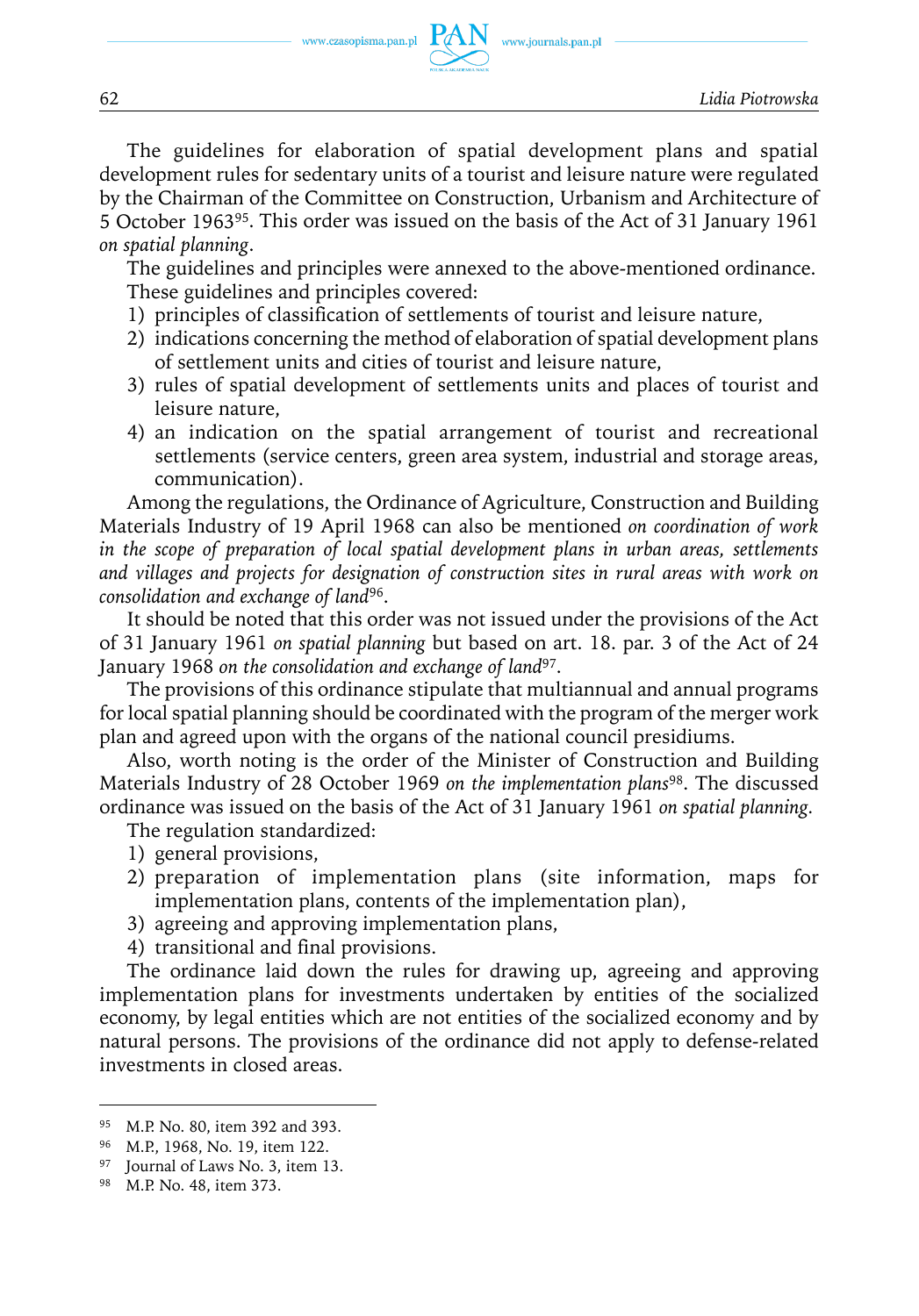The guidelines for elaboration of spatial development plans and spatial development rules for sedentary units of a tourist and leisure nature were regulated by the Chairman of the Committee on Construction, Urbanism and Architecture of 5 October 1963[95]. This order was issued on the basis of the Act of 31 January 1961 *on spatial planning*.

The guidelines and principles were annexed to the above-mentioned ordinance. These guidelines and principles covered:

1) principles of classification of settlements of tourist and leisure nature,
2) indications concerning the method of elaboration of spatial development plans of settlement units and cities of tourist and leisure nature,
3) rules of spatial development of settlements units and places of tourist and leisure nature,
4) an indication on the spatial arrangement of tourist and recreational settlements (service centers, green area system, industrial and storage areas, communication).

Among the regulations, the Ordinance of Agriculture, Construction and Building Materials Industry of 19 April 1968 can also be mentioned *on coordination of work in the scope of preparation of local spatial development plans in urban areas, settlements and villages and projects for designation of construction sites in rural areas with work on consolidation and exchange of land*[96].

It should be noted that this order was not issued under the provisions of the Act of 31 January 1961 *on spatial planning* but based on art. 18. par. 3 of the Act of 24 January 1968 *on the consolidation and exchange of land*[97].

The provisions of this ordinance stipulate that multiannual and annual programs for local spatial planning should be coordinated with the program of the merger work plan and agreed upon with the organs of the national council presidiums.

Also, worth noting is the order of the Minister of Construction and Building Materials Industry of 28 October 1969 *on the implementation plans*[98]. The discussed ordinance was issued on the basis of the Act of 31 January 1961 *on spatial planning*.

The regulation standardized:

1) general provisions,
2) preparation of implementation plans (site information, maps for implementation plans, contents of the implementation plan),
3) agreeing and approving implementation plans,
4) transitional and final provisions.

The ordinance laid down the rules for drawing up, agreeing and approving implementation plans for investments undertaken by entities of the socialized economy, by legal entities which are not entities of the socialized economy and by natural persons. The provisions of the ordinance did not apply to defense-related investments in closed areas.

---

[95] M.P. No. 80, item 392 and 393.

[96] M.P., 1968, No. 19, item 122.

[97] Journal of Laws No. 3, item 13.

[98] M.P. No. 48, item 373.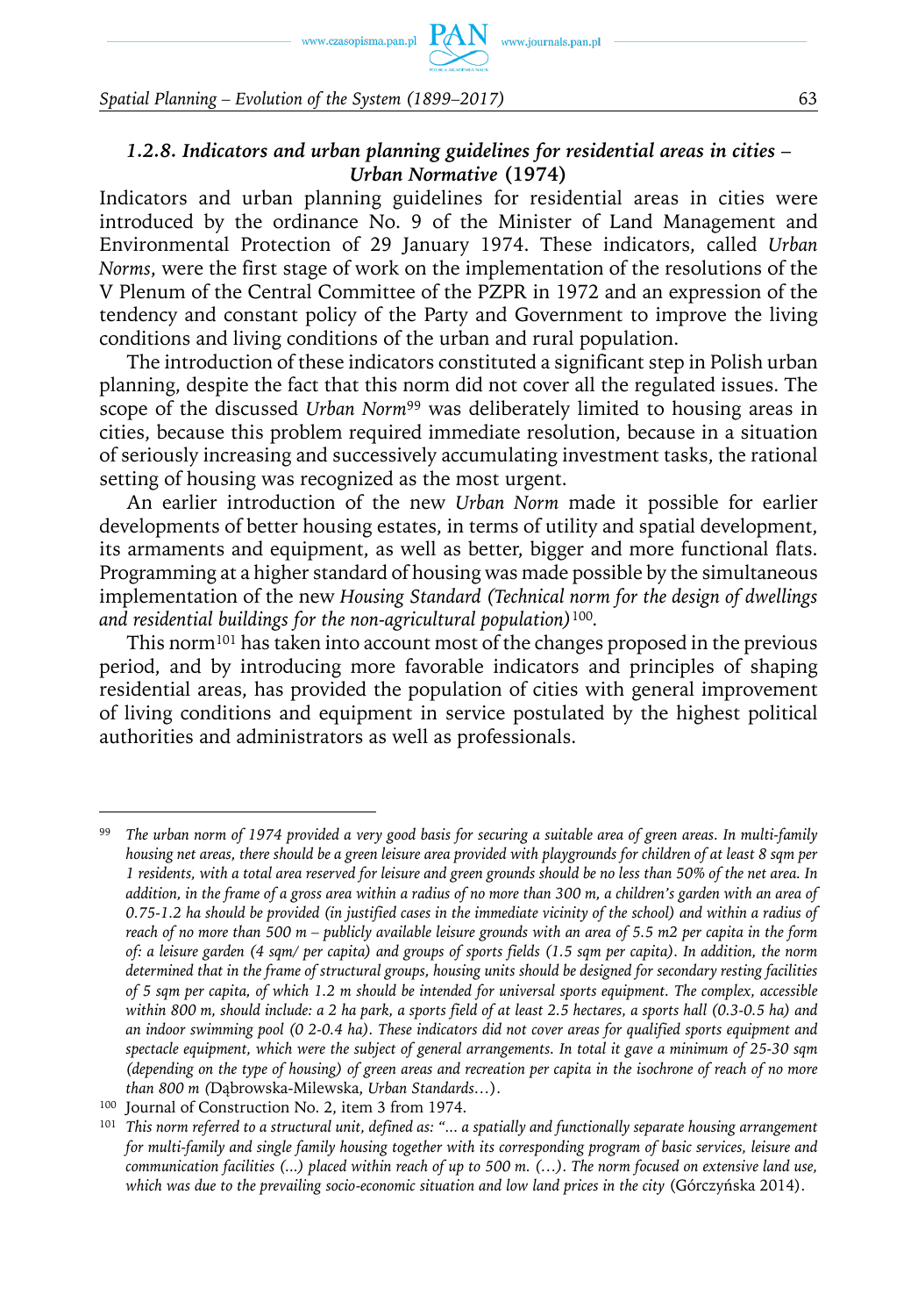### *1.2.8. Indicators and urban planning guidelines for residential areas in cities – Urban Normative* (1974)

Indicators and urban planning guidelines for residential areas in cities were introduced by the ordinance No. 9 of the Minister of Land Management and Environmental Protection of 29 January 1974. These indicators, called *Urban Norms*, were the first stage of work on the implementation of the resolutions of the V Plenum of the Central Committee of the PZPR in 1972 and an expression of the tendency and constant policy of the Party and Government to improve the living conditions and living conditions of the urban and rural population.

The introduction of these indicators constituted a significant step in Polish urban planning, despite the fact that this norm did not cover all the regulated issues. The scope of the discussed *Urban Norm*[99] was deliberately limited to housing areas in cities, because this problem required immediate resolution, because in a situation of seriously increasing and successively accumulating investment tasks, the rational setting of housing was recognized as the most urgent.

An earlier introduction of the new *Urban Norm* made it possible for earlier developments of better housing estates, in terms of utility and spatial development, its armaments and equipment, as well as better, bigger and more functional flats. Programming at a higher standard of housing was made possible by the simultaneous implementation of the new *Housing Standard (Technical norm for the design of dwellings and residential buildings for the non-agricultural population)*[100].

This norm[101] has taken into account most of the changes proposed in the previous period, and by introducing more favorable indicators and principles of shaping residential areas, has provided the population of cities with general improvement of living conditions and equipment in service postulated by the highest political authorities and administrators as well as professionals.

---

[99] *The urban norm of 1974 provided a very good basis for securing a suitable area of green areas. In multi-family housing net areas, there should be a green leisure area provided with playgrounds for children of at least 8 sqm per 1 residents, with a total area reserved for leisure and green grounds should be no less than 50% of the net area. In addition, in the frame of a gross area within a radius of no more than 300 m, a children's garden with an area of 0.75-1.2 ha should be provided (in justified cases in the immediate vicinity of the school) and within a radius of reach of no more than 500 m – publicly available leisure grounds with an area of 5.5 m2 per capita in the form of: a leisure garden (4 sqm/ per capita) and groups of sports fields (1.5 sqm per capita). In addition, the norm determined that in the frame of structural groups, housing units should be designed for secondary resting facilities of 5 sqm per capita, of which 1.2 m should be intended for universal sports equipment. The complex, accessible within 800 m, should include: a 2 ha park, a sports field of at least 2.5 hectares, a sports hall (0.3-0.5 ha) and an indoor swimming pool (0 2-0.4 ha). These indicators did not cover areas for qualified sports equipment and spectacle equipment, which were the subject of general arrangements. In total it gave a minimum of 25-30 sqm (depending on the type of housing) of green areas and recreation per capita in the isochrone of reach of no more than 800 m* (Dąbrowska-Milewska, *Urban Standards…*).

[100] Journal of Construction No. 2, item 3 from 1974.

[101] *This norm referred to a structural unit, defined as: "... a spatially and functionally separate housing arrangement for multi-family and single family housing together with its corresponding program of basic services, leisure and communication facilities (...) placed within reach of up to 500 m. (…). The norm focused on extensive land use, which was due to the prevailing socio-economic situation and low land prices in the city* (Górczyńska 2014).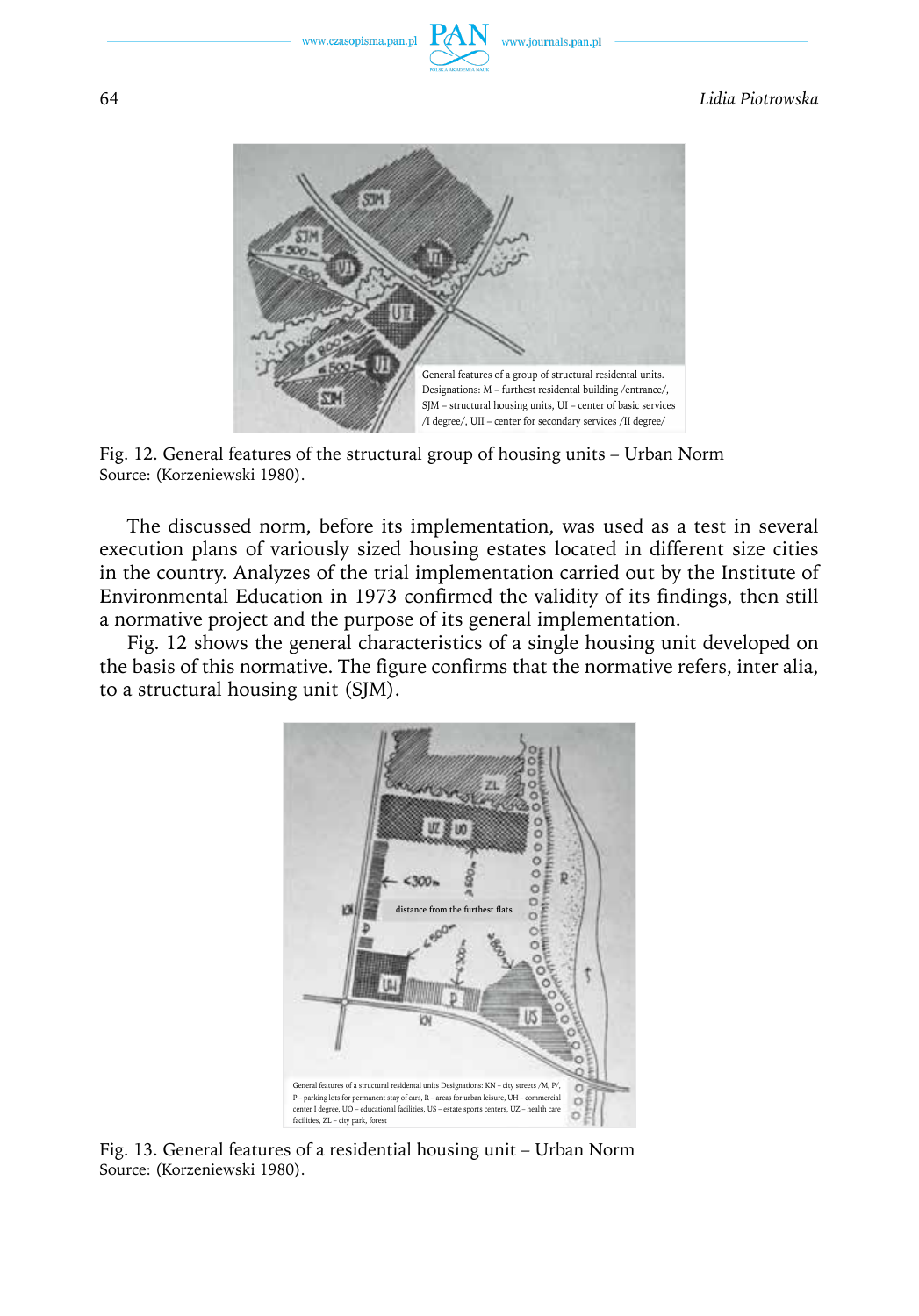Fig. 12. General features of the structural group of housing units – Urban Norm
Source: (Korzeniewski 1980).

The discussed norm, before its implementation, was used as a test in several execution plans of variously sized housing estates located in different size cities in the country. Analyzes of the trial implementation carried out by the Institute of Environmental Education in 1973 confirmed the validity of its findings, then still a normative project and the purpose of its general implementation.

Fig. 12 shows the general characteristics of a single housing unit developed on the basis of this normative. The figure confirms that the normative refers, inter alia, to a structural housing unit (SJM).

Fig. 13. General features of a residential housing unit – Urban Norm
Source: (Korzeniewski 1980).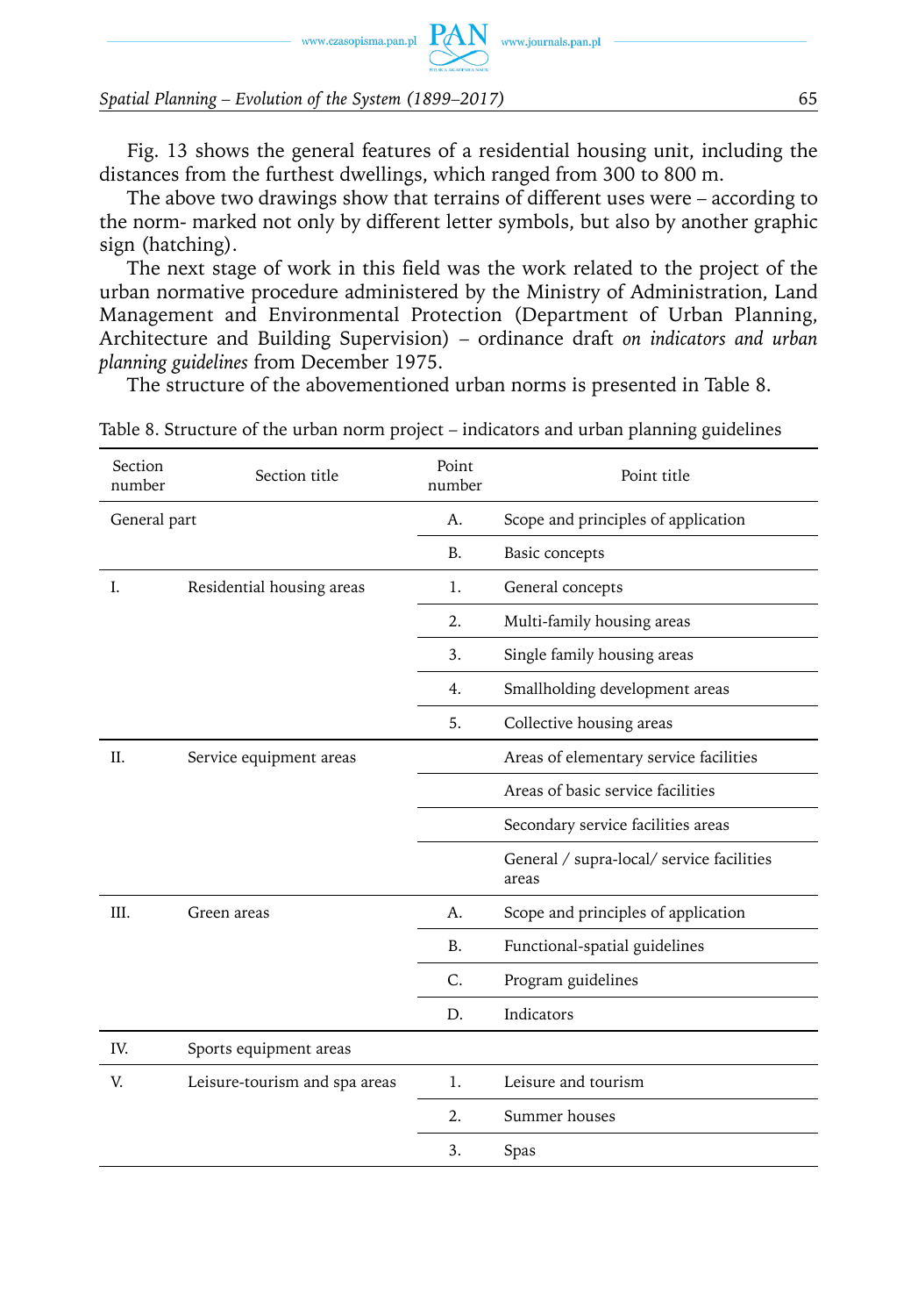Fig. 13 shows the general features of a residential housing unit, including the distances from the furthest dwellings, which ranged from 300 to 800 m.

The above two drawings show that terrains of different uses were – according to the norm- marked not only by different letter symbols, but also by another graphic sign (hatching).

The next stage of work in this field was the work related to the project of the urban normative procedure administered by the Ministry of Administration, Land Management and Environmental Protection (Department of Urban Planning, Architecture and Building Supervision) – ordinance draft *on indicators and urban planning guidelines* from December 1975.

The structure of the abovementioned urban norms is presented in Table 8.

Table 8. Structure of the urban norm project – indicators and urban planning guidelines

| Section number | Section title | Point number | Point title |
|---|---|---|---|
| General part | | A. | Scope and principles of application |
| | | B. | Basic concepts |
| I. | Residential housing areas | 1. | General concepts |
| | | 2. | Multi-family housing areas |
| | | 3. | Single family housing areas |
| | | 4. | Smallholding development areas |
| | | 5. | Collective housing areas |
| II. | Service equipment areas | | Areas of elementary service facilities |
| | | | Areas of basic service facilities |
| | | | Secondary service facilities areas |
| | | | General / supra-local/ service facilities areas |
| III. | Green areas | A. | Scope and principles of application |
| | | B. | Functional-spatial guidelines |
| | | C. | Program guidelines |
| | | D. | Indicators |
| IV. | Sports equipment areas | | |
| V. | Leisure-tourism and spa areas | 1. | Leisure and tourism |
| | | 2. | Summer houses |
| | | 3. | Spas |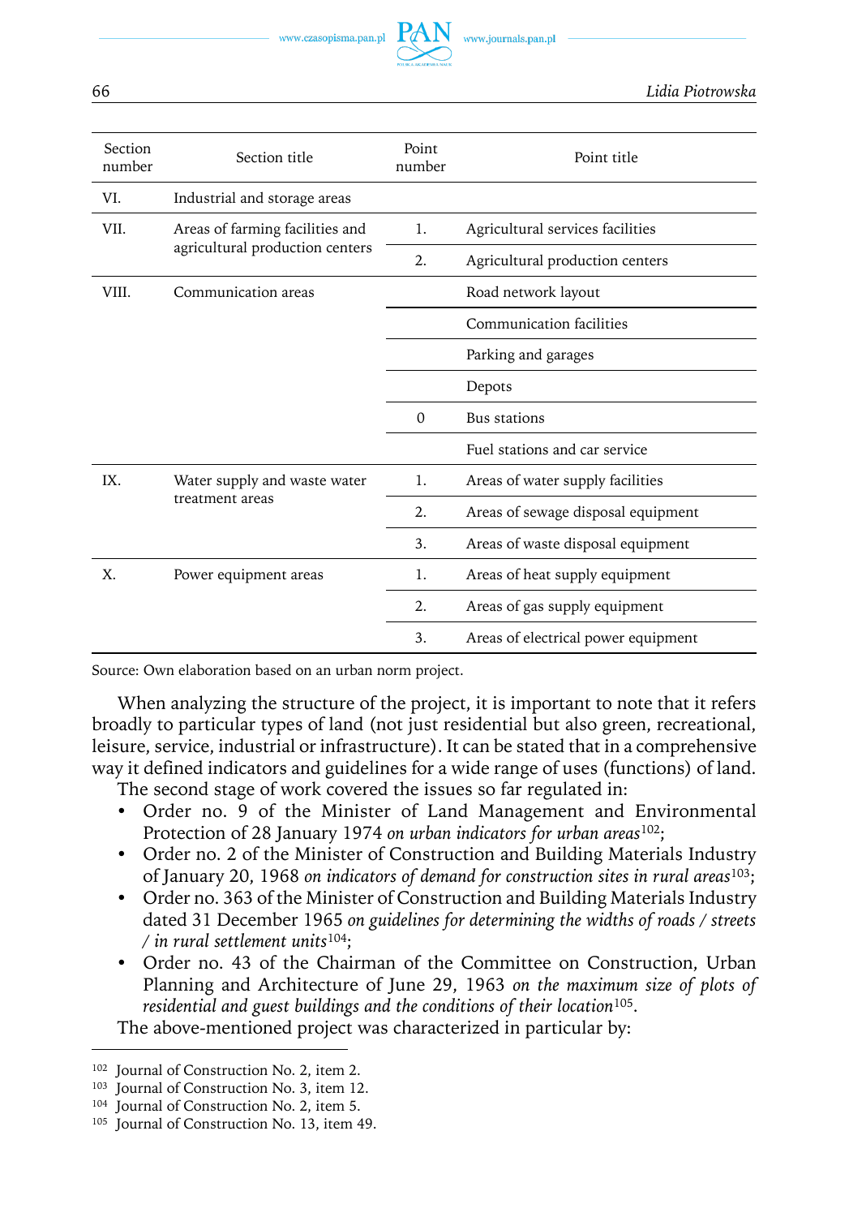| Section number | Section title | Point number | Point title |
|---|---|---|---|
| VI. | Industrial and storage areas | | |
| VII. | Areas of farming facilities and agricultural production centers | 1. | Agricultural services facilities |
| | | 2. | Agricultural production centers |
| VIII. | Communication areas | | Road network layout |
| | | | Communication facilities |
| | | | Parking and garages |
| | | | Depots |
| | | 0 | Bus stations |
| | | | Fuel stations and car service |
| IX. | Water supply and waste water treatment areas | 1. | Areas of water supply facilities |
| | | 2. | Areas of sewage disposal equipment |
| | | 3. | Areas of waste disposal equipment |
| X. | Power equipment areas | 1. | Areas of heat supply equipment |
| | | 2. | Areas of gas supply equipment |
| | | 3. | Areas of electrical power equipment |

Source: Own elaboration based on an urban norm project.

When analyzing the structure of the project, it is important to note that it refers broadly to particular types of land (not just residential but also green, recreational, leisure, service, industrial or infrastructure). It can be stated that in a comprehensive way it defined indicators and guidelines for a wide range of uses (functions) of land.

The second stage of work covered the issues so far regulated in:

- Order no. 9 of the Minister of Land Management and Environmental Protection of 28 January 1974 *on urban indicators for urban areas*[102];
- Order no. 2 of the Minister of Construction and Building Materials Industry of January 20, 1968 *on indicators of demand for construction sites in rural areas*[103];
- Order no. 363 of the Minister of Construction and Building Materials Industry dated 31 December 1965 *on guidelines for determining the widths of roads / streets / in rural settlement units*[104];
- Order no. 43 of the Chairman of the Committee on Construction, Urban Planning and Architecture of June 29, 1963 *on the maximum size of plots of residential and guest buildings and the conditions of their location*[105].

The above-mentioned project was characterized in particular by:

[102] Journal of Construction No. 2, item 2.

[103] Journal of Construction No. 3, item 12.

[104] Journal of Construction No. 2, item 5.

[105] Journal of Construction No. 13, item 49.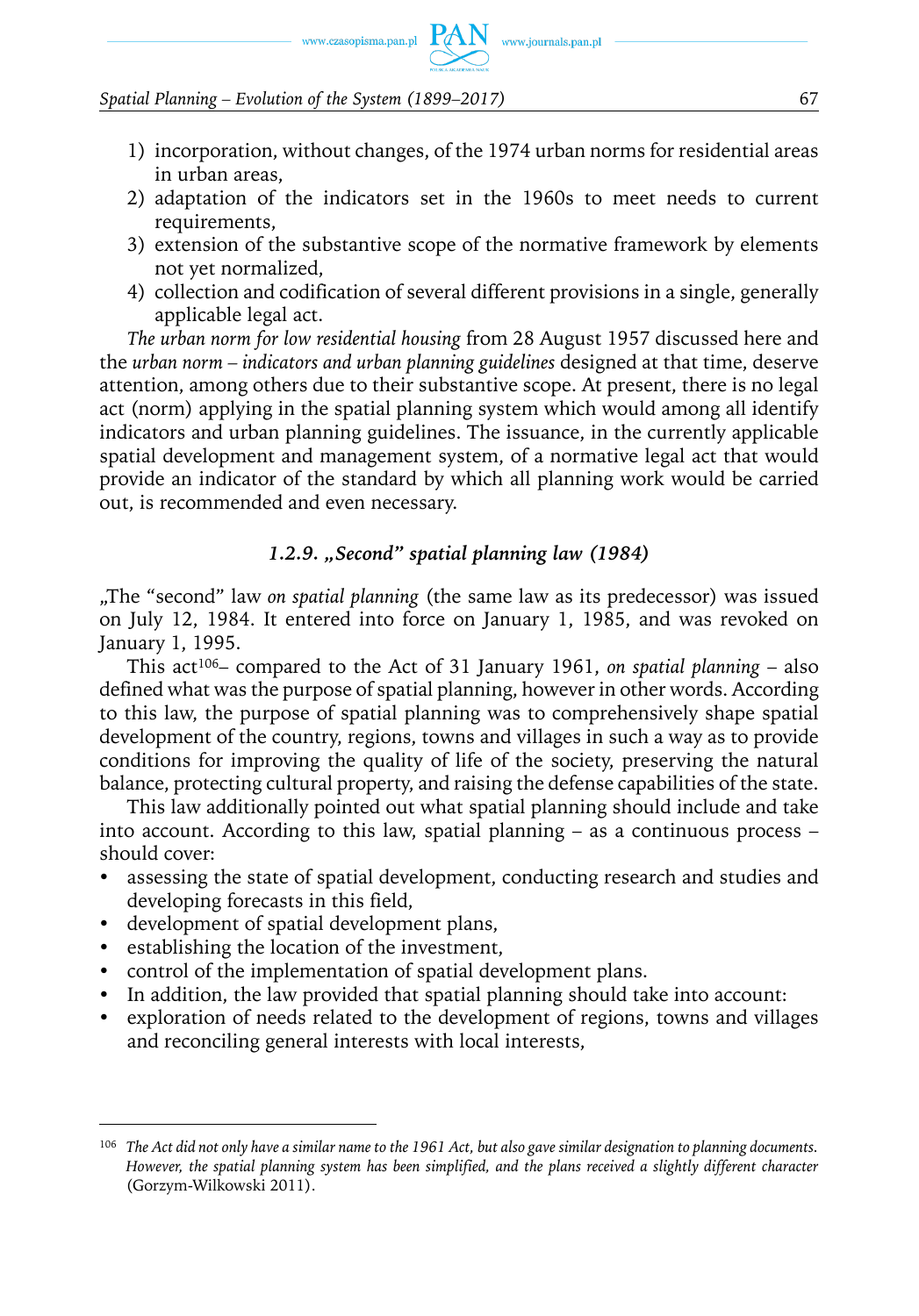1) incorporation, without changes, of the 1974 urban norms for residential areas in urban areas,
2) adaptation of the indicators set in the 1960s to meet needs to current requirements,
3) extension of the substantive scope of the normative framework by elements not yet normalized,
4) collection and codification of several different provisions in a single, generally applicable legal act.

*The urban norm for low residential housing* from 28 August 1957 discussed here and the *urban norm – indicators and urban planning guidelines* designed at that time, deserve attention, among others due to their substantive scope. At present, there is no legal act (norm) applying in the spatial planning system which would among all identify indicators and urban planning guidelines. The issuance, in the currently applicable spatial development and management system, of a normative legal act that would provide an indicator of the standard by which all planning work would be carried out, is recommended and even necessary.

### *1.2.9. „Second" spatial planning law (1984)*

„The "second" law *on spatial planning* (the same law as its predecessor) was issued on July 12, 1984. It entered into force on January 1, 1985, and was revoked on January 1, 1995.

This act[106]– compared to the Act of 31 January 1961, *on spatial planning* – also defined what was the purpose of spatial planning, however in other words. According to this law, the purpose of spatial planning was to comprehensively shape spatial development of the country, regions, towns and villages in such a way as to provide conditions for improving the quality of life of the society, preserving the natural balance, protecting cultural property, and raising the defense capabilities of the state.

This law additionally pointed out what spatial planning should include and take into account. According to this law, spatial planning – as a continuous process – should cover:

- assessing the state of spatial development, conducting research and studies and developing forecasts in this field,
- development of spatial development plans,
- establishing the location of the investment,
- control of the implementation of spatial development plans.
- In addition, the law provided that spatial planning should take into account:
- exploration of needs related to the development of regions, towns and villages and reconciling general interests with local interests,

---

[106] *The Act did not only have a similar name to the 1961 Act, but also gave similar designation to planning documents. However, the spatial planning system has been simplified, and the plans received a slightly different character* (Gorzym-Wilkowski 2011).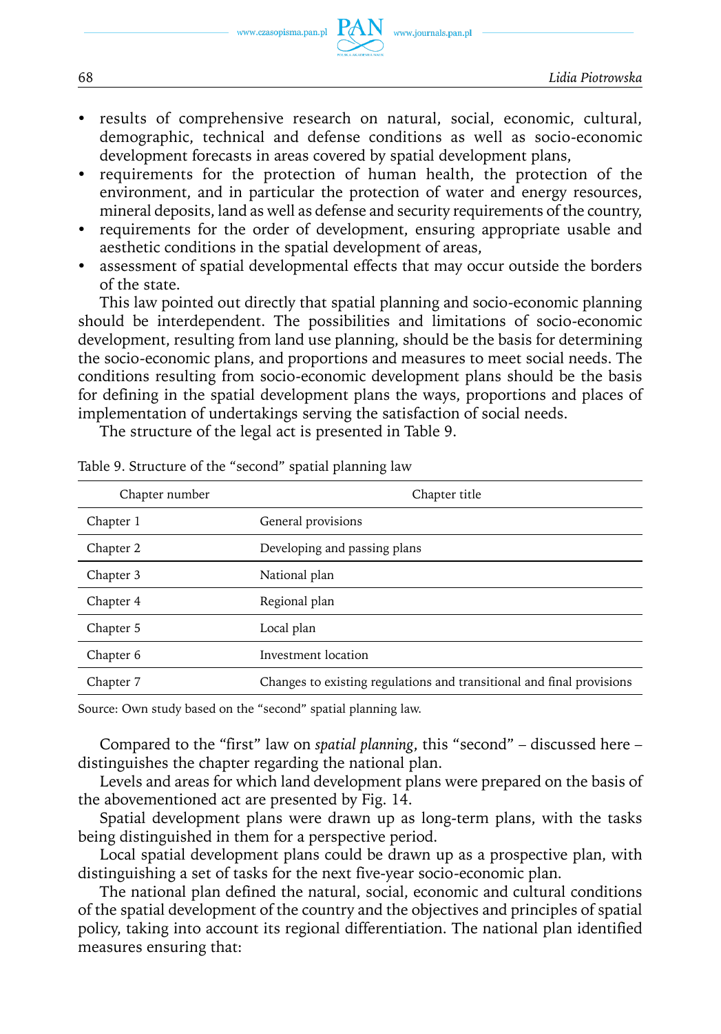- results of comprehensive research on natural, social, economic, cultural, demographic, technical and defense conditions as well as socio-economic development forecasts in areas covered by spatial development plans,
- requirements for the protection of human health, the protection of the environment, and in particular the protection of water and energy resources, mineral deposits, land as well as defense and security requirements of the country,
- requirements for the order of development, ensuring appropriate usable and aesthetic conditions in the spatial development of areas,
- assessment of spatial developmental effects that may occur outside the borders of the state.

This law pointed out directly that spatial planning and socio-economic planning should be interdependent. The possibilities and limitations of socio-economic development, resulting from land use planning, should be the basis for determining the socio-economic plans, and proportions and measures to meet social needs. The conditions resulting from socio-economic development plans should be the basis for defining in the spatial development plans the ways, proportions and places of implementation of undertakings serving the satisfaction of social needs.

The structure of the legal act is presented in Table 9.

Table 9. Structure of the "second" spatial planning law

| Chapter number | Chapter title |
|---|---|
| Chapter 1 | General provisions |
| Chapter 2 | Developing and passing plans |
| Chapter 3 | National plan |
| Chapter 4 | Regional plan |
| Chapter 5 | Local plan |
| Chapter 6 | Investment location |
| Chapter 7 | Changes to existing regulations and transitional and final provisions |

Source: Own study based on the "second" spatial planning law.

Compared to the "first" law on *spatial planning*, this "second" – discussed here – distinguishes the chapter regarding the national plan.

Levels and areas for which land development plans were prepared on the basis of the abovementioned act are presented by Fig. 14.

Spatial development plans were drawn up as long-term plans, with the tasks being distinguished in them for a perspective period.

Local spatial development plans could be drawn up as a prospective plan, with distinguishing a set of tasks for the next five-year socio-economic plan.

The national plan defined the natural, social, economic and cultural conditions of the spatial development of the country and the objectives and principles of spatial policy, taking into account its regional differentiation. The national plan identified measures ensuring that: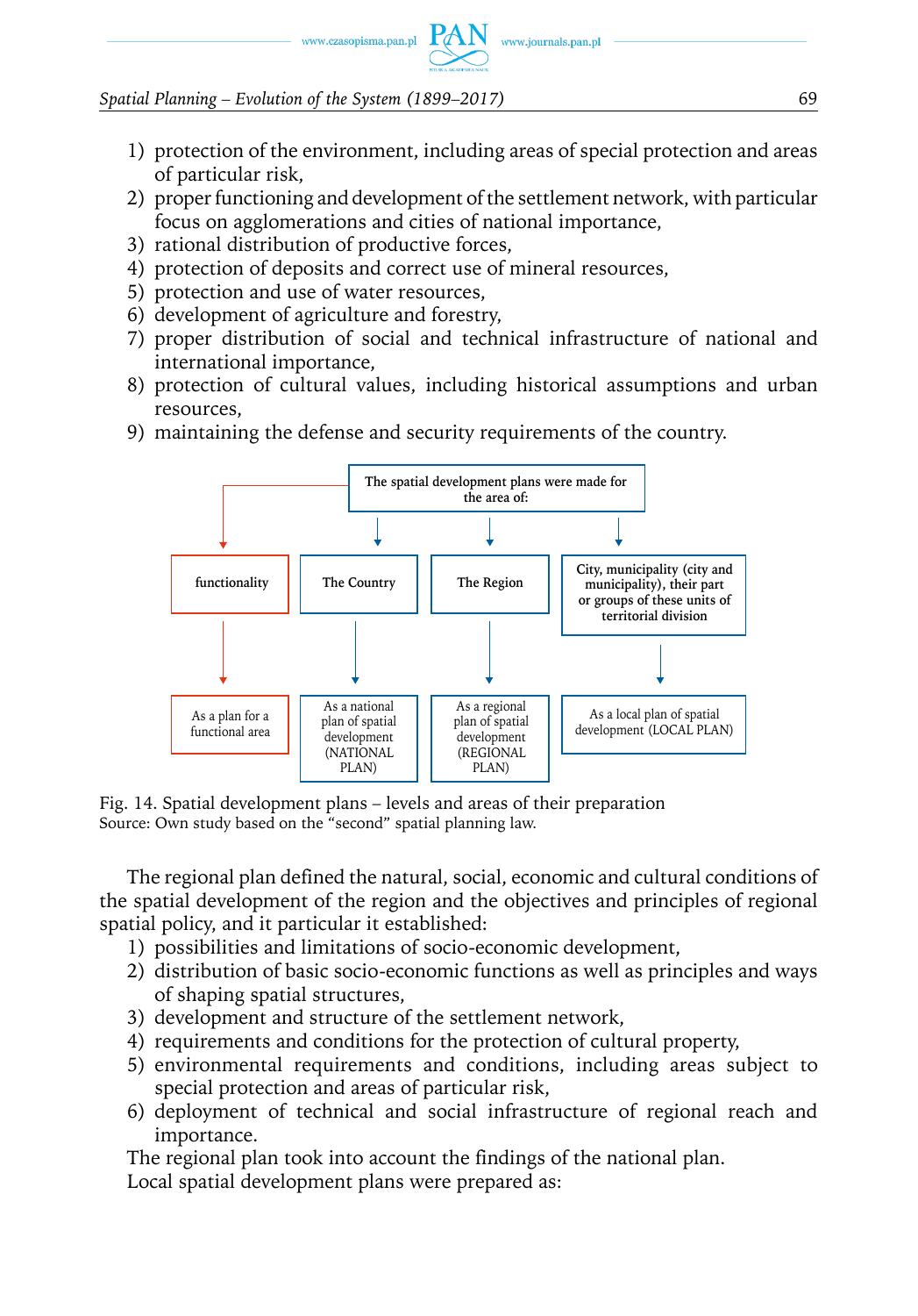1) protection of the environment, including areas of special protection and areas of particular risk,
2) proper functioning and development of the settlement network, with particular focus on agglomerations and cities of national importance,
3) rational distribution of productive forces,
4) protection of deposits and correct use of mineral resources,
5) protection and use of water resources,
6) development of agriculture and forestry,
7) proper distribution of social and technical infrastructure of national and international importance,
8) protection of cultural values, including historical assumptions and urban resources,
9) maintaining the defense and security requirements of the country.

The spatial development plans were made for the area of:

- functionality → As a plan for a functional area
- The Country → As a national plan of spatial development (NATIONAL PLAN)
- The Region → As a regional plan of spatial development (REGIONAL PLAN)
- City, municipality (city and municipality), their part or groups of these units of territorial division → As a local plan of spatial development (LOCAL PLAN)

Fig. 14. Spatial development plans – levels and areas of their preparation
Source: Own study based on the "second" spatial planning law.

The regional plan defined the natural, social, economic and cultural conditions of the spatial development of the region and the objectives and principles of regional spatial policy, and it particular it established:

1) possibilities and limitations of socio-economic development,
2) distribution of basic socio-economic functions as well as principles and ways of shaping spatial structures,
3) development and structure of the settlement network,
4) requirements and conditions for the protection of cultural property,
5) environmental requirements and conditions, including areas subject to special protection and areas of particular risk,
6) deployment of technical and social infrastructure of regional reach and importance.

The regional plan took into account the findings of the national plan.

Local spatial development plans were prepared as: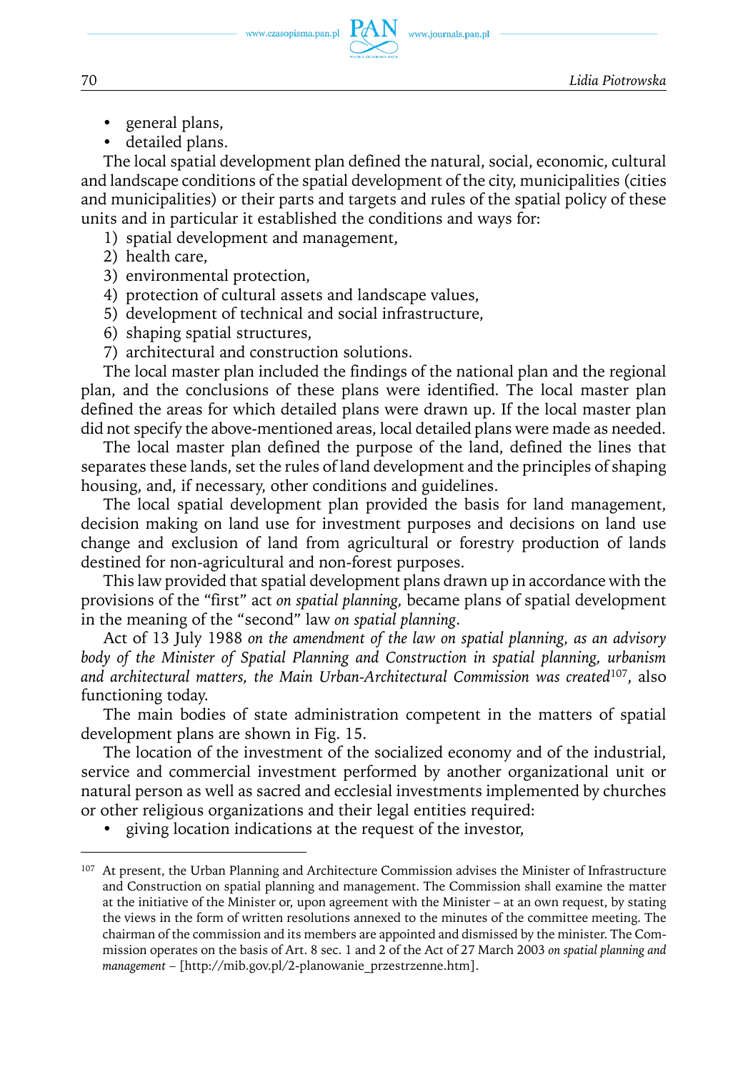- general plans,
- detailed plans.

The local spatial development plan defined the natural, social, economic, cultural and landscape conditions of the spatial development of the city, municipalities (cities and municipalities) or their parts and targets and rules of the spatial policy of these units and in particular it established the conditions and ways for:

1) spatial development and management,
2) health care,
3) environmental protection,
4) protection of cultural assets and landscape values,
5) development of technical and social infrastructure,
6) shaping spatial structures,
7) architectural and construction solutions.

The local master plan included the findings of the national plan and the regional plan, and the conclusions of these plans were identified. The local master plan defined the areas for which detailed plans were drawn up. If the local master plan did not specify the above-mentioned areas, local detailed plans were made as needed.

The local master plan defined the purpose of the land, defined the lines that separates these lands, set the rules of land development and the principles of shaping housing, and, if necessary, other conditions and guidelines.

The local spatial development plan provided the basis for land management, decision making on land use for investment purposes and decisions on land use change and exclusion of land from agricultural or forestry production of lands destined for non-agricultural and non-forest purposes.

This law provided that spatial development plans drawn up in accordance with the provisions of the "first" act *on spatial planning,* became plans of spatial development in the meaning of the "second" law *on spatial planning*.

Act of 13 July 1988 *on the amendment of the law on spatial planning, as an advisory body of the Minister of Spatial Planning and Construction in spatial planning, urbanism and architectural matters, the Main Urban-Architectural Commission was created*[107], also functioning today.

The main bodies of state administration competent in the matters of spatial development plans are shown in Fig. 15.

The location of the investment of the socialized economy and of the industrial, service and commercial investment performed by another organizational unit or natural person as well as sacred and ecclesial investments implemented by churches or other religious organizations and their legal entities required:

- giving location indications at the request of the investor,

---

[107] At present, the Urban Planning and Architecture Commission advises the Minister of Infrastructure and Construction on spatial planning and management. The Commission shall examine the matter at the initiative of the Minister or, upon agreement with the Minister – at an own request, by stating the views in the form of written resolutions annexed to the minutes of the committee meeting. The chairman of the commission and its members are appointed and dismissed by the minister. The Commission operates on the basis of Art. 8 sec. 1 and 2 of the Act of 27 March 2003 *on spatial planning and management* – [http://mib.gov.pl/2-planowanie_przestrzenne.htm].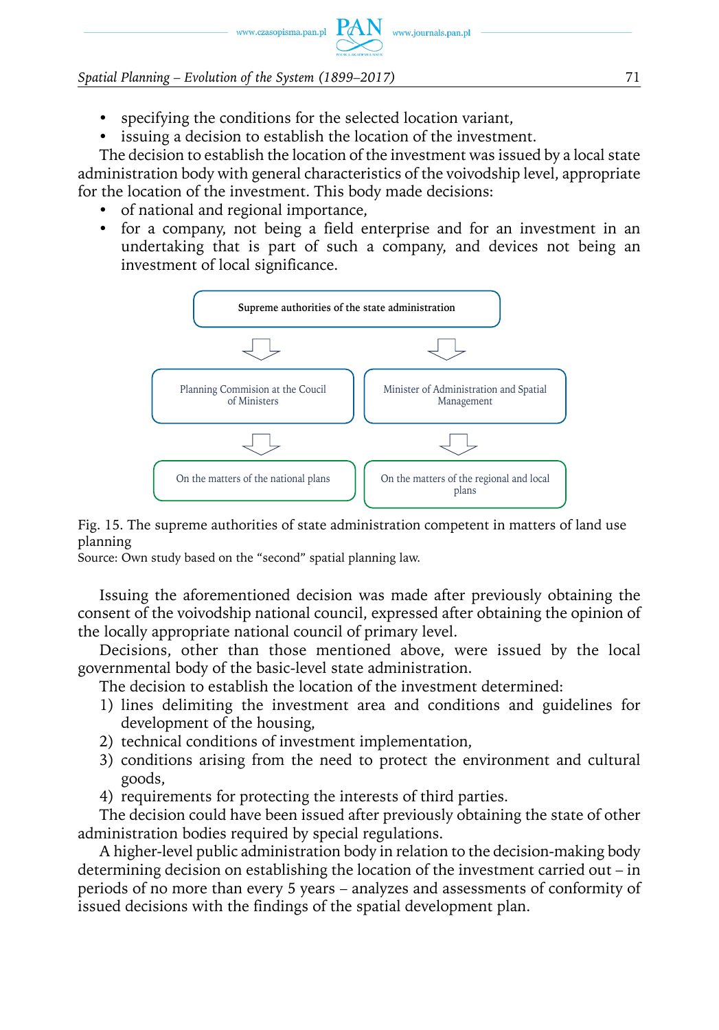- specifying the conditions for the selected location variant,
- issuing a decision to establish the location of the investment.

The decision to establish the location of the investment was issued by a local state administration body with general characteristics of the voivodship level, appropriate for the location of the investment. This body made decisions:

- of national and regional importance,
- for a company, not being a field enterprise and for an investment in an undertaking that is part of such a company, and devices not being an investment of local significance.

Supreme authorities of the state administration

Planning Commision at the Coucil of Ministers

Minister of Administration and Spatial Management

On the matters of the national plans

On the matters of the regional and local plans

Fig. 15. The supreme authorities of state administration competent in matters of land use planning
Source: Own study based on the "second" spatial planning law.

Issuing the aforementioned decision was made after previously obtaining the consent of the voivodship national council, expressed after obtaining the opinion of the locally appropriate national council of primary level.

Decisions, other than those mentioned above, were issued by the local governmental body of the basic-level state administration.

The decision to establish the location of the investment determined:

1) lines delimiting the investment area and conditions and guidelines for development of the housing,
2) technical conditions of investment implementation,
3) conditions arising from the need to protect the environment and cultural goods,
4) requirements for protecting the interests of third parties.

The decision could have been issued after previously obtaining the state of other administration bodies required by special regulations.

A higher-level public administration body in relation to the decision-making body determining decision on establishing the location of the investment carried out – in periods of no more than every 5 years – analyzes and assessments of conformity of issued decisions with the findings of the spatial development plan.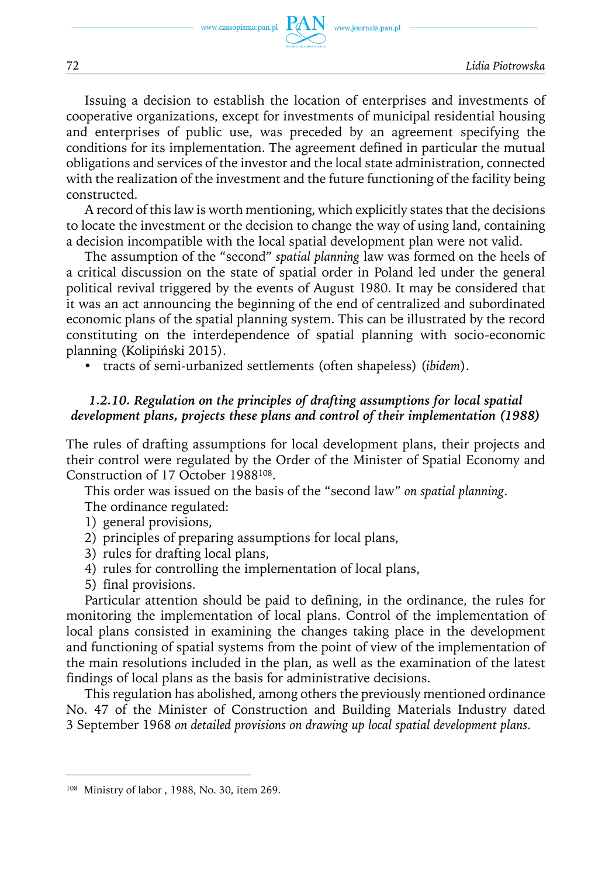Issuing a decision to establish the location of enterprises and investments of cooperative organizations, except for investments of municipal residential housing and enterprises of public use, was preceded by an agreement specifying the conditions for its implementation. The agreement defined in particular the mutual obligations and services of the investor and the local state administration, connected with the realization of the investment and the future functioning of the facility being constructed.

A record of this law is worth mentioning, which explicitly states that the decisions to locate the investment or the decision to change the way of using land, containing a decision incompatible with the local spatial development plan were not valid.

The assumption of the "second" *spatial planning* law was formed on the heels of a critical discussion on the state of spatial order in Poland led under the general political revival triggered by the events of August 1980. It may be considered that it was an act announcing the beginning of the end of centralized and subordinated economic plans of the spatial planning system. This can be illustrated by the record constituting on the interdependence of spatial planning with socio-economic planning (Kolipiński 2015).

- tracts of semi-urbanized settlements (often shapeless) (*ibidem*).

### *1.2.10. Regulation on the principles of drafting assumptions for local spatial development plans, projects these plans and control of their implementation (1988)*

The rules of drafting assumptions for local development plans, their projects and their control were regulated by the Order of the Minister of Spatial Economy and Construction of 17 October 1988[108].

This order was issued on the basis of the "second law" *on spatial planning*.

The ordinance regulated:

1) general provisions,
2) principles of preparing assumptions for local plans,
3) rules for drafting local plans,
4) rules for controlling the implementation of local plans,
5) final provisions.

Particular attention should be paid to defining, in the ordinance, the rules for monitoring the implementation of local plans. Control of the implementation of local plans consisted in examining the changes taking place in the development and functioning of spatial systems from the point of view of the implementation of the main resolutions included in the plan, as well as the examination of the latest findings of local plans as the basis for administrative decisions.

This regulation has abolished, among others the previously mentioned ordinance No. 47 of the Minister of Construction and Building Materials Industry dated 3 September 1968 *on detailed provisions on drawing up local spatial development plans*.

---

[108] Ministry of labor , 1988, No. 30, item 269.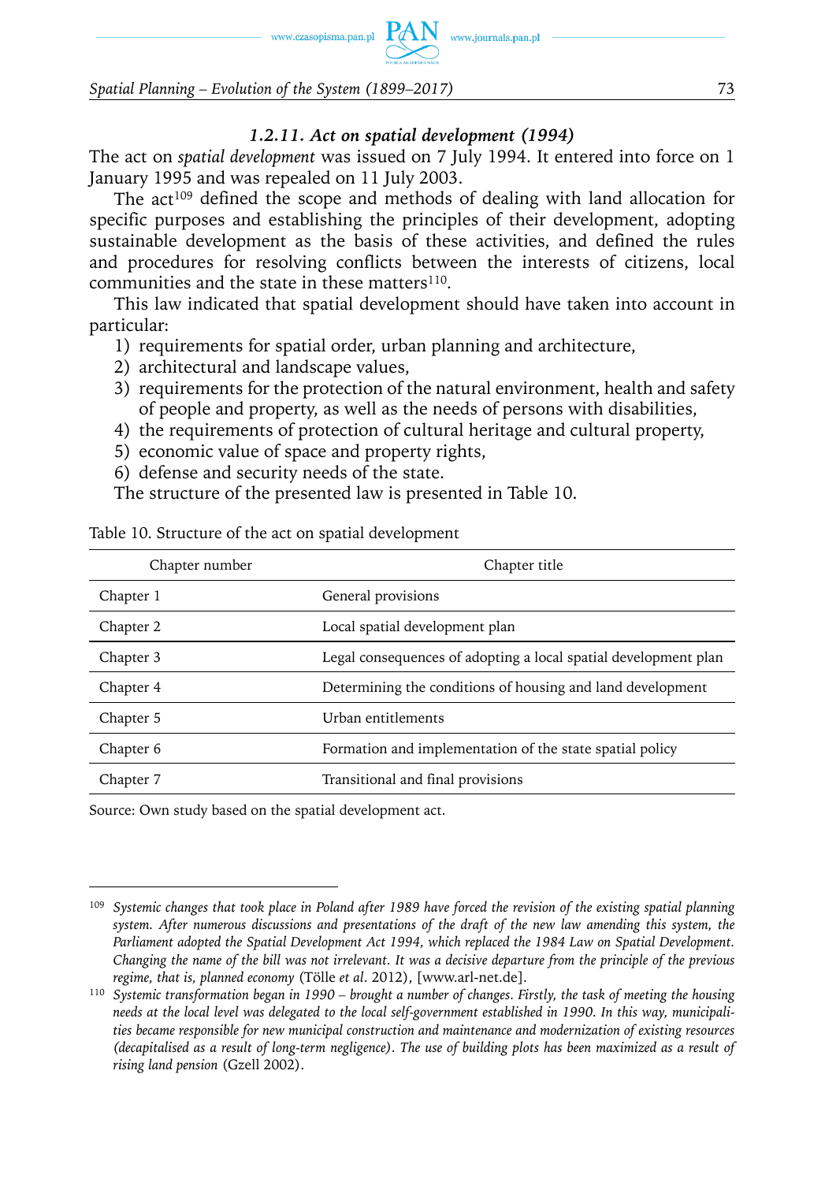### *1.2.11. Act on spatial development (1994)*

The act on *spatial development* was issued on 7 July 1994. It entered into force on 1 January 1995 and was repealed on 11 July 2003.

The act[109] defined the scope and methods of dealing with land allocation for specific purposes and establishing the principles of their development, adopting sustainable development as the basis of these activities, and defined the rules and procedures for resolving conflicts between the interests of citizens, local communities and the state in these matters[110].

This law indicated that spatial development should have taken into account in particular:

1) requirements for spatial order, urban planning and architecture,
2) architectural and landscape values,
3) requirements for the protection of the natural environment, health and safety of people and property, as well as the needs of persons with disabilities,
4) the requirements of protection of cultural heritage and cultural property,
5) economic value of space and property rights,
6) defense and security needs of the state.

The structure of the presented law is presented in Table 10.

Table 10. Structure of the act on spatial development

| Chapter number | Chapter title |
|---|---|
| Chapter 1 | General provisions |
| Chapter 2 | Local spatial development plan |
| Chapter 3 | Legal consequences of adopting a local spatial development plan |
| Chapter 4 | Determining the conditions of housing and land development |
| Chapter 5 | Urban entitlements |
| Chapter 6 | Formation and implementation of the state spatial policy |
| Chapter 7 | Transitional and final provisions |

Source: Own study based on the spatial development act.

---

[109] *Systemic changes that took place in Poland after 1989 have forced the revision of the existing spatial planning system. After numerous discussions and presentations of the draft of the new law amending this system, the Parliament adopted the Spatial Development Act 1994, which replaced the 1984 Law on Spatial Development. Changing the name of the bill was not irrelevant. It was a decisive departure from the principle of the previous regime, that is, planned economy* (Tölle *et al*. 2012), [www.arl-net.de].

[110] *Systemic transformation began in 1990 – brought a number of changes. Firstly, the task of meeting the housing needs at the local level was delegated to the local self-government established in 1990. In this way, municipalities became responsible for new municipal construction and maintenance and modernization of existing resources (decapitalised as a result of long-term negligence). The use of building plots has been maximized as a result of rising land pension* (Gzell 2002).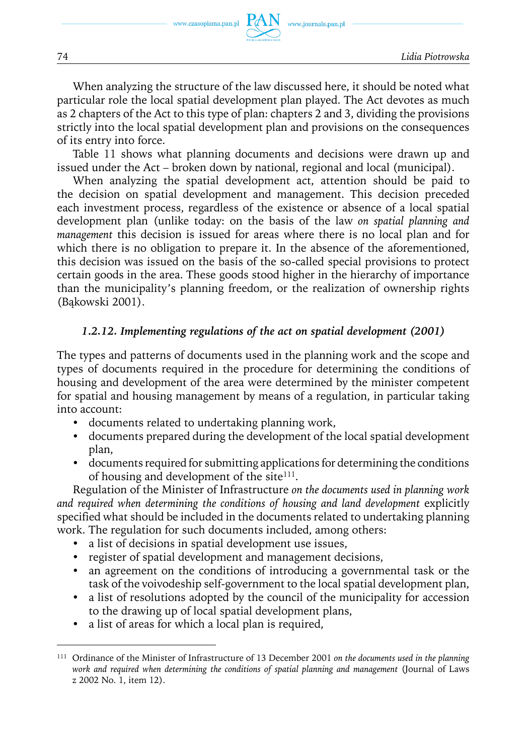When analyzing the structure of the law discussed here, it should be noted what particular role the local spatial development plan played. The Act devotes as much as 2 chapters of the Act to this type of plan: chapters 2 and 3, dividing the provisions strictly into the local spatial development plan and provisions on the consequences of its entry into force.

Table 11 shows what planning documents and decisions were drawn up and issued under the Act – broken down by national, regional and local (municipal).

When analyzing the spatial development act, attention should be paid to the decision on spatial development and management. This decision preceded each investment process, regardless of the existence or absence of a local spatial development plan (unlike today: on the basis of the law *on spatial planning and management* this decision is issued for areas where there is no local plan and for which there is no obligation to prepare it. In the absence of the aforementioned, this decision was issued on the basis of the so-called special provisions to protect certain goods in the area. These goods stood higher in the hierarchy of importance than the municipality's planning freedom, or the realization of ownership rights (Bąkowski 2001).

### *1.2.12. Implementing regulations of the act on spatial development (2001)*

The types and patterns of documents used in the planning work and the scope and types of documents required in the procedure for determining the conditions of housing and development of the area were determined by the minister competent for spatial and housing management by means of a regulation, in particular taking into account:

- documents related to undertaking planning work,
- documents prepared during the development of the local spatial development plan,
- documents required for submitting applications for determining the conditions of housing and development of the site[111].

Regulation of the Minister of Infrastructure *on the documents used in planning work and required when determining the conditions of housing and land development* explicitly specified what should be included in the documents related to undertaking planning work. The regulation for such documents included, among others:

- a list of decisions in spatial development use issues,
- register of spatial development and management decisions,
- an agreement on the conditions of introducing a governmental task or the task of the voivodeship self-government to the local spatial development plan,
- a list of resolutions adopted by the council of the municipality for accession to the drawing up of local spatial development plans,
- a list of areas for which a local plan is required,

---

[111] Ordinance of the Minister of Infrastructure of 13 December 2001 *on the documents used in the planning work and required when determining the conditions of spatial planning and management* (Journal of Laws z 2002 No. 1, item 12).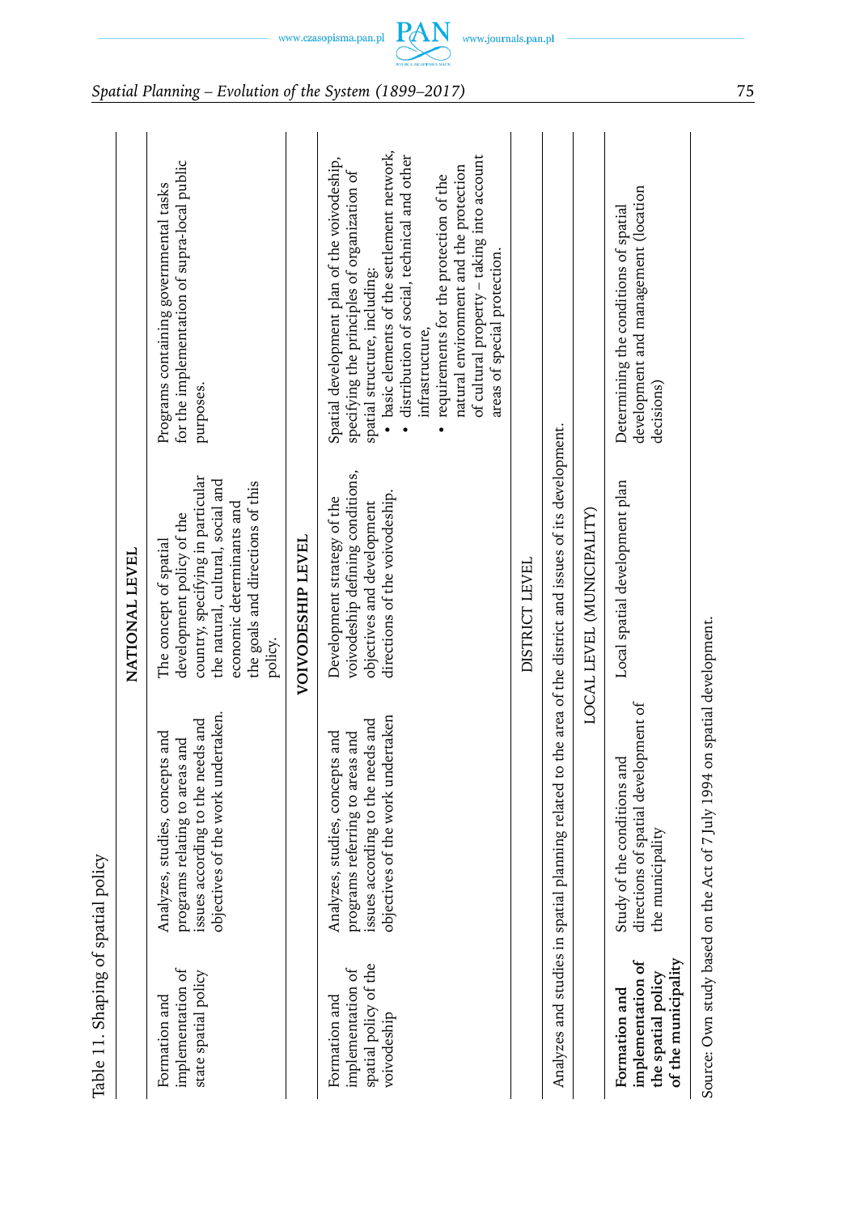Table 11. Shaping of spatial policy

| | | | |
|---|---|---|---|
| | | **NATIONAL LEVEL** | |
| Formation and implementation of state spatial policy | Analyzes, studies, concepts and programs relating to areas and issues according to the needs and objectives of the work undertaken. | The concept of spatial development policy of the country, specifying in particular the natural, cultural, social and economic determinants and the goals and directions of this policy. | Programs containing governmental tasks for the implementation of supra-local public purposes. |
| | | **VOIVODESHIP LEVEL** | |
| Formation and implementation of spatial policy of the voivodeship | Analyzes, studies, concepts and programs referring to areas and issues according to the needs and objectives of the work undertaken | Development strategy of the voivodeship defining conditions, objectives and development directions of the voivodeship. | Spatial development plan of the voivodeship, specifying the principles of organization of spatial structure, including:<br>• basic elements of the settlement network,<br>• distribution of social, technical and other infrastructure,<br>• requirements for the protection of the natural environment and the protection of cultural property – taking into account areas of special protection. |
| | | DISTRICT LEVEL | |
| Analyzes and studies in spatial planning related to the area of the district and issues of its development. | | | |
| | | LOCAL LEVEL (MUNICIPALITY) | |
| **Formation and implementation of the spatial policy of the municipality** | Study of the conditions and directions of spatial development of the municipality | Local spatial development plan | Determining the conditions of spatial development and management (location decisions) |

Source: Own study based on the Act of 7 July 1994 on spatial development.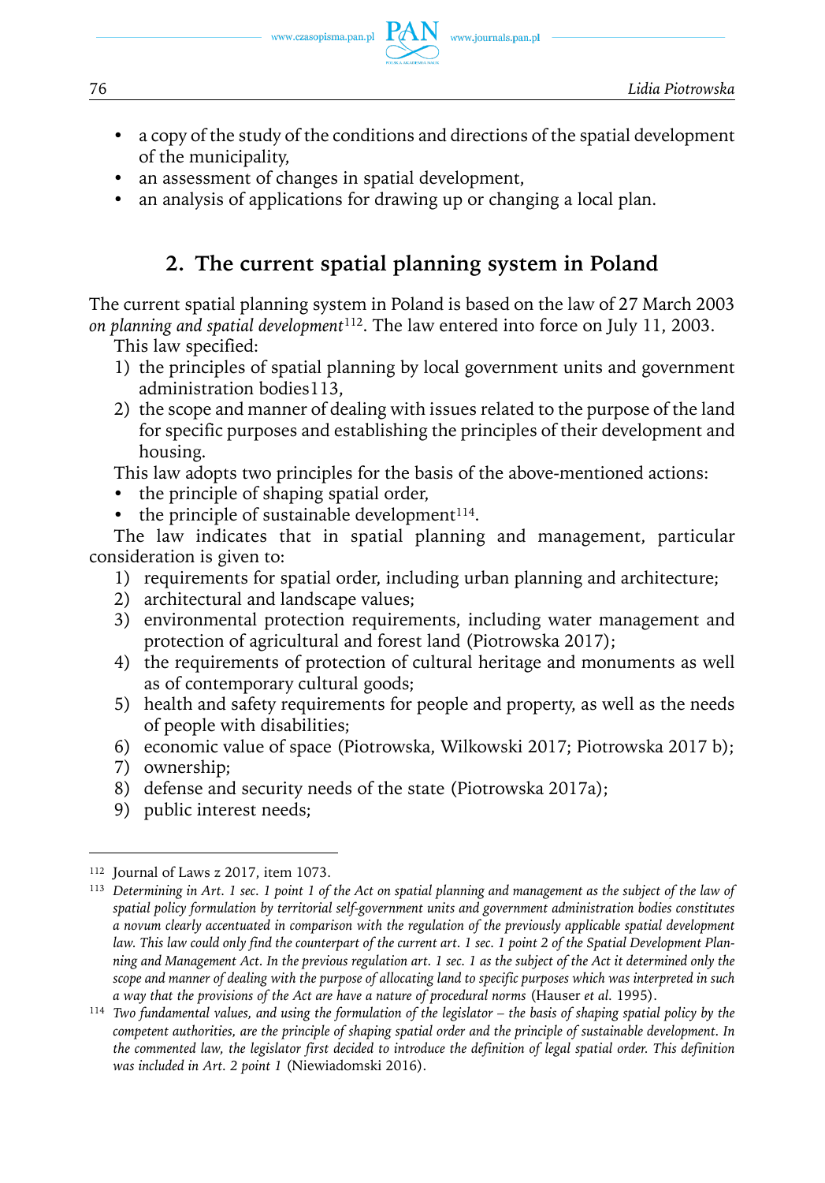- a copy of the study of the conditions and directions of the spatial development of the municipality,
- an assessment of changes in spatial development,
- an analysis of applications for drawing up or changing a local plan.

## 2. The current spatial planning system in Poland

The current spatial planning system in Poland is based on the law of 27 March 2003 *on planning and spatial development*[112]. The law entered into force on July 11, 2003.

This law specified:

1) the principles of spatial planning by local government units and government administration bodies113,
2) the scope and manner of dealing with issues related to the purpose of the land for specific purposes and establishing the principles of their development and housing.

This law adopts two principles for the basis of the above-mentioned actions:

- the principle of shaping spatial order,
- the principle of sustainable development[114].

The law indicates that in spatial planning and management, particular consideration is given to:

1) requirements for spatial order, including urban planning and architecture;
2) architectural and landscape values;
3) environmental protection requirements, including water management and protection of agricultural and forest land (Piotrowska 2017);
4) the requirements of protection of cultural heritage and monuments as well as of contemporary cultural goods;
5) health and safety requirements for people and property, as well as the needs of people with disabilities;
6) economic value of space (Piotrowska, Wilkowski 2017; Piotrowska 2017 b);
7) ownership;
8) defense and security needs of the state (Piotrowska 2017a);
9) public interest needs;

---

[112] Journal of Laws z 2017, item 1073.

[113] *Determining in Art. 1 sec. 1 point 1 of the Act on spatial planning and management as the subject of the law of spatial policy formulation by territorial self-government units and government administration bodies constitutes a novum clearly accentuated in comparison with the regulation of the previously applicable spatial development law. This law could only find the counterpart of the current art. 1 sec. 1 point 2 of the Spatial Development Planning and Management Act. In the previous regulation art. 1 sec. 1 as the subject of the Act it determined only the scope and manner of dealing with the purpose of allocating land to specific purposes which was interpreted in such a way that the provisions of the Act are have a nature of procedural norms* (Hauser *et al.* 1995).

[114] *Two fundamental values, and using the formulation of the legislator – the basis of shaping spatial policy by the competent authorities, are the principle of shaping spatial order and the principle of sustainable development. In the commented law, the legislator first decided to introduce the definition of legal spatial order. This definition was included in Art. 2 point 1* (Niewiadomski 2016).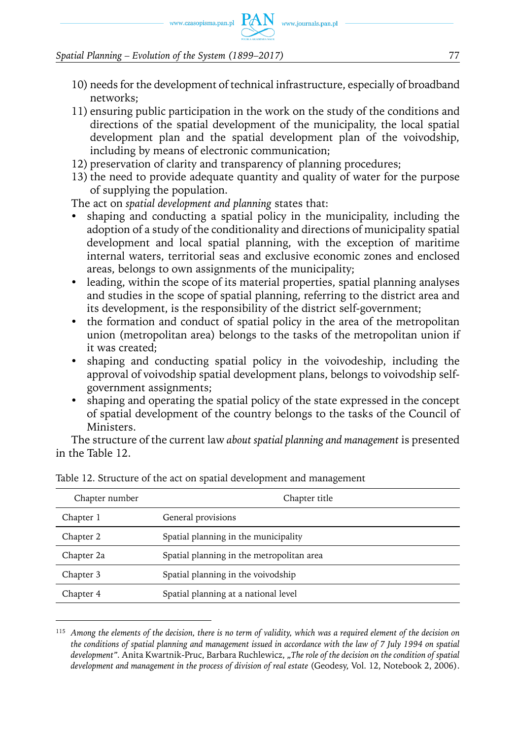10) needs for the development of technical infrastructure, especially of broadband networks;
11) ensuring public participation in the work on the study of the conditions and directions of the spatial development of the municipality, the local spatial development plan and the spatial development plan of the voivodship, including by means of electronic communication;
12) preservation of clarity and transparency of planning procedures;
13) the need to provide adequate quantity and quality of water for the purpose of supplying the population.

The act on *spatial development and planning* states that:

- shaping and conducting a spatial policy in the municipality, including the adoption of a study of the conditionality and directions of municipality spatial development and local spatial planning, with the exception of maritime internal waters, territorial seas and exclusive economic zones and enclosed areas, belongs to own assignments of the municipality;
- leading, within the scope of its material properties, spatial planning analyses and studies in the scope of spatial planning, referring to the district area and its development, is the responsibility of the district self-government;
- the formation and conduct of spatial policy in the area of the metropolitan union (metropolitan area) belongs to the tasks of the metropolitan union if it was created;
- shaping and conducting spatial policy in the voivodeship, including the approval of voivodship spatial development plans, belongs to voivodship self-government assignments;
- shaping and operating the spatial policy of the state expressed in the concept of spatial development of the country belongs to the tasks of the Council of Ministers.

The structure of the current law *about spatial planning and management* is presented in the Table 12.

Table 12. Structure of the act on spatial development and management

| Chapter number | Chapter title |
|---|---|
| Chapter 1 | General provisions |
| Chapter 2 | Spatial planning in the municipality |
| Chapter 2a | Spatial planning in the metropolitan area |
| Chapter 3 | Spatial planning in the voivodship |
| Chapter 4 | Spatial planning at a national level |

---

[115] *Among the elements of the decision, there is no term of validity, which was a required element of the decision on the conditions of spatial planning and management issued in accordance with the law of 7 July 1994 on spatial development".* Anita Kwartnik-Pruc, Barbara Ruchlewicz, *„The role of the decision on the condition of spatial development and management in the process of division of real estate* (Geodesy, Vol. 12, Notebook 2, 2006).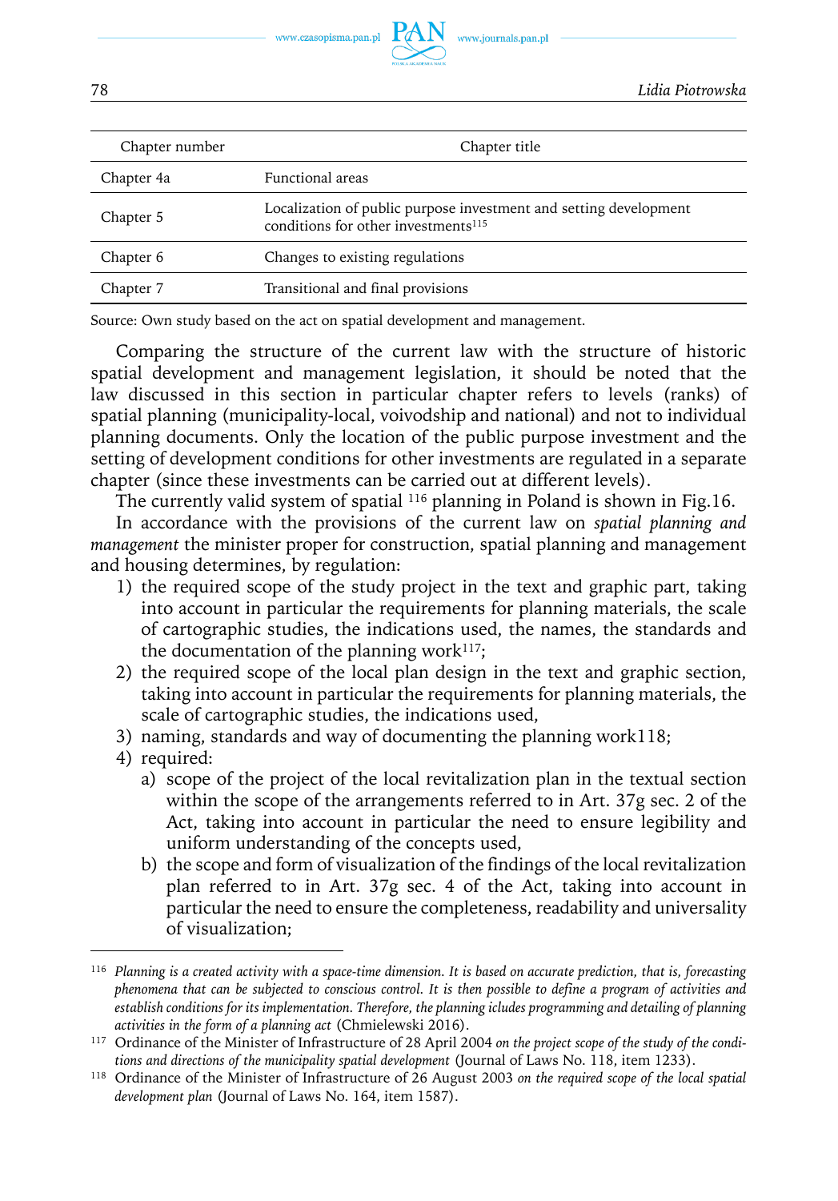| Chapter number | Chapter title |
|---|---|
| Chapter 4a | Functional areas |
| Chapter 5 | Localization of public purpose investment and setting development conditions for other investments[115] |
| Chapter 6 | Changes to existing regulations |
| Chapter 7 | Transitional and final provisions |

Source: Own study based on the act on spatial development and management.

Comparing the structure of the current law with the structure of historic spatial development and management legislation, it should be noted that the law discussed in this section in particular chapter refers to levels (ranks) of spatial planning (municipality-local, voivodship and national) and not to individual planning documents. Only the location of the public purpose investment and the setting of development conditions for other investments are regulated in a separate chapter (since these investments can be carried out at different levels).

The currently valid system of spatial [116] planning in Poland is shown in Fig.16.

In accordance with the provisions of the current law on *spatial planning and management* the minister proper for construction, spatial planning and management and housing determines, by regulation:

1) the required scope of the study project in the text and graphic part, taking into account in particular the requirements for planning materials, the scale of cartographic studies, the indications used, the names, the standards and the documentation of the planning work[117];
2) the required scope of the local plan design in the text and graphic section, taking into account in particular the requirements for planning materials, the scale of cartographic studies, the indications used,
3) naming, standards and way of documenting the planning work118;
4) required:
   a) scope of the project of the local revitalization plan in the textual section within the scope of the arrangements referred to in Art. 37g sec. 2 of the Act, taking into account in particular the need to ensure legibility and uniform understanding of the concepts used,
   b) the scope and form of visualization of the findings of the local revitalization plan referred to in Art. 37g sec. 4 of the Act, taking into account in particular the need to ensure the completeness, readability and universality of visualization;

---

[116] *Planning is a created activity with a space-time dimension. It is based on accurate prediction, that is, forecasting phenomena that can be subjected to conscious control. It is then possible to define a program of activities and establish conditions for its implementation. Therefore, the planning icludes programming and detailing of planning activities in the form of a planning act* (Chmielewski 2016).

[117] Ordinance of the Minister of Infrastructure of 28 April 2004 *on the project scope of the study of the conditions and directions of the municipality spatial development* (Journal of Laws No. 118, item 1233).

[118] Ordinance of the Minister of Infrastructure of 26 August 2003 *on the required scope of the local spatial development plan* (Journal of Laws No. 164, item 1587).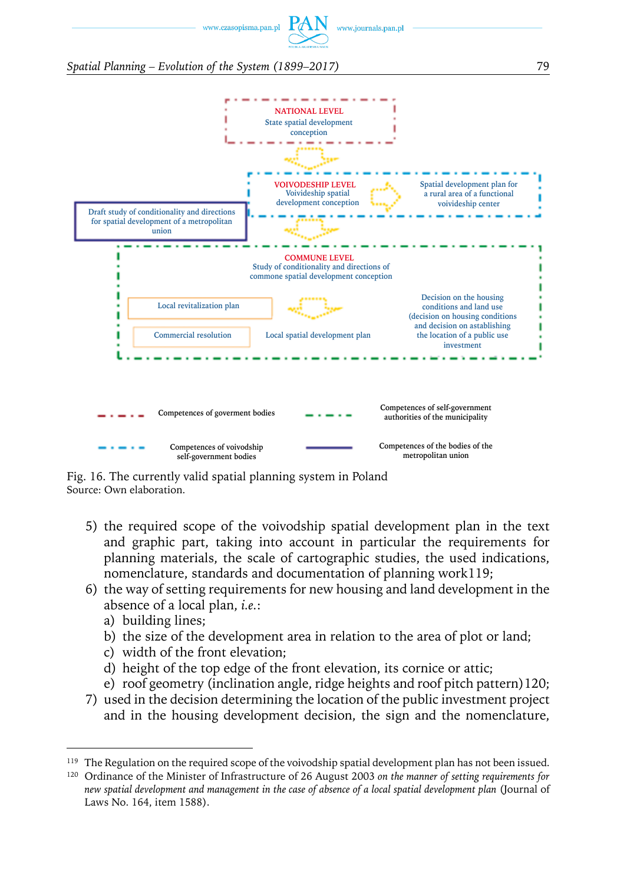NATIONAL LEVEL
State spatial development conception

VOIVODESHIP LEVEL
Voivideship spatial development conception

Spatial development plan for a rural area of a functional voivideship center

Draft study of conditionality and directions for spatial development of a metropolitan union

COMMUNE LEVEL
Study of conditionality and directions of commone spatial development conception

Local revitalization plan

Commercial resolution

Local spatial development plan

Decision on the housing conditions and land use (decision on housing conditions and decision on astablishing the location of a public use investment

Competences of goverment bodies

Competences of self-government authorities of the municipality

Competences of voivodship self-government bodies

Competences of the bodies of the metropolitan union

Fig. 16. The currently valid spatial planning system in Poland
Source: Own elaboration.

5) the required scope of the voivodship spatial development plan in the text and graphic part, taking into account in particular the requirements for planning materials, the scale of cartographic studies, the used indications, nomenclature, standards and documentation of planning work[119];
6) the way of setting requirements for new housing and land development in the absence of a local plan, *i.e.*:
   a) building lines;
   b) the size of the development area in relation to the area of plot or land;
   c) width of the front elevation;
   d) height of the top edge of the front elevation, its cornice or attic;
   e) roof geometry (inclination angle, ridge heights and roof pitch pattern)[120];
7) used in the decision determining the location of the public investment project and in the housing development decision, the sign and the nomenclature,

---

[119] The Regulation on the required scope of the voivodship spatial development plan has not been issued.

[120] Ordinance of the Minister of Infrastructure of 26 August 2003 *on the manner of setting requirements for new spatial development and management in the case of absence of a local spatial development plan* (Journal of Laws No. 164, item 1588).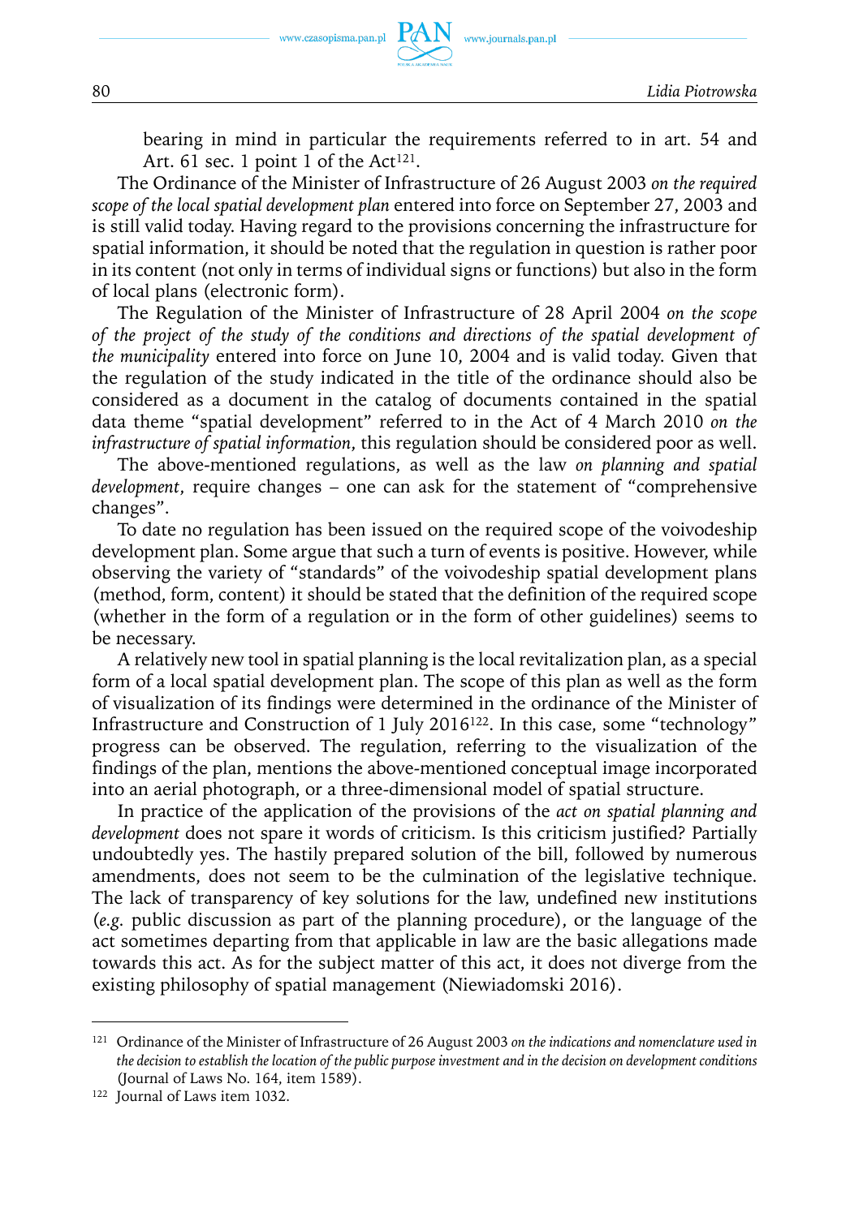bearing in mind in particular the requirements referred to in art. 54 and Art. 61 sec. 1 point 1 of the Act[121].

The Ordinance of the Minister of Infrastructure of 26 August 2003 *on the required scope of the local spatial development plan* entered into force on September 27, 2003 and is still valid today. Having regard to the provisions concerning the infrastructure for spatial information, it should be noted that the regulation in question is rather poor in its content (not only in terms of individual signs or functions) but also in the form of local plans (electronic form).

The Regulation of the Minister of Infrastructure of 28 April 2004 *on the scope of the project of the study of the conditions and directions of the spatial development of the municipality* entered into force on June 10, 2004 and is valid today. Given that the regulation of the study indicated in the title of the ordinance should also be considered as a document in the catalog of documents contained in the spatial data theme "spatial development" referred to in the Act of 4 March 2010 *on the infrastructure of spatial information*, this regulation should be considered poor as well.

The above-mentioned regulations, as well as the law *on planning and spatial development*, require changes – one can ask for the statement of "comprehensive changes".

To date no regulation has been issued on the required scope of the voivodeship development plan. Some argue that such a turn of events is positive. However, while observing the variety of "standards" of the voivodeship spatial development plans (method, form, content) it should be stated that the definition of the required scope (whether in the form of a regulation or in the form of other guidelines) seems to be necessary.

A relatively new tool in spatial planning is the local revitalization plan, as a special form of a local spatial development plan. The scope of this plan as well as the form of visualization of its findings were determined in the ordinance of the Minister of Infrastructure and Construction of 1 July 2016[122]. In this case, some "technology" progress can be observed. The regulation, referring to the visualization of the findings of the plan, mentions the above-mentioned conceptual image incorporated into an aerial photograph, or a three-dimensional model of spatial structure.

In practice of the application of the provisions of the *act on spatial planning and development* does not spare it words of criticism. Is this criticism justified? Partially undoubtedly yes. The hastily prepared solution of the bill, followed by numerous amendments, does not seem to be the culmination of the legislative technique. The lack of transparency of key solutions for the law, undefined new institutions (*e.g.* public discussion as part of the planning procedure), or the language of the act sometimes departing from that applicable in law are the basic allegations made towards this act. As for the subject matter of this act, it does not diverge from the existing philosophy of spatial management (Niewiadomski 2016).

---

[121] Ordinance of the Minister of Infrastructure of 26 August 2003 *on the indications and nomenclature used in the decision to establish the location of the public purpose investment and in the decision on development conditions* (Journal of Laws No. 164, item 1589).

[122] Journal of Laws item 1032.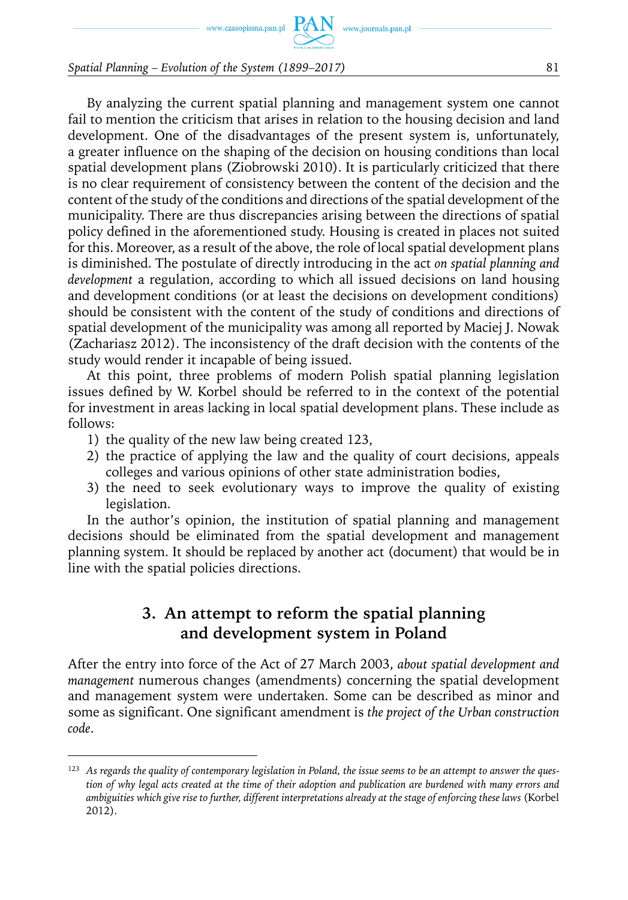By analyzing the current spatial planning and management system one cannot fail to mention the criticism that arises in relation to the housing decision and land development. One of the disadvantages of the present system is, unfortunately, a greater influence on the shaping of the decision on housing conditions than local spatial development plans (Ziobrowski 2010). It is particularly criticized that there is no clear requirement of consistency between the content of the decision and the content of the study of the conditions and directions of the spatial development of the municipality. There are thus discrepancies arising between the directions of spatial policy defined in the aforementioned study. Housing is created in places not suited for this. Moreover, as a result of the above, the role of local spatial development plans is diminished. The postulate of directly introducing in the act *on spatial planning and development* a regulation, according to which all issued decisions on land housing and development conditions (or at least the decisions on development conditions) should be consistent with the content of the study of conditions and directions of spatial development of the municipality was among all reported by Maciej J. Nowak (Zachariasz 2012). The inconsistency of the draft decision with the contents of the study would render it incapable of being issued.

At this point, three problems of modern Polish spatial planning legislation issues defined by W. Korbel should be referred to in the context of the potential for investment in areas lacking in local spatial development plans. These include as follows:

1) the quality of the new law being created [123],
2) the practice of applying the law and the quality of court decisions, appeals colleges and various opinions of other state administration bodies,
3) the need to seek evolutionary ways to improve the quality of existing legislation.

In the author's opinion, the institution of spatial planning and management decisions should be eliminated from the spatial development and management planning system. It should be replaced by another act (document) that would be in line with the spatial policies directions.

## 3. An attempt to reform the spatial planning and development system in Poland

After the entry into force of the Act of 27 March 2003, *about spatial development and management* numerous changes (amendments) concerning the spatial development and management system were undertaken. Some can be described as minor and some as significant. One significant amendment is *the project of the Urban construction code*.

---

[123] *As regards the quality of contemporary legislation in Poland, the issue seems to be an attempt to answer the question of why legal acts created at the time of their adoption and publication are burdened with many errors and ambiguities which give rise to further, different interpretations already at the stage of enforcing these laws* (Korbel 2012).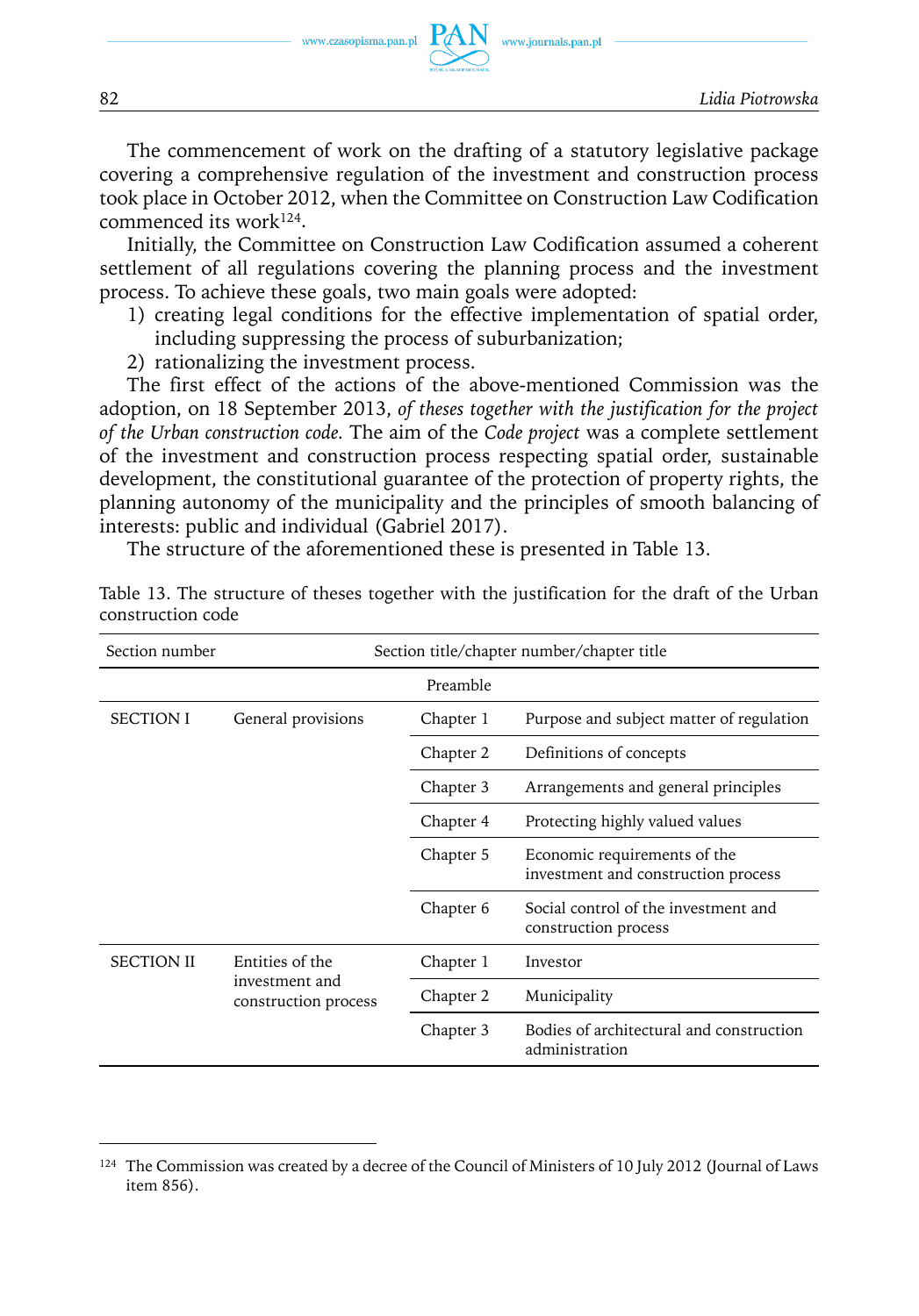The commencement of work on the drafting of a statutory legislative package covering a comprehensive regulation of the investment and construction process took place in October 2012, when the Committee on Construction Law Codification commenced its work[124].

Initially, the Committee on Construction Law Codification assumed a coherent settlement of all regulations covering the planning process and the investment process. To achieve these goals, two main goals were adopted:

1) creating legal conditions for the effective implementation of spatial order, including suppressing the process of suburbanization;
2) rationalizing the investment process.

The first effect of the actions of the above-mentioned Commission was the adoption, on 18 September 2013, *of theses together with the justification for the project of the Urban construction code.* The aim of the *Code project* was a complete settlement of the investment and construction process respecting spatial order, sustainable development, the constitutional guarantee of the protection of property rights, the planning autonomy of the municipality and the principles of smooth balancing of interests: public and individual (Gabriel 2017).

The structure of the aforementioned these is presented in Table 13.

Table 13. The structure of theses together with the justification for the draft of the Urban construction code

| Section number | Section title/chapter number/chapter title | | |
|---|---|---|---|
| | | Preamble | |
| SECTION I | General provisions | Chapter 1 | Purpose and subject matter of regulation |
| | | Chapter 2 | Definitions of concepts |
| | | Chapter 3 | Arrangements and general principles |
| | | Chapter 4 | Protecting highly valued values |
| | | Chapter 5 | Economic requirements of the investment and construction process |
| | | Chapter 6 | Social control of the investment and construction process |
| SECTION II | Entities of the investment and construction process | Chapter 1 | Investor |
| | | Chapter 2 | Municipality |
| | | Chapter 3 | Bodies of architectural and construction administration |

[124] The Commission was created by a decree of the Council of Ministers of 10 July 2012 (Journal of Laws item 856).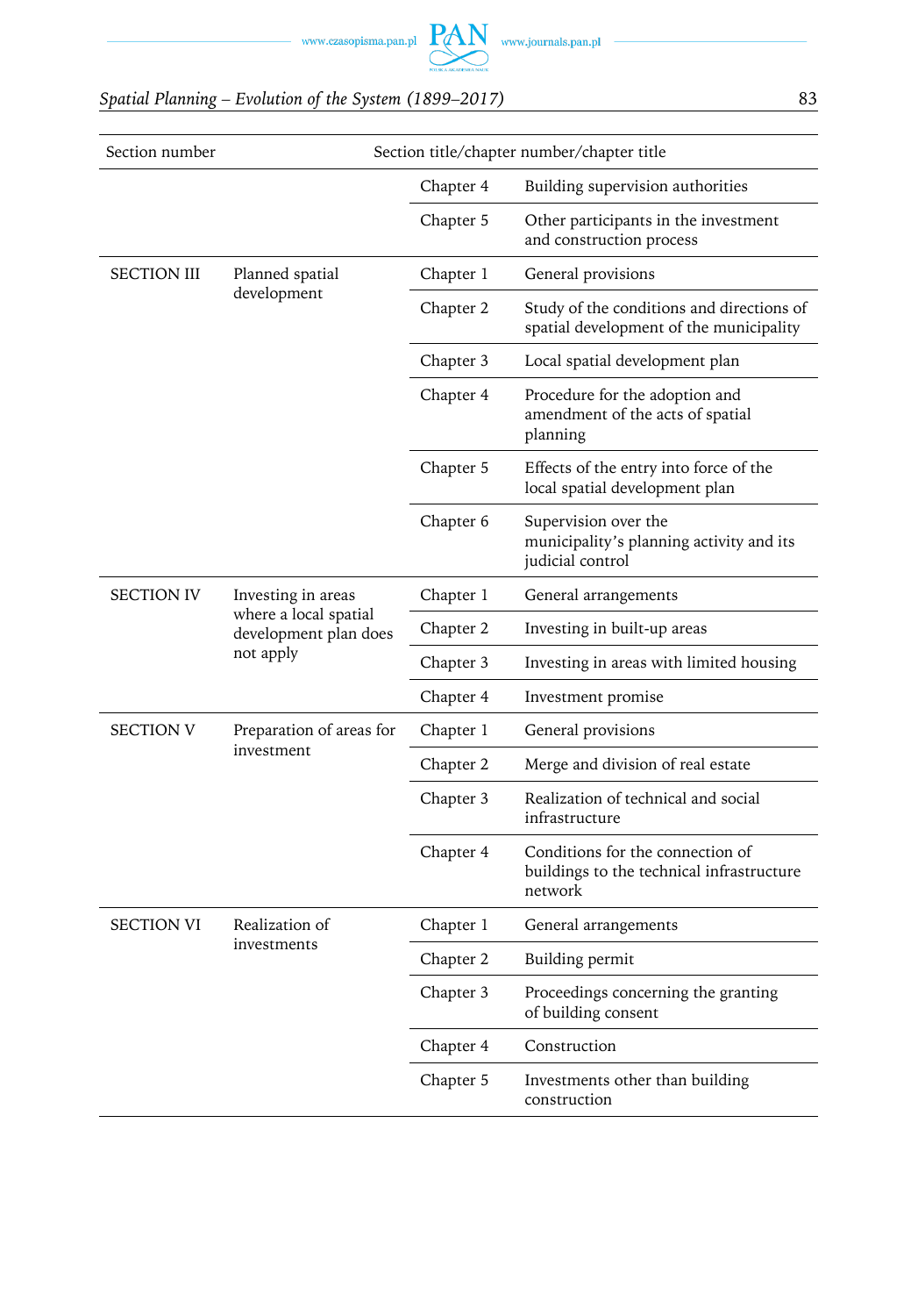| Section number | Section title/chapter number/chapter title | | |
|---|---|---|---|
| | | Chapter 4 | Building supervision authorities |
| | | Chapter 5 | Other participants in the investment and construction process |
| SECTION III | Planned spatial development | Chapter 1 | General provisions |
| | | Chapter 2 | Study of the conditions and directions of spatial development of the municipality |
| | | Chapter 3 | Local spatial development plan |
| | | Chapter 4 | Procedure for the adoption and amendment of the acts of spatial planning |
| | | Chapter 5 | Effects of the entry into force of the local spatial development plan |
| | | Chapter 6 | Supervision over the municipality's planning activity and its judicial control |
| SECTION IV | Investing in areas where a local spatial development plan does not apply | Chapter 1 | General arrangements |
| | | Chapter 2 | Investing in built-up areas |
| | | Chapter 3 | Investing in areas with limited housing |
| | | Chapter 4 | Investment promise |
| SECTION V | Preparation of areas for investment | Chapter 1 | General provisions |
| | | Chapter 2 | Merge and division of real estate |
| | | Chapter 3 | Realization of technical and social infrastructure |
| | | Chapter 4 | Conditions for the connection of buildings to the technical infrastructure network |
| SECTION VI | Realization of investments | Chapter 1 | General arrangements |
| | | Chapter 2 | Building permit |
| | | Chapter 3 | Proceedings concerning the granting of building consent |
| | | Chapter 4 | Construction |
| | | Chapter 5 | Investments other than building construction |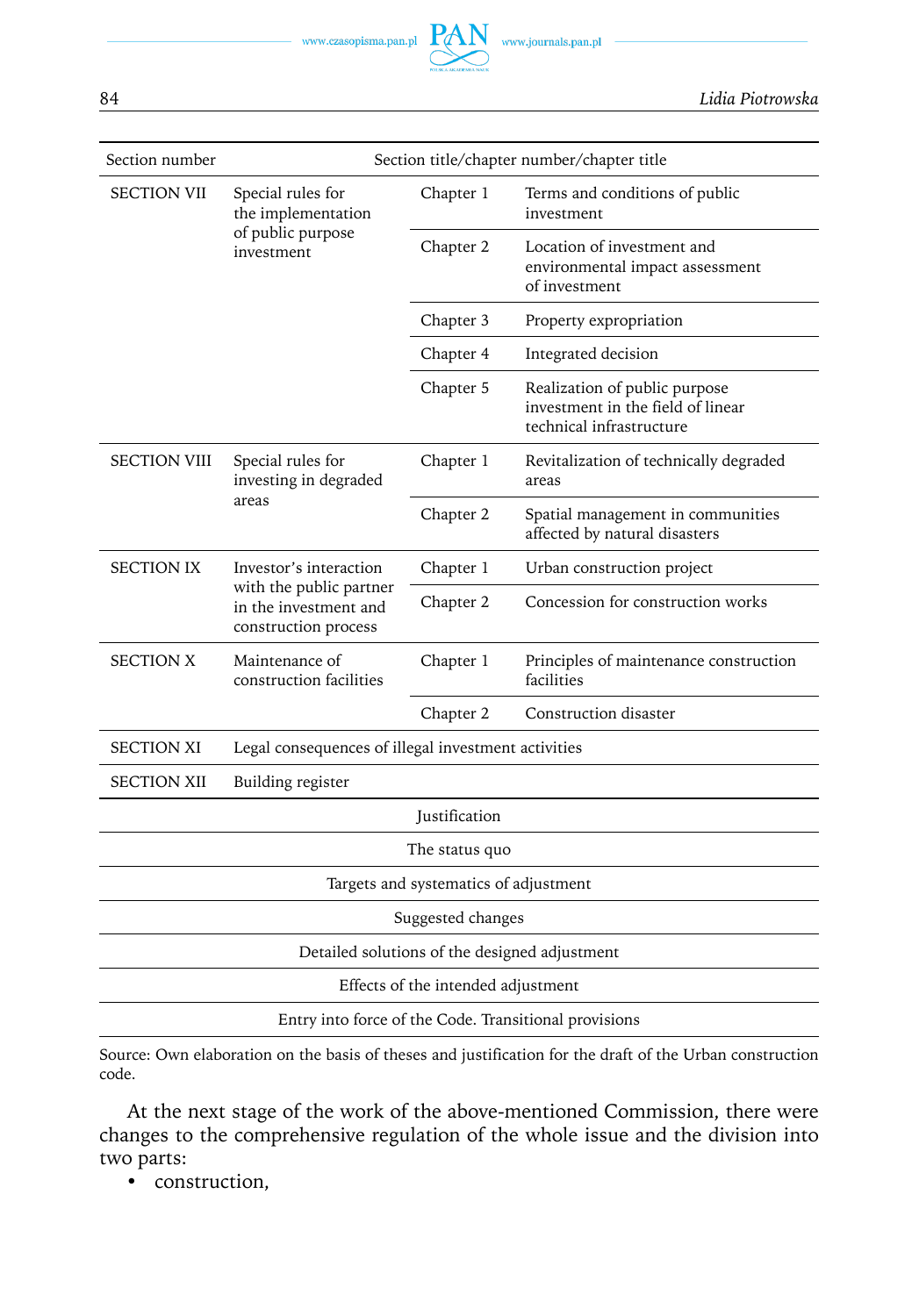| Section number | Section title/chapter number/chapter title | | |
|---|---|---|---|
| SECTION VII | Special rules for the implementation of public purpose investment | Chapter 1 | Terms and conditions of public investment |
| | | Chapter 2 | Location of investment and environmental impact assessment of investment |
| | | Chapter 3 | Property expropriation |
| | | Chapter 4 | Integrated decision |
| | | Chapter 5 | Realization of public purpose investment in the field of linear technical infrastructure |
| SECTION VIII | Special rules for investing in degraded areas | Chapter 1 | Revitalization of technically degraded areas |
| | | Chapter 2 | Spatial management in communities affected by natural disasters |
| SECTION IX | Investor's interaction with the public partner in the investment and construction process | Chapter 1 | Urban construction project |
| | | Chapter 2 | Concession for construction works |
| SECTION X | Maintenance of construction facilities | Chapter 1 | Principles of maintenance construction facilities |
| | | Chapter 2 | Construction disaster |
| SECTION XI | Legal consequences of illegal investment activities | | |
| SECTION XII | Building register | | |
| Justification | | | |
| The status quo | | | |
| Targets and systematics of adjustment | | | |
| Suggested changes | | | |
| Detailed solutions of the designed adjustment | | | |
| Effects of the intended adjustment | | | |
| Entry into force of the Code. Transitional provisions | | | |

Source: Own elaboration on the basis of theses and justification for the draft of the Urban construction code.

At the next stage of the work of the above-mentioned Commission, there were changes to the comprehensive regulation of the whole issue and the division into two parts:

- construction,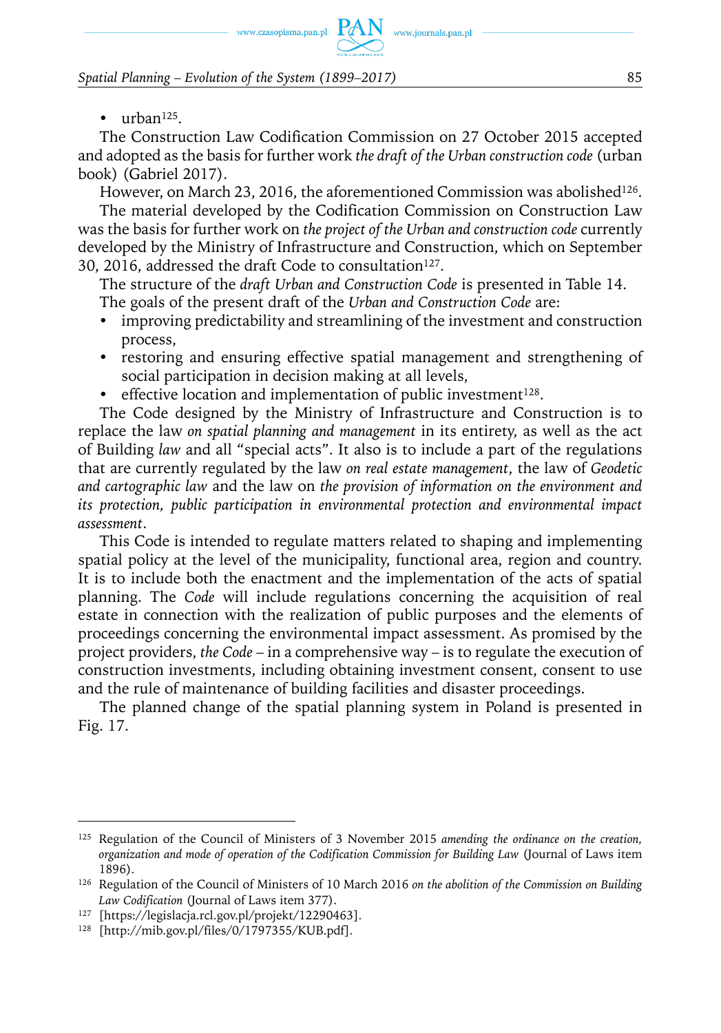- urban[125].

The Construction Law Codification Commission on 27 October 2015 accepted and adopted as the basis for further work *the draft of the Urban construction code* (urban book) (Gabriel 2017).

However, on March 23, 2016, the aforementioned Commission was abolished[126].

The material developed by the Codification Commission on Construction Law was the basis for further work on *the project of the Urban and construction code* currently developed by the Ministry of Infrastructure and Construction, which on September 30, 2016, addressed the draft Code to consultation[127].

The structure of the *draft Urban and Construction Code* is presented in Table 14.

The goals of the present draft of the *Urban and Construction Code* are:

- improving predictability and streamlining of the investment and construction process,
- restoring and ensuring effective spatial management and strengthening of social participation in decision making at all levels,
- effective location and implementation of public investment[128].

The Code designed by the Ministry of Infrastructure and Construction is to replace the law *on spatial planning and management* in its entirety, as well as the act of Building *law* and all "special acts". It also is to include a part of the regulations that are currently regulated by the law *on real estate management*, the law of *Geodetic and cartographic law* and the law on *the provision of information on the environment and its protection, public participation in environmental protection and environmental impact assessment*.

This Code is intended to regulate matters related to shaping and implementing spatial policy at the level of the municipality, functional area, region and country. It is to include both the enactment and the implementation of the acts of spatial planning. The *Code* will include regulations concerning the acquisition of real estate in connection with the realization of public purposes and the elements of proceedings concerning the environmental impact assessment. As promised by the project providers, *the Code* – in a comprehensive way – is to regulate the execution of construction investments, including obtaining investment consent, consent to use and the rule of maintenance of building facilities and disaster proceedings.

The planned change of the spatial planning system in Poland is presented in Fig. 17.

---

[125] Regulation of the Council of Ministers of 3 November 2015 *amending the ordinance on the creation, organization and mode of operation of the Codification Commission for Building Law* (Journal of Laws item 1896).

[126] Regulation of the Council of Ministers of 10 March 2016 *on the abolition of the Commission on Building Law Codification* (Journal of Laws item 377).

[127] [https://legislacja.rcl.gov.pl/projekt/12290463].

[128] [http://mib.gov.pl/files/0/1797355/KUB.pdf].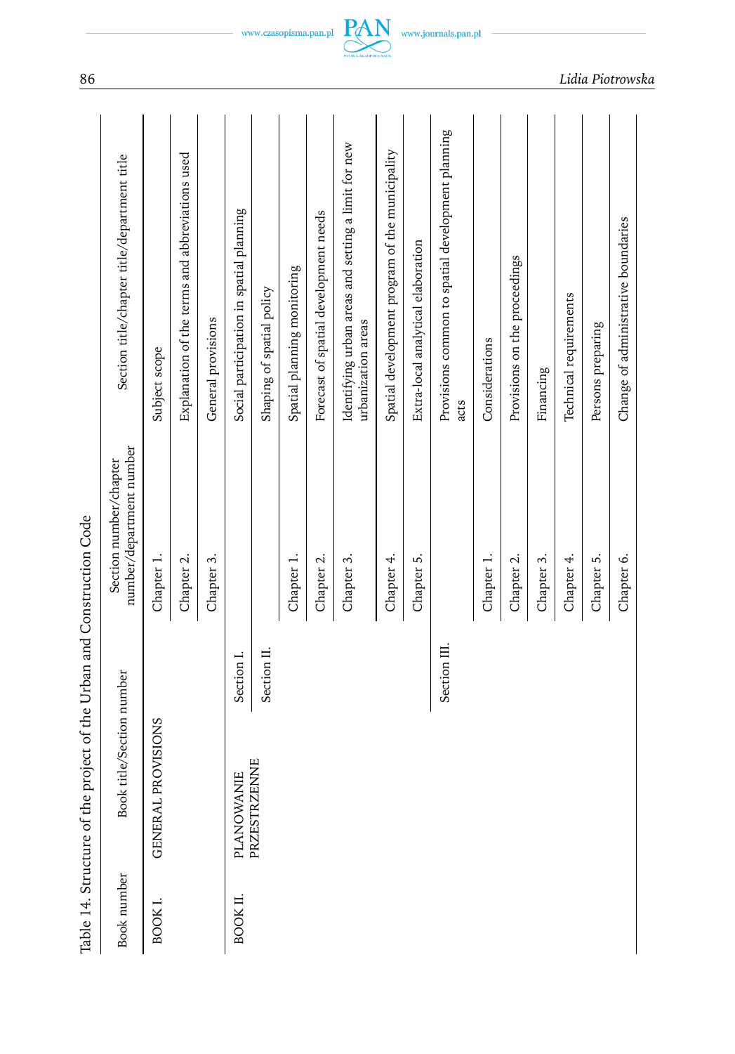Table 14. Structure of the project of the Urban and Construction Code

| Book number | Book title/Section number | | Section number/chapter number/department number | Section title/chapter title/department title |
|---|---|---|---|---|
| BOOK I. | GENERAL PROVISIONS | | Chapter 1. | Subject scope |
| | | | Chapter 2. | Explanation of the terms and abbreviations used |
| | | | Chapter 3. | General provisions |
| BOOK II. | PLANOWANIE PRZESTRZENNE | Section I. | | Social participation in spatial planning |
| | | Section II. | | Shaping of spatial policy |
| | | | Chapter 1. | Spatial planning monitoring |
| | | | Chapter 2. | Forecast of spatial development needs |
| | | | Chapter 3. | Identifying urban areas and setting a limit for new urbanization areas |
| | | | Chapter 4. | Spatial development program of the municipality |
| | | | Chapter 5. | Extra-local analytical elaboration |
| | | Section III. | | Provisions common to spatial development planning acts |
| | | | Chapter 1. | Considerations |
| | | | Chapter 2. | Provisions on the proceedings |
| | | | Chapter 3. | Financing |
| | | | Chapter 4. | Technical requirements |
| | | | Chapter 5. | Persons preparing |
| | | | Chapter 6. | Change of administrative boundaries |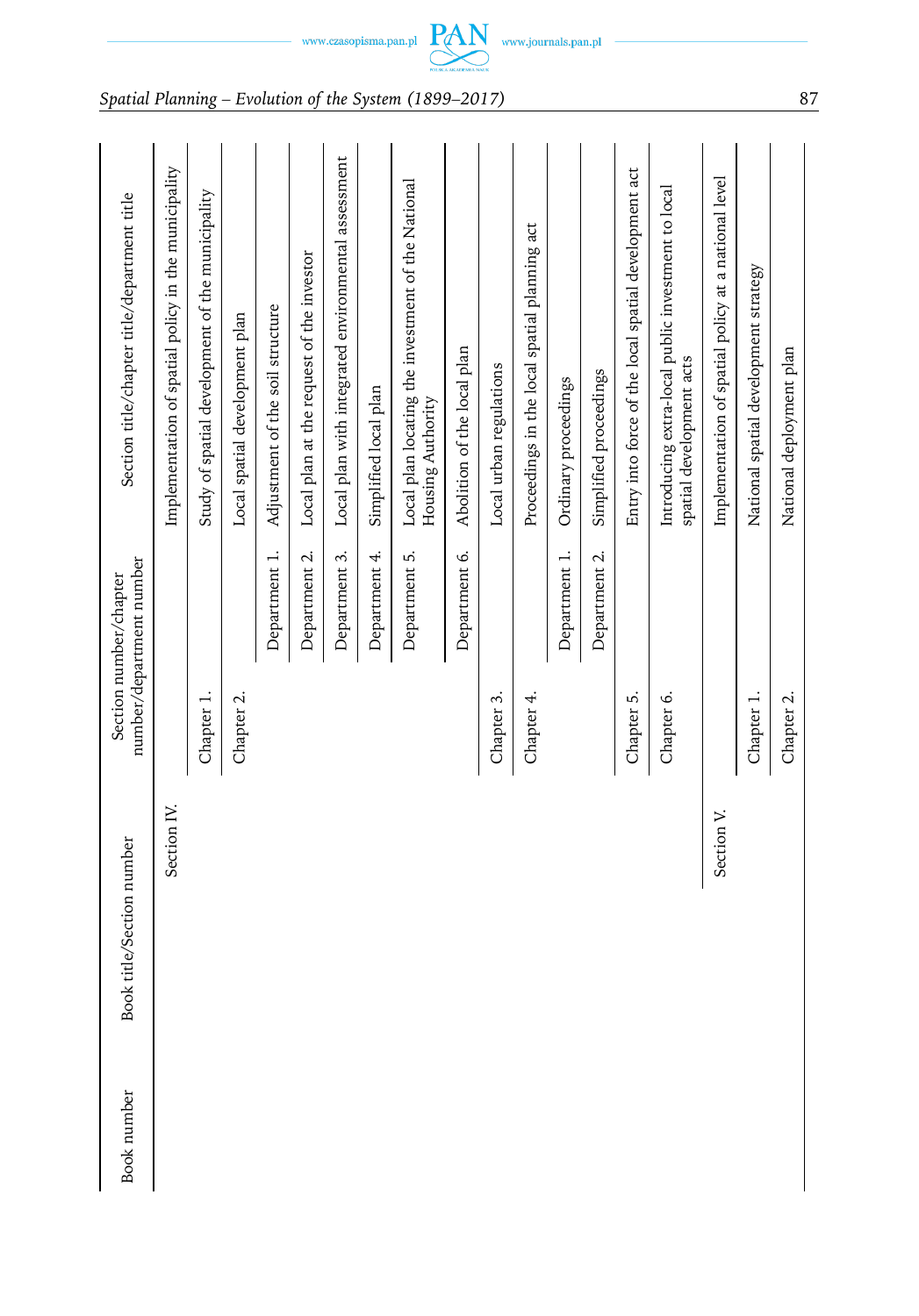| Book number | Book title/Section number | Section number/chapter number/department number | | Section title/chapter title/department title |
|---|---|---|---|---|
| | Section IV. | | | Implementation of spatial policy in the municipality |
| | | Chapter 1. | | Study of spatial development of the municipality |
| | | Chapter 2. | | Local spatial development plan |
| | | | Department 1. | Adjustment of the soil structure |
| | | | Department 2. | Local plan at the request of the investor |
| | | | Department 3. | Local plan with integrated environmental assessment |
| | | | Department 4. | Simplified local plan |
| | | | Department 5. | Local plan locating the investment of the National Housing Authority |
| | | | Department 6. | Abolition of the local plan |
| | | Chapter 3. | | Local urban regulations |
| | | Chapter 4. | | Proceedings in the local spatial planning act |
| | | | Department 1. | Ordinary proceedings |
| | | | Department 2. | Simplified proceedings |
| | | Chapter 5. | | Entry into force of the local spatial development act |
| | | Chapter 6. | | Introducing extra-local public investment to local spatial development acts |
| | Section V. | | | Implementation of spatial policy at a national level |
| | | Chapter 1. | | National spatial development strategy |
| | | Chapter 2. | | National deployment plan |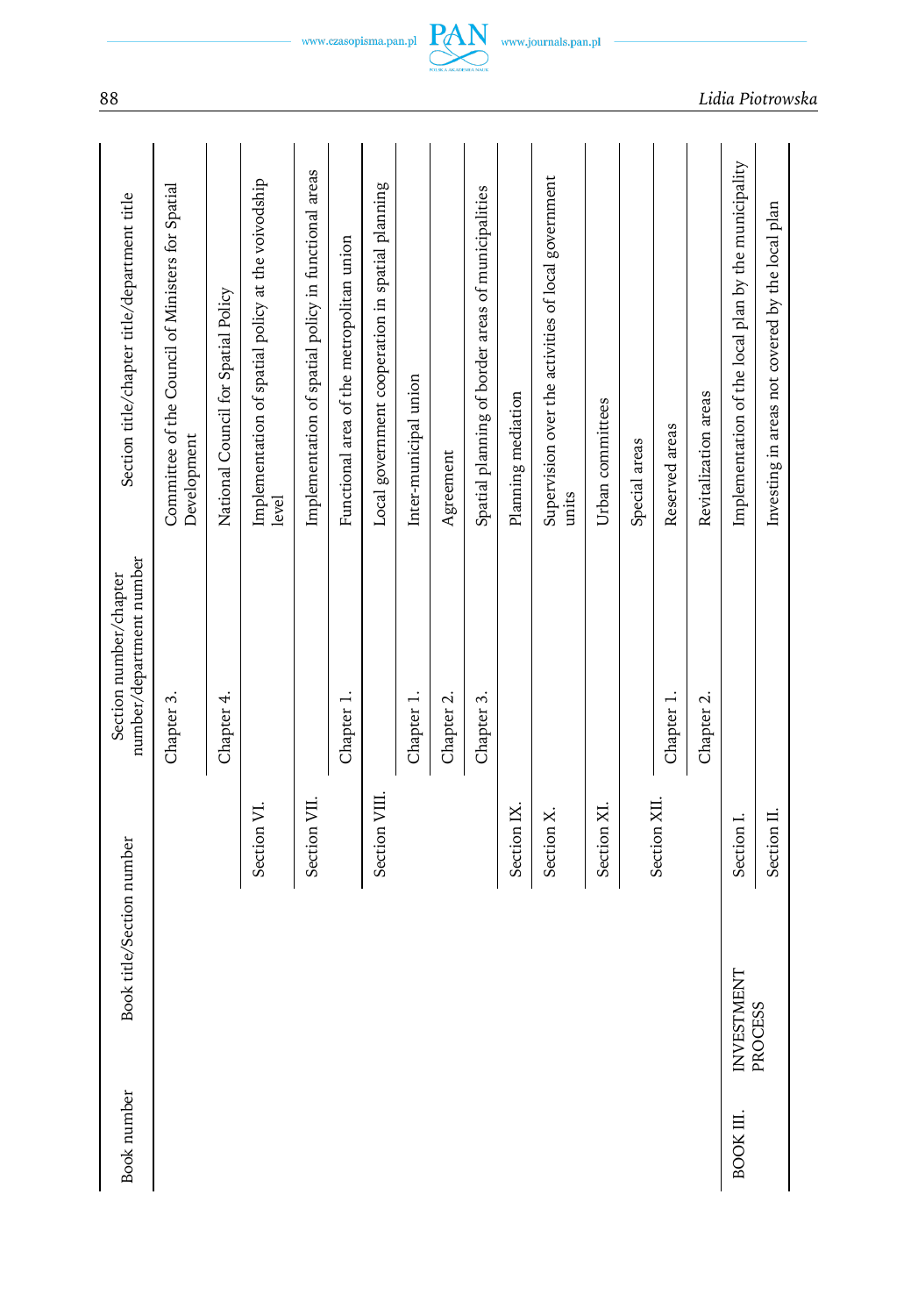| Book number | Book title/Section number | | Section number/chapter number/department number | Section title/chapter title/department title |
|---|---|---|---|---|
| | | | Chapter 3. | Committee of the Council of Ministers for Spatial Development |
| | | | Chapter 4. | National Council for Spatial Policy |
| | | Section VI. | | Implementation of spatial policy at the voivodship level |
| | | Section VII. | | Implementation of spatial policy in functional areas |
| | | | Chapter 1. | Functional area of the metropolitan union |
| | | Section VIII. | | Local government cooperation in spatial planning |
| | | | Chapter 1. | Inter-municipal union |
| | | | Chapter 2. | Agreement |
| | | | Chapter 3. | Spatial planning of border areas of municipalities |
| | | Section IX. | | Planning mediation |
| | | Section X. | | Supervision over the activities of local government units |
| | | Section XI. | | Urban committees |
| | | Section XII. | | Special areas |
| | | | Chapter 1. | Reserved areas |
| | | | Chapter 2. | Revitalization areas |
| BOOK III. | INVESTMENT PROCESS | Section I. | | Implementation of the local plan by the municipality |
| | | Section II. | | Investing in areas not covered by the local plan |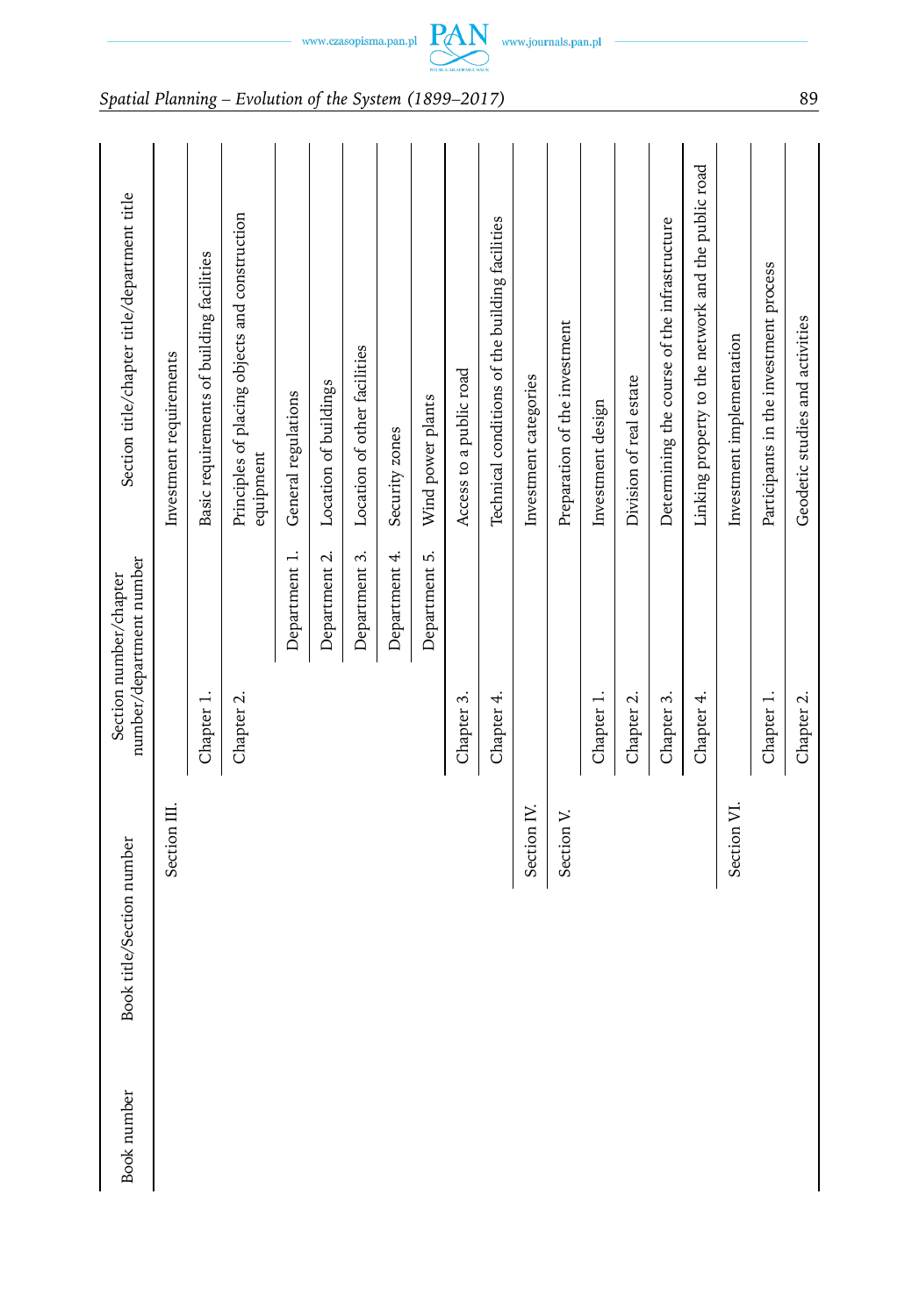| Book number | Book title/Section number | Section number/chapter number/department number | | Section title/chapter title/department title |
|---|---|---|---|---|
| | Section III. | | | Investment requirements |
| | | Chapter 1. | | Basic requirements of building facilities |
| | | Chapter 2. | | Principles of placing objects and construction equipment |
| | | | Department 1. | General regulations |
| | | | Department 2. | Location of buildings |
| | | | Department 3. | Location of other facilities |
| | | | Department 4. | Security zones |
| | | | Department 5. | Wind power plants |
| | | Chapter 3. | | Access to a public road |
| | | Chapter 4. | | Technical conditions of the building facilities |
| | Section IV. | | | Investment categories |
| | Section V. | | | Preparation of the investment |
| | | Chapter 1. | | Investment design |
| | | Chapter 2. | | Division of real estate |
| | | Chapter 3. | | Determining the course of the infrastructure |
| | | Chapter 4. | | Linking property to the network and the public road |
| | Section VI. | | | Investment implementation |
| | | Chapter 1. | | Participants in the investment process |
| | | Chapter 2. | | Geodetic studies and activities |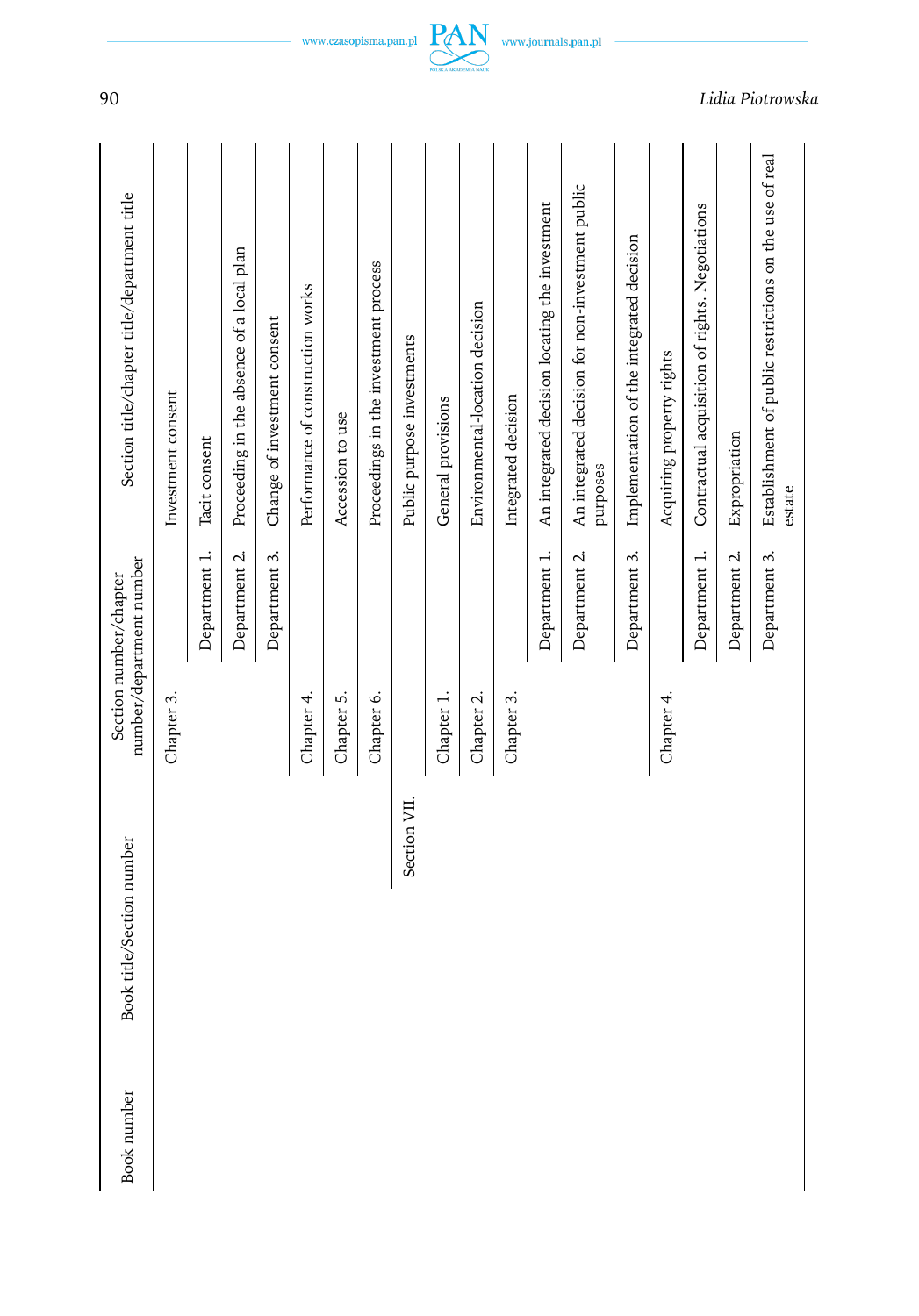| Book number | Book title/Section number | Section number/chapter number/department number | | Section title/chapter title/department title |
|---|---|---|---|---|
| | | Chapter 3. | | Investment consent |
| | | | Department 1. | Tacit consent |
| | | | Department 2. | Proceeding in the absence of a local plan |
| | | | Department 3. | Change of investment consent |
| | | Chapter 4. | | Performance of construction works |
| | | Chapter 5. | | Accession to use |
| | | Chapter 6. | | Proceedings in the investment process |
| | Section VII. | | | Public purpose investments |
| | | Chapter 1. | | General provisions |
| | | Chapter 2. | | Environmental-location decision |
| | | Chapter 3. | | Integrated decision |
| | | | Department 1. | An integrated decision locating the investment |
| | | | Department 2. | An integrated decision for non-investment public purposes |
| | | | Department 3. | Implementation of the integrated decision |
| | | Chapter 4. | | Acquiring property rights |
| | | | Department 1. | Contractual acquisition of rights. Negotiations |
| | | | Department 2. | Expropriation |
| | | | Department 3. | Establishment of public restrictions on the use of real estate |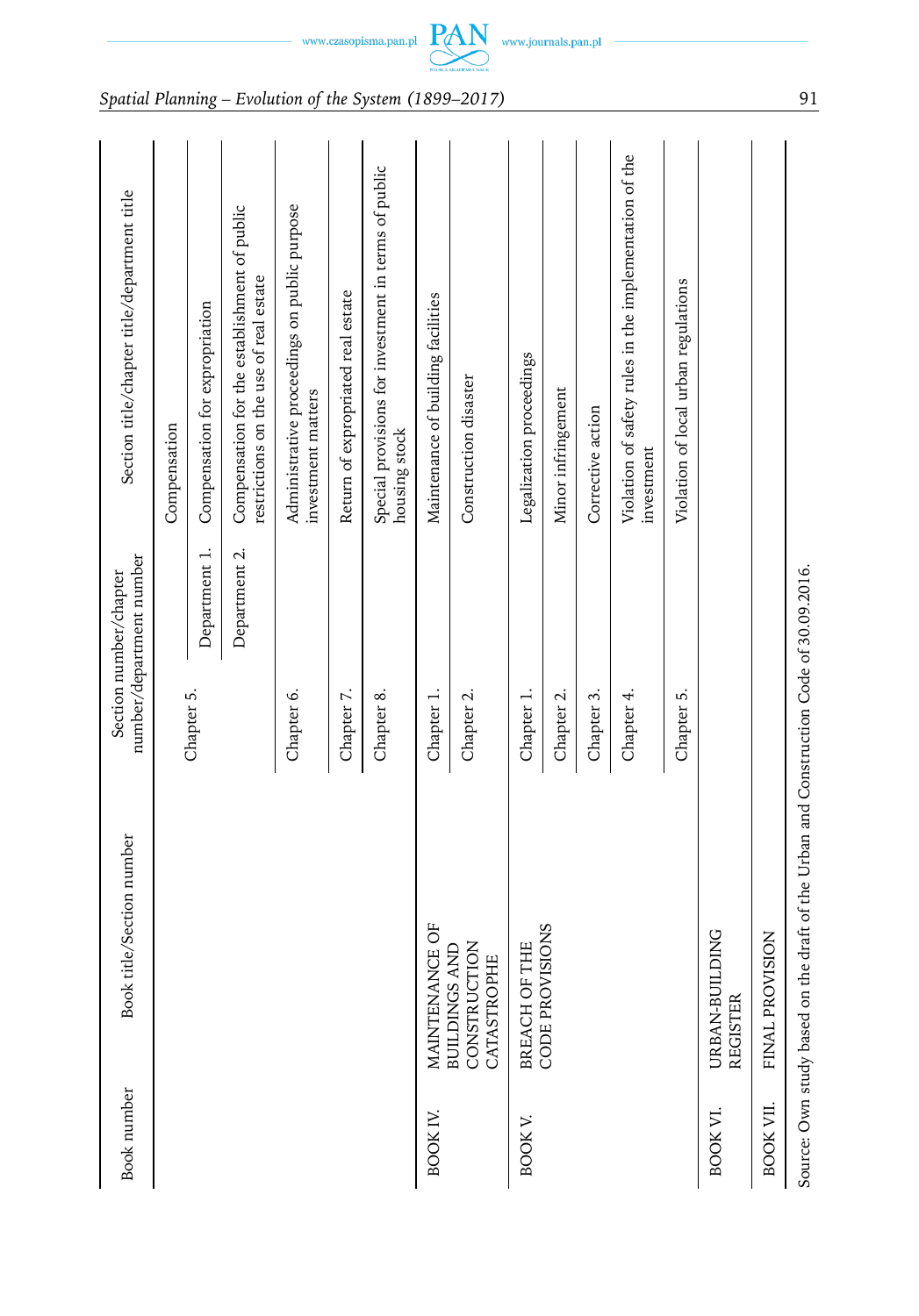| Book number | Book title/Section number | Section number/chapter number/department number | | Section title/chapter title/department title |
|---|---|---|---|---|
| | | Chapter 5. | | Compensation |
| | | | Department 1. | Compensation for expropriation |
| | | | Department 2. | Compensation for the establishment of public restrictions on the use of real estate |
| | | Chapter 6. | | Administrative proceedings on public purpose investment matters |
| | | Chapter 7. | | Return of expropriated real estate |
| | | Chapter 8. | | Special provisions for investment in terms of public housing stock |
| BOOK IV. | MAINTENANCE OF BUILDINGS AND CONSTRUCTION CATASTROPHE | Chapter 1. | | Maintenance of building facilities |
| | | Chapter 2. | | Construction disaster |
| BOOK V. | BREACH OF THE CODE PROVISIONS | Chapter 1. | | Legalization proceedings |
| | | Chapter 2. | | Minor infringement |
| | | Chapter 3. | | Corrective action |
| | | Chapter 4. | | Violation of safety rules in the implementation of the investment |
| | | Chapter 5. | | Violation of local urban regulations |
| BOOK VI. | URBAN-BUILDING REGISTER | | | |
| BOOK VII. | FINAL PROVISION | | | |

Source: Own study based on the draft of the Urban and Construction Code of 30.09.2016.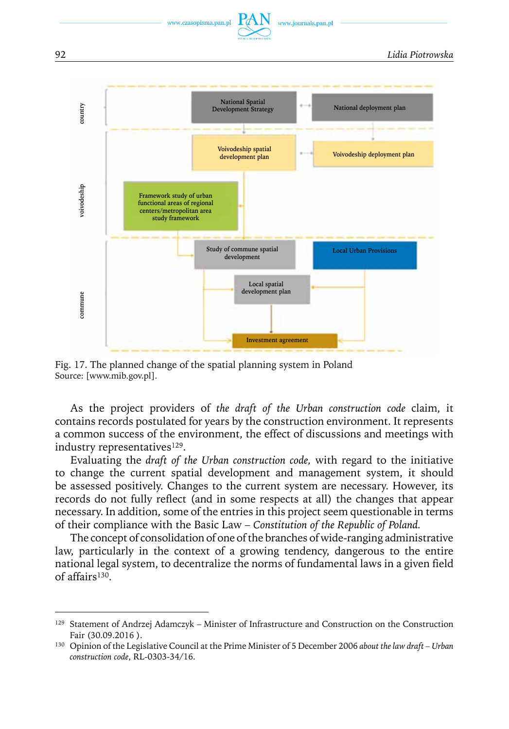Fig. 17. The planned change of the spatial planning system in Poland
Source: [www.mib.gov.pl].

As the project providers of *the draft of the Urban construction code* claim, it contains records postulated for years by the construction environment. It represents a common success of the environment, the effect of discussions and meetings with industry representatives[129].

Evaluating the *draft of the Urban construction code,* with regard to the initiative to change the current spatial development and management system, it should be assessed positively. Changes to the current system are necessary. However, its records do not fully reflect (and in some respects at all) the changes that appear necessary. In addition, some of the entries in this project seem questionable in terms of their compliance with the Basic Law – *Constitution of the Republic of Poland.*

The concept of consolidation of one of the branches of wide-ranging administrative law, particularly in the context of a growing tendency, dangerous to the entire national legal system, to decentralize the norms of fundamental laws in a given field of affairs[130].

---

[129] Statement of Andrzej Adamczyk – Minister of Infrastructure and Construction on the Construction Fair (30.09.2016 ).

[130] Opinion of the Legislative Council at the Prime Minister of 5 December 2006 *about the law draft – Urban construction code*, RL-0303-34/16.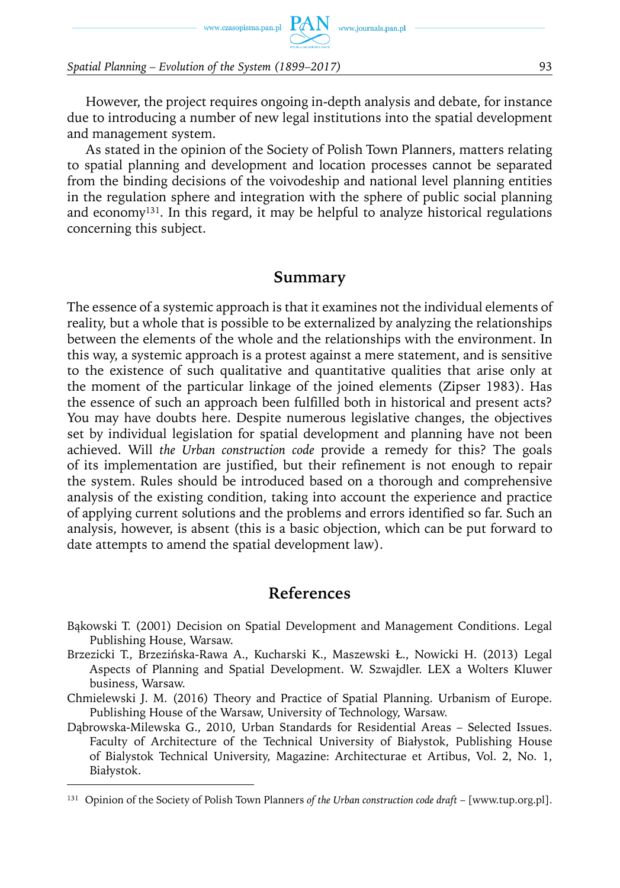However, the project requires ongoing in-depth analysis and debate, for instance due to introducing a number of new legal institutions into the spatial development and management system.

As stated in the opinion of the Society of Polish Town Planners, matters relating to spatial planning and development and location processes cannot be separated from the binding decisions of the voivodeship and national level planning entities in the regulation sphere and integration with the sphere of public social planning and economy[131]. In this regard, it may be helpful to analyze historical regulations concerning this subject.

## Summary

The essence of a systemic approach is that it examines not the individual elements of reality, but a whole that is possible to be externalized by analyzing the relationships between the elements of the whole and the relationships with the environment. In this way, a systemic approach is a protest against a mere statement, and is sensitive to the existence of such qualitative and quantitative qualities that arise only at the moment of the particular linkage of the joined elements (Zipser 1983). Has the essence of such an approach been fulfilled both in historical and present acts? You may have doubts here. Despite numerous legislative changes, the objectives set by individual legislation for spatial development and planning have not been achieved. Will *the Urban construction code* provide a remedy for this? The goals of its implementation are justified, but their refinement is not enough to repair the system. Rules should be introduced based on a thorough and comprehensive analysis of the existing condition, taking into account the experience and practice of applying current solutions and the problems and errors identified so far. Such an analysis, however, is absent (this is a basic objection, which can be put forward to date attempts to amend the spatial development law).

## References

Bąkowski T. (2001) Decision on Spatial Development and Management Conditions. Legal Publishing House, Warsaw.

Brzezicki T., Brzezińska-Rawa A., Kucharski K., Maszewski Ł., Nowicki H. (2013) Legal Aspects of Planning and Spatial Development. W. Szwajdler. LEX a Wolters Kluwer business, Warsaw.

Chmielewski J. M. (2016) Theory and Practice of Spatial Planning. Urbanism of Europe. Publishing House of the Warsaw, University of Technology, Warsaw.

Dąbrowska-Milewska G., 2010, Urban Standards for Residential Areas – Selected Issues. Faculty of Architecture of the Technical University of Białystok, Publishing House of Bialystok Technical University, Magazine: Architecturae et Artibus, Vol. 2, No. 1, Białystok.

---

[131] Opinion of the Society of Polish Town Planners *of the Urban construction code draft* – [www.tup.org.pl].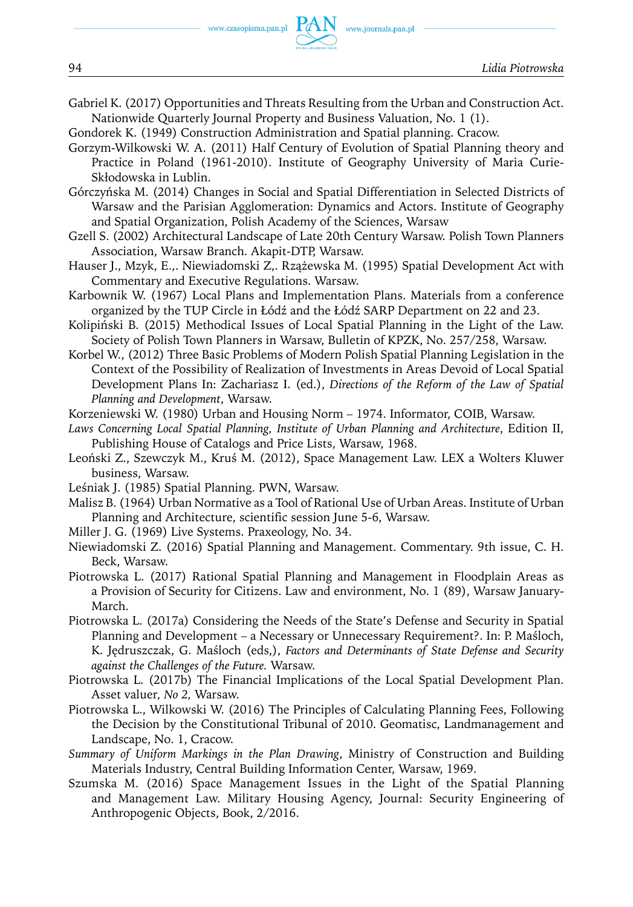Gabriel K. (2017) Opportunities and Threats Resulting from the Urban and Construction Act. Nationwide Quarterly Journal Property and Business Valuation, No. 1 (1).

Gondorek K. (1949) Construction Administration and Spatial planning. Cracow.

Gorzym-Wilkowski W. A. (2011) Half Century of Evolution of Spatial Planning theory and Practice in Poland (1961-2010). Institute of Geography University of Maria Curie-Skłodowska in Lublin.

Górczyńska M. (2014) Changes in Social and Spatial Differentiation in Selected Districts of Warsaw and the Parisian Agglomeration: Dynamics and Actors. Institute of Geography and Spatial Organization, Polish Academy of the Sciences, Warsaw

Gzell S. (2002) Architectural Landscape of Late 20th Century Warsaw. Polish Town Planners Association, Warsaw Branch. Akapit-DTP, Warsaw.

Hauser J., Mzyk, E.,. Niewiadomski Z,. Rzążewska M. (1995) Spatial Development Act with Commentary and Executive Regulations. Warsaw.

Karbownik W. (1967) Local Plans and Implementation Plans. Materials from a conference organized by the TUP Circle in Łódź and the Łódź SARP Department on 22 and 23.

Kolipiński B. (2015) Methodical Issues of Local Spatial Planning in the Light of the Law. Society of Polish Town Planners in Warsaw, Bulletin of KPZK, No. 257/258, Warsaw.

Korbel W., (2012) Three Basic Problems of Modern Polish Spatial Planning Legislation in the Context of the Possibility of Realization of Investments in Areas Devoid of Local Spatial Development Plans In: Zachariasz I. (ed.), *Directions of the Reform of the Law of Spatial Planning and Development*, Warsaw.

Korzeniewski W. (1980) Urban and Housing Norm – 1974. Informator, COIB, Warsaw.

*Laws Concerning Local Spatial Planning, Institute of Urban Planning and Architecture*, Edition II, Publishing House of Catalogs and Price Lists, Warsaw, 1968.

Leoński Z., Szewczyk M., Kruś M. (2012), Space Management Law. LEX a Wolters Kluwer business, Warsaw.

Leśniak J. (1985) Spatial Planning. PWN, Warsaw.

Malisz B. (1964) Urban Normative as a Tool of Rational Use of Urban Areas. Institute of Urban Planning and Architecture, scientific session June 5-6, Warsaw.

Miller J. G. (1969) Live Systems. Praxeology, No. 34.

Niewiadomski Z. (2016) Spatial Planning and Management. Commentary. 9th issue, C. H. Beck, Warsaw.

Piotrowska L. (2017) Rational Spatial Planning and Management in Floodplain Areas as a Provision of Security for Citizens. Law and environment, No. 1 (89), Warsaw January-March.

Piotrowska L. (2017a) Considering the Needs of the State's Defense and Security in Spatial Planning and Development – a Necessary or Unnecessary Requirement?. In: P. Maśloch, K. Jędruszczak, G. Maśloch (eds,), *Factors and Determinants of State Defense and Security against the Challenges of the Future.* Warsaw.

Piotrowska L. (2017b) The Financial Implications of the Local Spatial Development Plan. Asset valuer, *No 2*, Warsaw.

Piotrowska L., Wilkowski W. (2016) The Principles of Calculating Planning Fees, Following the Decision by the Constitutional Tribunal of 2010. Geomatisc, Landmanagement and Landscape, No. 1, Cracow.

*Summary of Uniform Markings in the Plan Drawing*, Ministry of Construction and Building Materials Industry, Central Building Information Center, Warsaw, 1969.

Szumska M. (2016) Space Management Issues in the Light of the Spatial Planning and Management Law. Military Housing Agency, Journal: Security Engineering of Anthropogenic Objects, Book, 2/2016.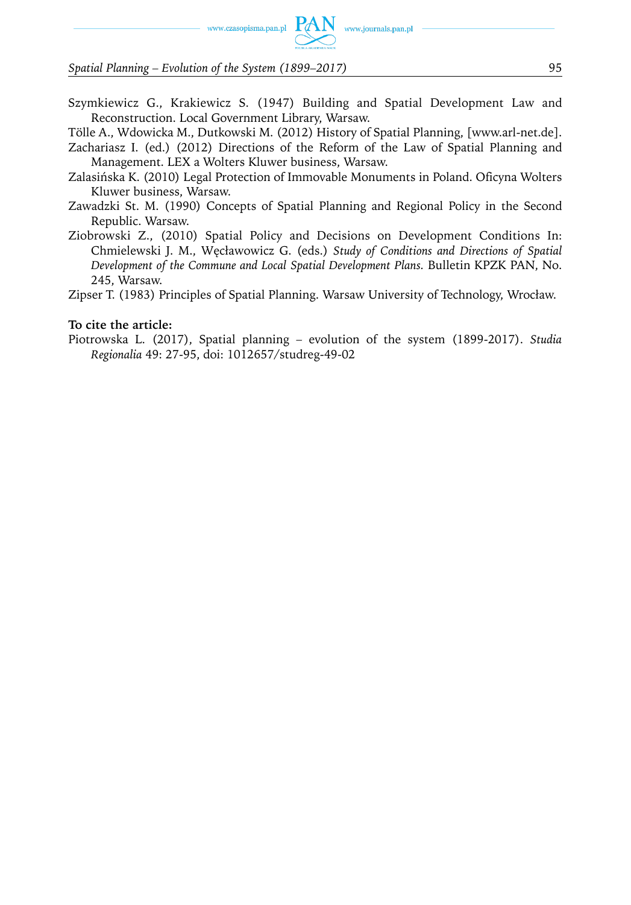Szymkiewicz G., Krakiewicz S. (1947) Building and Spatial Development Law and Reconstruction. Local Government Library, Warsaw.

Tölle A., Wdowicka M., Dutkowski M. (2012) History of Spatial Planning, [www.arl-net.de].

Zachariasz I. (ed.) (2012) Directions of the Reform of the Law of Spatial Planning and Management. LEX a Wolters Kluwer business, Warsaw.

Zalasińska K. (2010) Legal Protection of Immovable Monuments in Poland. Oficyna Wolters Kluwer business, Warsaw.

Zawadzki St. M. (1990) Concepts of Spatial Planning and Regional Policy in the Second Republic. Warsaw.

Ziobrowski Z., (2010) Spatial Policy and Decisions on Development Conditions In: Chmielewski J. M., Węcławowicz G. (eds.) *Study of Conditions and Directions of Spatial Development of the Commune and Local Spatial Development Plans*. Bulletin KPZK PAN, No. 245, Warsaw.

Zipser T. (1983) Principles of Spatial Planning. Warsaw University of Technology, Wrocław.

**To cite the article:**

Piotrowska L. (2017), Spatial planning – evolution of the system (1899-2017). *Studia Regionalia* 49: 27-95, doi: 1012657/studreg-49-02